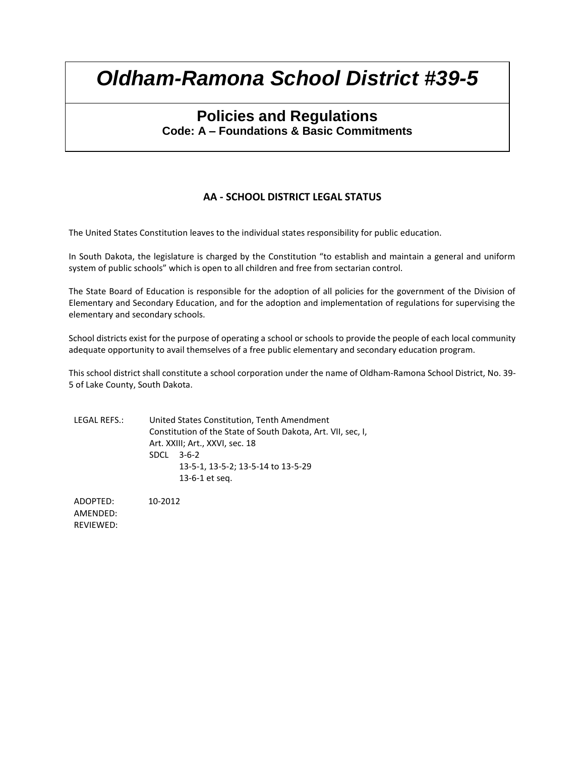# *Oldham-Ramona School District #39-5*

## Policies and Regulations

**Code: A – Foundations & Basic Commitments**

### AA - SCHOOL DISTRICT LEGAL STATUS

The United States Constitution leaves to the individual states responsibility for public education.

In South Dakota, the legislature is charged by the Constitution "to establish and maintain a general and uniform system of public schools" which is open to all children and free from sectarian control.

The State Board of Education is responsible for the adoption of all policies for the government of the Division of Elementary and Secondary Education, and for the adoption and implementation of regulations for supervising the elementary and secondary schools.

School districts exist for the purpose of operating a school or schools to provide the people of each local community adequate opportunity to avail themselves of a free public elementary and secondary education program.

This school district shall constitute a school corporation under the name of Oldham-Ramona School District, No. 39-5 of Lake County, South Dakota.

LEGAL REFS.: United States Constitution, Tenth Amendment
Constitution of the State of South Dakota, Art. VII, sec, I,
Art. XXIII; Art., XXVI, sec. 18
SDCL 3-6-2
13-5-1, 13-5-2; 13-5-14 to 13-5-29
13-6-1 et seq.

ADOPTED: 10-2012
AMENDED:
REVIEWED: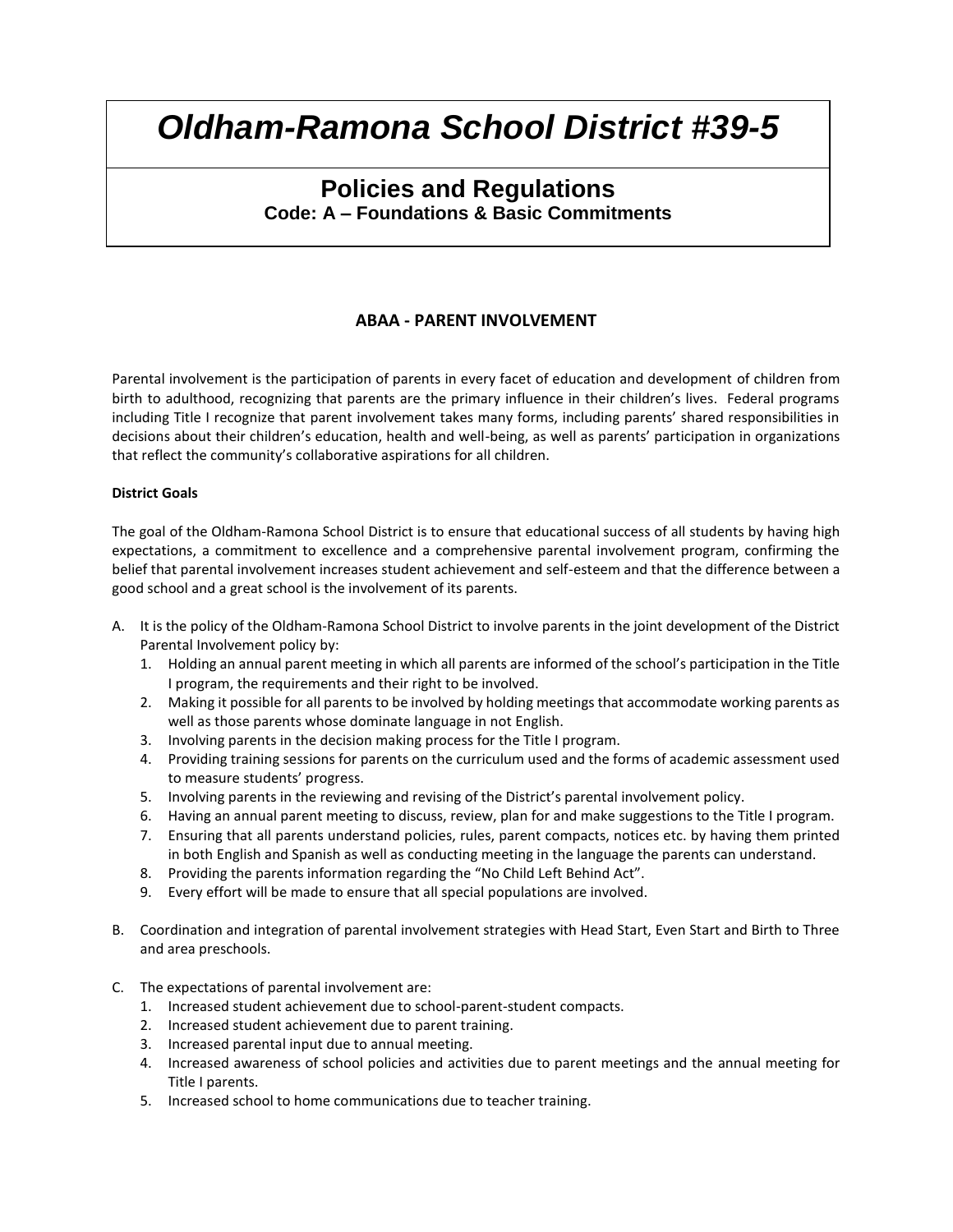# *Oldham-Ramona School District #39-5*

## Policies and Regulations

**Code: A – Foundations & Basic Commitments**

### ABAA - PARENT INVOLVEMENT

Parental involvement is the participation of parents in every facet of education and development of children from birth to adulthood, recognizing that parents are the primary influence in their children's lives. Federal programs including Title I recognize that parent involvement takes many forms, including parents' shared responsibilities in decisions about their children's education, health and well-being, as well as parents' participation in organizations that reflect the community's collaborative aspirations for all children.

**District Goals**

The goal of the Oldham-Ramona School District is to ensure that educational success of all students by having high expectations, a commitment to excellence and a comprehensive parental involvement program, confirming the belief that parental involvement increases student achievement and self-esteem and that the difference between a good school and a great school is the involvement of its parents.

A. It is the policy of the Oldham-Ramona School District to involve parents in the joint development of the District Parental Involvement policy by:
   1. Holding an annual parent meeting in which all parents are informed of the school's participation in the Title I program, the requirements and their right to be involved.
   2. Making it possible for all parents to be involved by holding meetings that accommodate working parents as well as those parents whose dominate language in not English.
   3. Involving parents in the decision making process for the Title I program.
   4. Providing training sessions for parents on the curriculum used and the forms of academic assessment used to measure students' progress.
   5. Involving parents in the reviewing and revising of the District's parental involvement policy.
   6. Having an annual parent meeting to discuss, review, plan for and make suggestions to the Title I program.
   7. Ensuring that all parents understand policies, rules, parent compacts, notices etc. by having them printed in both English and Spanish as well as conducting meeting in the language the parents can understand.
   8. Providing the parents information regarding the "No Child Left Behind Act".
   9. Every effort will be made to ensure that all special populations are involved.

B. Coordination and integration of parental involvement strategies with Head Start, Even Start and Birth to Three and area preschools.

C. The expectations of parental involvement are:
   1. Increased student achievement due to school-parent-student compacts.
   2. Increased student achievement due to parent training.
   3. Increased parental input due to annual meeting.
   4. Increased awareness of school policies and activities due to parent meetings and the annual meeting for Title I parents.
   5. Increased school to home communications due to teacher training.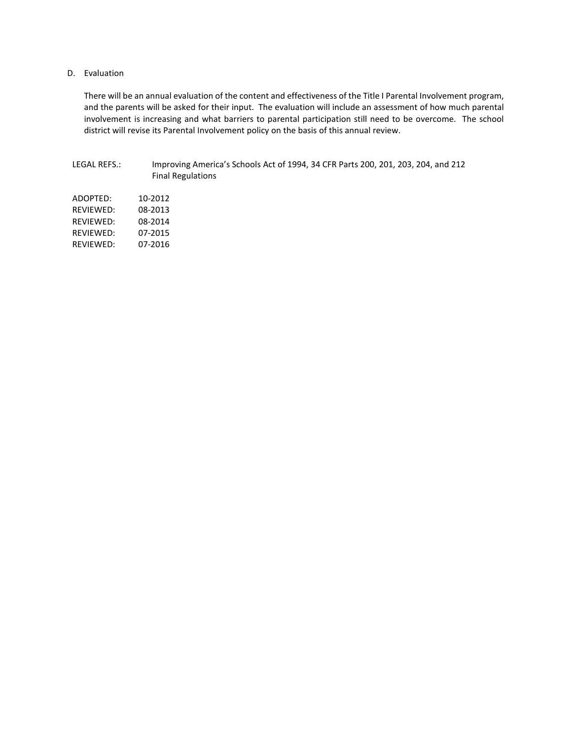D. Evaluation

There will be an annual evaluation of the content and effectiveness of the Title I Parental Involvement program, and the parents will be asked for their input. The evaluation will include an assessment of how much parental involvement is increasing and what barriers to parental participation still need to be overcome. The school district will revise its Parental Involvement policy on the basis of this annual review.

LEGAL REFS.: Improving America's Schools Act of 1994, 34 CFR Parts 200, 201, 203, 204, and 212 Final Regulations

ADOPTED: 10-2012
REVIEWED: 08-2013
REVIEWED: 08-2014
REVIEWED: 07-2015
REVIEWED: 07-2016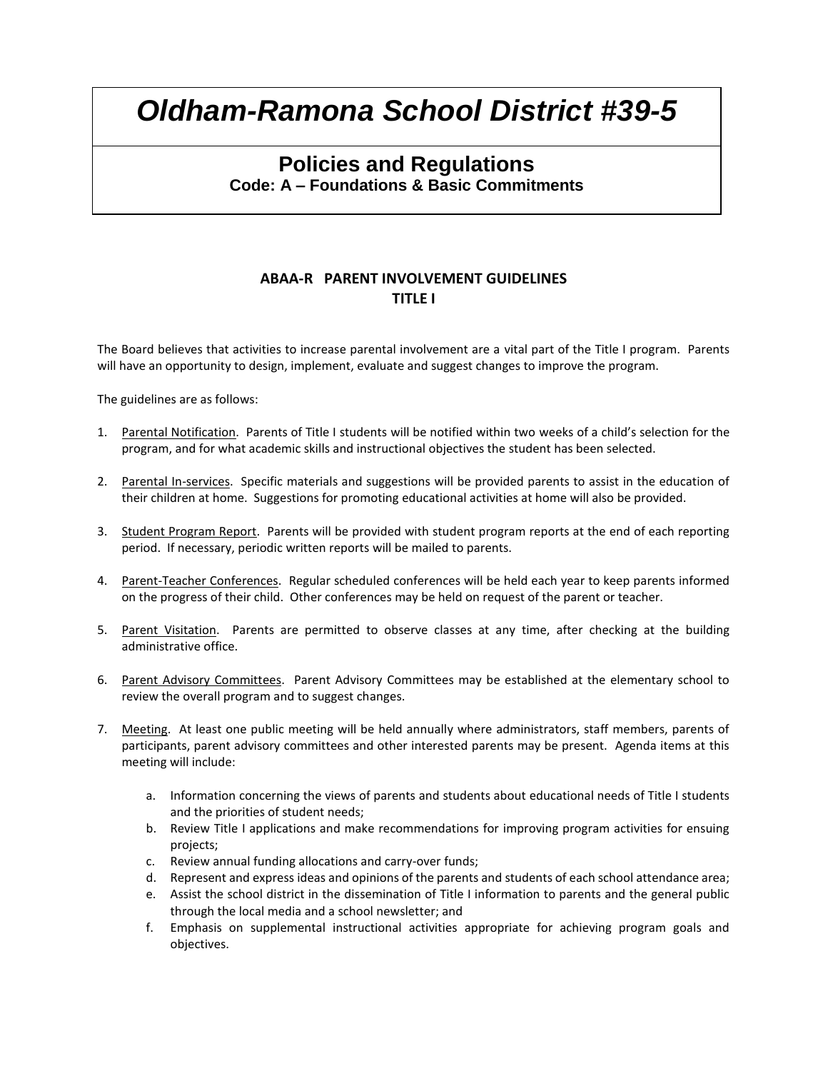# *Oldham-Ramona School District #39-5*

## Policies and Regulations

**Code: A – Foundations & Basic Commitments**

### ABAA-R PARENT INVOLVEMENT GUIDELINES TITLE I

The Board believes that activities to increase parental involvement are a vital part of the Title I program. Parents will have an opportunity to design, implement, evaluate and suggest changes to improve the program.

The guidelines are as follows:

1. Parental Notification. Parents of Title I students will be notified within two weeks of a child's selection for the program, and for what academic skills and instructional objectives the student has been selected.

2. Parental In-services. Specific materials and suggestions will be provided parents to assist in the education of their children at home. Suggestions for promoting educational activities at home will also be provided.

3. Student Program Report. Parents will be provided with student program reports at the end of each reporting period. If necessary, periodic written reports will be mailed to parents.

4. Parent-Teacher Conferences. Regular scheduled conferences will be held each year to keep parents informed on the progress of their child. Other conferences may be held on request of the parent or teacher.

5. Parent Visitation. Parents are permitted to observe classes at any time, after checking at the building administrative office.

6. Parent Advisory Committees. Parent Advisory Committees may be established at the elementary school to review the overall program and to suggest changes.

7. Meeting. At least one public meeting will be held annually where administrators, staff members, parents of participants, parent advisory committees and other interested parents may be present. Agenda items at this meeting will include:

    a. Information concerning the views of parents and students about educational needs of Title I students and the priorities of student needs;
    b. Review Title I applications and make recommendations for improving program activities for ensuing projects;
    c. Review annual funding allocations and carry-over funds;
    d. Represent and express ideas and opinions of the parents and students of each school attendance area;
    e. Assist the school district in the dissemination of Title I information to parents and the general public through the local media and a school newsletter; and
    f. Emphasis on supplemental instructional activities appropriate for achieving program goals and objectives.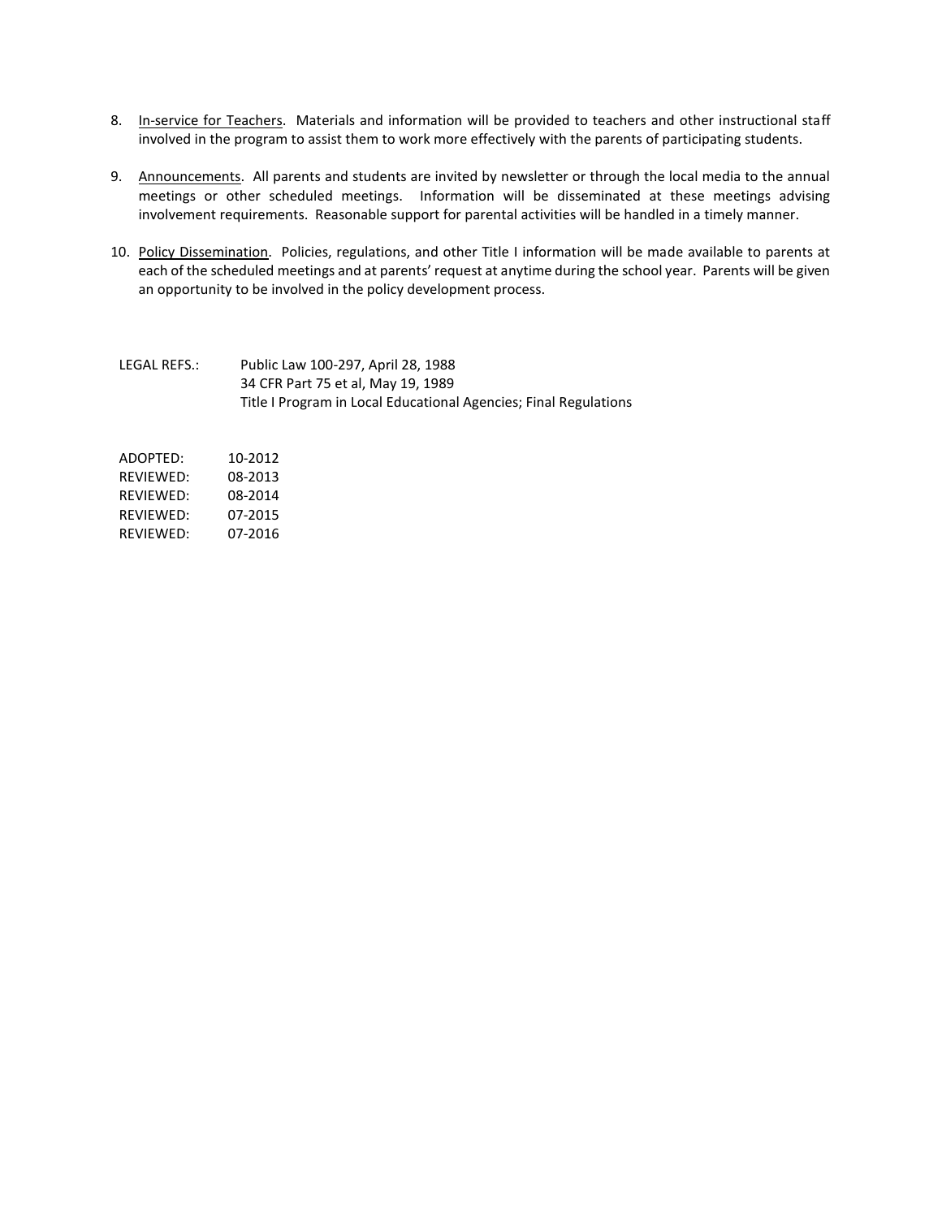8. In-service for Teachers. Materials and information will be provided to teachers and other instructional staff involved in the program to assist them to work more effectively with the parents of participating students.

9. Announcements. All parents and students are invited by newsletter or through the local media to the annual meetings or other scheduled meetings. Information will be disseminated at these meetings advising involvement requirements. Reasonable support for parental activities will be handled in a timely manner.

10. Policy Dissemination. Policies, regulations, and other Title I information will be made available to parents at each of the scheduled meetings and at parents' request at anytime during the school year. Parents will be given an opportunity to be involved in the policy development process.

LEGAL REFS.: Public Law 100-297, April 28, 1988
34 CFR Part 75 et al, May 19, 1989
Title I Program in Local Educational Agencies; Final Regulations

ADOPTED: 10-2012
REVIEWED: 08-2013
REVIEWED: 08-2014
REVIEWED: 07-2015
REVIEWED: 07-2016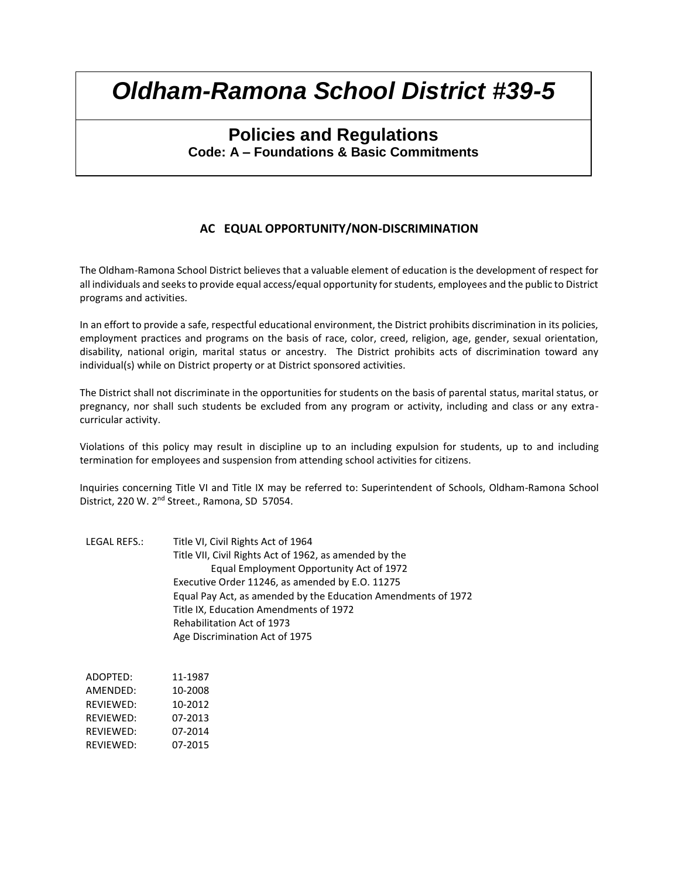# *Oldham-Ramona School District #39-5*

## Policies and Regulations

**Code: A – Foundations & Basic Commitments**

### AC EQUAL OPPORTUNITY/NON-DISCRIMINATION

The Oldham-Ramona School District believes that a valuable element of education is the development of respect for all individuals and seeks to provide equal access/equal opportunity for students, employees and the public to District programs and activities.

In an effort to provide a safe, respectful educational environment, the District prohibits discrimination in its policies, employment practices and programs on the basis of race, color, creed, religion, age, gender, sexual orientation, disability, national origin, marital status or ancestry. The District prohibits acts of discrimination toward any individual(s) while on District property or at District sponsored activities.

The District shall not discriminate in the opportunities for students on the basis of parental status, marital status, or pregnancy, nor shall such students be excluded from any program or activity, including and class or any extra-curricular activity.

Violations of this policy may result in discipline up to an including expulsion for students, up to and including termination for employees and suspension from attending school activities for citizens.

Inquiries concerning Title VI and Title IX may be referred to: Superintendent of Schools, Oldham-Ramona School District, 220 W. 2nd Street., Ramona, SD 57054.

LEGAL REFS.: Title VI, Civil Rights Act of 1964
Title VII, Civil Rights Act of 1962, as amended by the
Equal Employment Opportunity Act of 1972
Executive Order 11246, as amended by E.O. 11275
Equal Pay Act, as amended by the Education Amendments of 1972
Title IX, Education Amendments of 1972
Rehabilitation Act of 1973
Age Discrimination Act of 1975

ADOPTED: 11-1987
AMENDED: 10-2008
REVIEWED: 10-2012
REVIEWED: 07-2013
REVIEWED: 07-2014
REVIEWED: 07-2015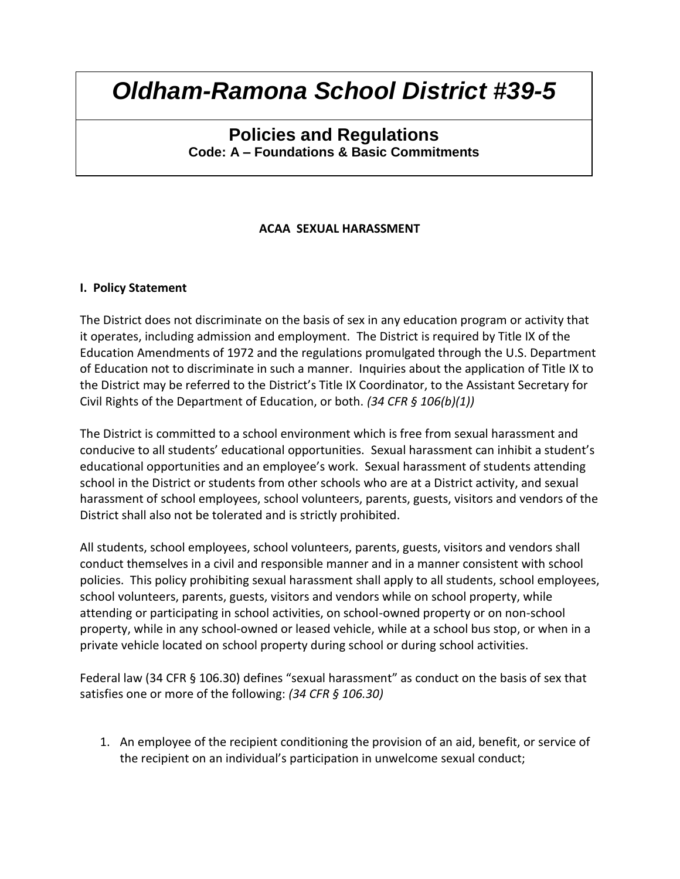# Oldham-Ramona School District #39-5

## Policies and Regulations

**Code: A – Foundations & Basic Commitments**

### ACAA SEXUAL HARASSMENT

**I. Policy Statement**

The District does not discriminate on the basis of sex in any education program or activity that it operates, including admission and employment. The District is required by Title IX of the Education Amendments of 1972 and the regulations promulgated through the U.S. Department of Education not to discriminate in such a manner. Inquiries about the application of Title IX to the District may be referred to the District's Title IX Coordinator, to the Assistant Secretary for Civil Rights of the Department of Education, or both. *(34 CFR § 106(b)(1))*

The District is committed to a school environment which is free from sexual harassment and conducive to all students' educational opportunities. Sexual harassment can inhibit a student's educational opportunities and an employee's work. Sexual harassment of students attending school in the District or students from other schools who are at a District activity, and sexual harassment of school employees, school volunteers, parents, guests, visitors and vendors of the District shall also not be tolerated and is strictly prohibited.

All students, school employees, school volunteers, parents, guests, visitors and vendors shall conduct themselves in a civil and responsible manner and in a manner consistent with school policies. This policy prohibiting sexual harassment shall apply to all students, school employees, school volunteers, parents, guests, visitors and vendors while on school property, while attending or participating in school activities, on school-owned property or on non-school property, while in any school-owned or leased vehicle, while at a school bus stop, or when in a private vehicle located on school property during school or during school activities.

Federal law (34 CFR § 106.30) defines "sexual harassment" as conduct on the basis of sex that satisfies one or more of the following: *(34 CFR § 106.30)*

1. An employee of the recipient conditioning the provision of an aid, benefit, or service of the recipient on an individual's participation in unwelcome sexual conduct;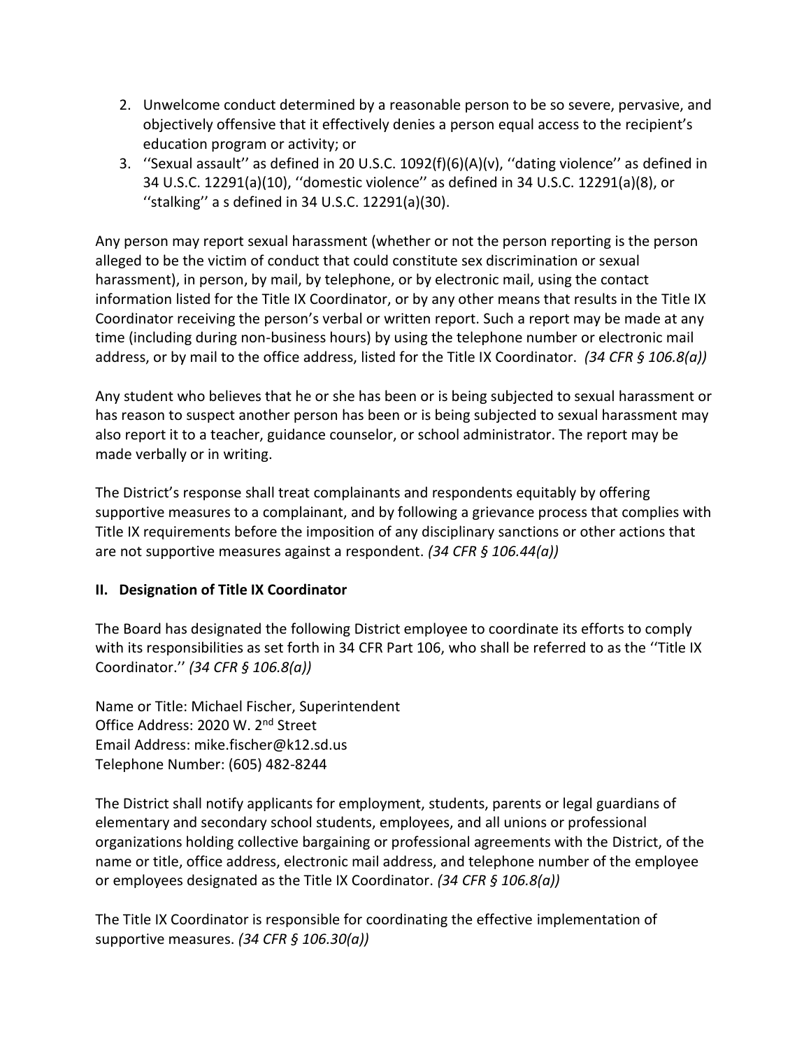2. Unwelcome conduct determined by a reasonable person to be so severe, pervasive, and objectively offensive that it effectively denies a person equal access to the recipient's education program or activity; or
3. ''Sexual assault'' as defined in 20 U.S.C. 1092(f)(6)(A)(v), ''dating violence'' as defined in 34 U.S.C. 12291(a)(10), ''domestic violence'' as defined in 34 U.S.C. 12291(a)(8), or ''stalking'' a s defined in 34 U.S.C. 12291(a)(30).

Any person may report sexual harassment (whether or not the person reporting is the person alleged to be the victim of conduct that could constitute sex discrimination or sexual harassment), in person, by mail, by telephone, or by electronic mail, using the contact information listed for the Title IX Coordinator, or by any other means that results in the Title IX Coordinator receiving the person's verbal or written report. Such a report may be made at any time (including during non-business hours) by using the telephone number or electronic mail address, or by mail to the office address, listed for the Title IX Coordinator. *(34 CFR § 106.8(a))*

Any student who believes that he or she has been or is being subjected to sexual harassment or has reason to suspect another person has been or is being subjected to sexual harassment may also report it to a teacher, guidance counselor, or school administrator. The report may be made verbally or in writing.

The District's response shall treat complainants and respondents equitably by offering supportive measures to a complainant, and by following a grievance process that complies with Title IX requirements before the imposition of any disciplinary sanctions or other actions that are not supportive measures against a respondent. *(34 CFR § 106.44(a))*

## II. Designation of Title IX Coordinator

The Board has designated the following District employee to coordinate its efforts to comply with its responsibilities as set forth in 34 CFR Part 106, who shall be referred to as the ''Title IX Coordinator.'' *(34 CFR § 106.8(a))*

Name or Title: Michael Fischer, Superintendent
Office Address: 2020 W. 2nd Street
Email Address: mike.fischer@k12.sd.us
Telephone Number: (605) 482-8244

The District shall notify applicants for employment, students, parents or legal guardians of elementary and secondary school students, employees, and all unions or professional organizations holding collective bargaining or professional agreements with the District, of the name or title, office address, electronic mail address, and telephone number of the employee or employees designated as the Title IX Coordinator. *(34 CFR § 106.8(a))*

The Title IX Coordinator is responsible for coordinating the effective implementation of supportive measures. *(34 CFR § 106.30(a))*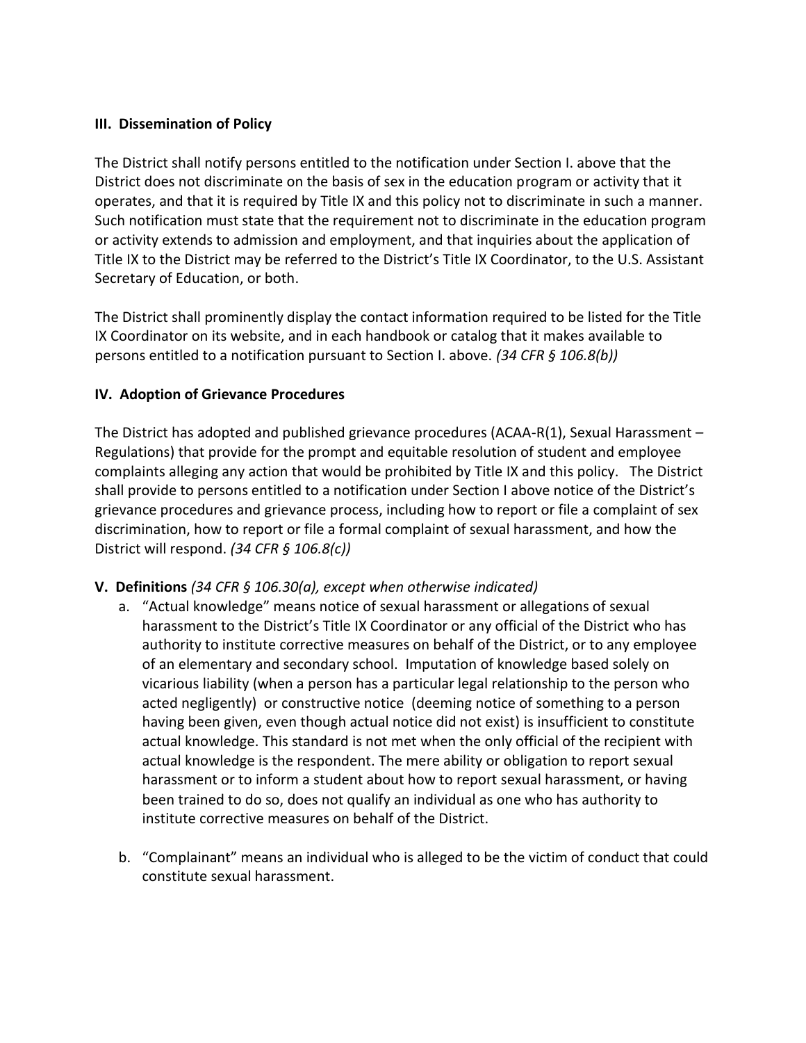## III. Dissemination of Policy

The District shall notify persons entitled to the notification under Section I. above that the District does not discriminate on the basis of sex in the education program or activity that it operates, and that it is required by Title IX and this policy not to discriminate in such a manner. Such notification must state that the requirement not to discriminate in the education program or activity extends to admission and employment, and that inquiries about the application of Title IX to the District may be referred to the District's Title IX Coordinator, to the U.S. Assistant Secretary of Education, or both.

The District shall prominently display the contact information required to be listed for the Title IX Coordinator on its website, and in each handbook or catalog that it makes available to persons entitled to a notification pursuant to Section I. above. *(34 CFR § 106.8(b))*

## IV. Adoption of Grievance Procedures

The District has adopted and published grievance procedures (ACAA-R(1), Sexual Harassment – Regulations) that provide for the prompt and equitable resolution of student and employee complaints alleging any action that would be prohibited by Title IX and this policy. The District shall provide to persons entitled to a notification under Section I above notice of the District's grievance procedures and grievance process, including how to report or file a complaint of sex discrimination, how to report or file a formal complaint of sexual harassment, and how the District will respond. *(34 CFR § 106.8(c))*

## V. Definitions *(34 CFR § 106.30(a), except when otherwise indicated)*

a. "Actual knowledge" means notice of sexual harassment or allegations of sexual harassment to the District's Title IX Coordinator or any official of the District who has authority to institute corrective measures on behalf of the District, or to any employee of an elementary and secondary school. Imputation of knowledge based solely on vicarious liability (when a person has a particular legal relationship to the person who acted negligently) or constructive notice (deeming notice of something to a person having been given, even though actual notice did not exist) is insufficient to constitute actual knowledge. This standard is not met when the only official of the recipient with actual knowledge is the respondent. The mere ability or obligation to report sexual harassment or to inform a student about how to report sexual harassment, or having been trained to do so, does not qualify an individual as one who has authority to institute corrective measures on behalf of the District.

b. "Complainant" means an individual who is alleged to be the victim of conduct that could constitute sexual harassment.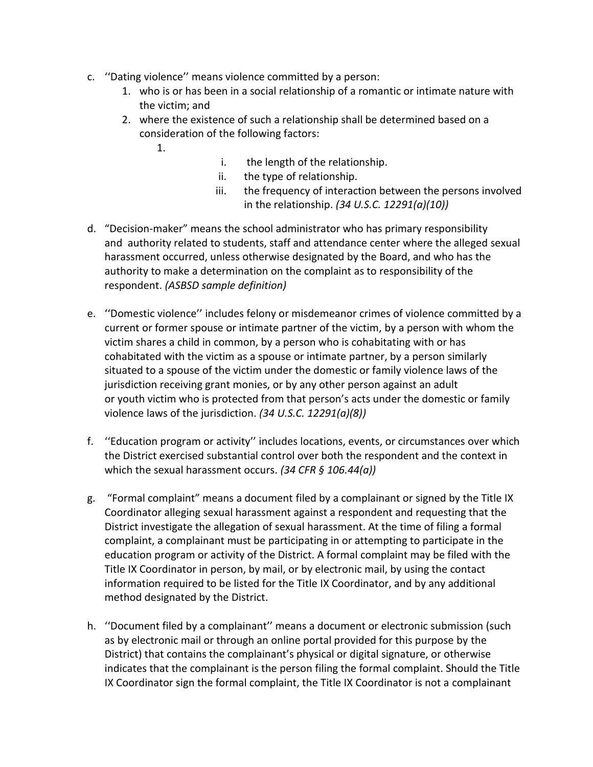c. ''Dating violence'' means violence committed by a person:
    1. who is or has been in a social relationship of a romantic or intimate nature with the victim; and
    2. where the existence of such a relationship shall be determined based on a consideration of the following factors:
        1.
            i. the length of the relationship.
            ii. the type of relationship.
            iii. the frequency of interaction between the persons involved in the relationship. *(34 U.S.C. 12291(a)(10))*

d. "Decision-maker" means the school administrator who has primary responsibility and authority related to students, staff and attendance center where the alleged sexual harassment occurred, unless otherwise designated by the Board, and who has the authority to make a determination on the complaint as to responsibility of the respondent. *(ASBSD sample definition)*

e. ''Domestic violence'' includes felony or misdemeanor crimes of violence committed by a current or former spouse or intimate partner of the victim, by a person with whom the victim shares a child in common, by a person who is cohabitating with or has cohabitated with the victim as a spouse or intimate partner, by a person similarly situated to a spouse of the victim under the domestic or family violence laws of the jurisdiction receiving grant monies, or by any other person against an adult or youth victim who is protected from that person's acts under the domestic or family violence laws of the jurisdiction. *(34 U.S.C. 12291(a)(8))*

f. ''Education program or activity'' includes locations, events, or circumstances over which the District exercised substantial control over both the respondent and the context in which the sexual harassment occurs. *(34 CFR § 106.44(a))*

g. "Formal complaint" means a document filed by a complainant or signed by the Title IX Coordinator alleging sexual harassment against a respondent and requesting that the District investigate the allegation of sexual harassment. At the time of filing a formal complaint, a complainant must be participating in or attempting to participate in the education program or activity of the District. A formal complaint may be filed with the Title IX Coordinator in person, by mail, or by electronic mail, by using the contact information required to be listed for the Title IX Coordinator, and by any additional method designated by the District.

h. ''Document filed by a complainant'' means a document or electronic submission (such as by electronic mail or through an online portal provided for this purpose by the District) that contains the complainant's physical or digital signature, or otherwise indicates that the complainant is the person filing the formal complaint. Should the Title IX Coordinator sign the formal complaint, the Title IX Coordinator is not a complainant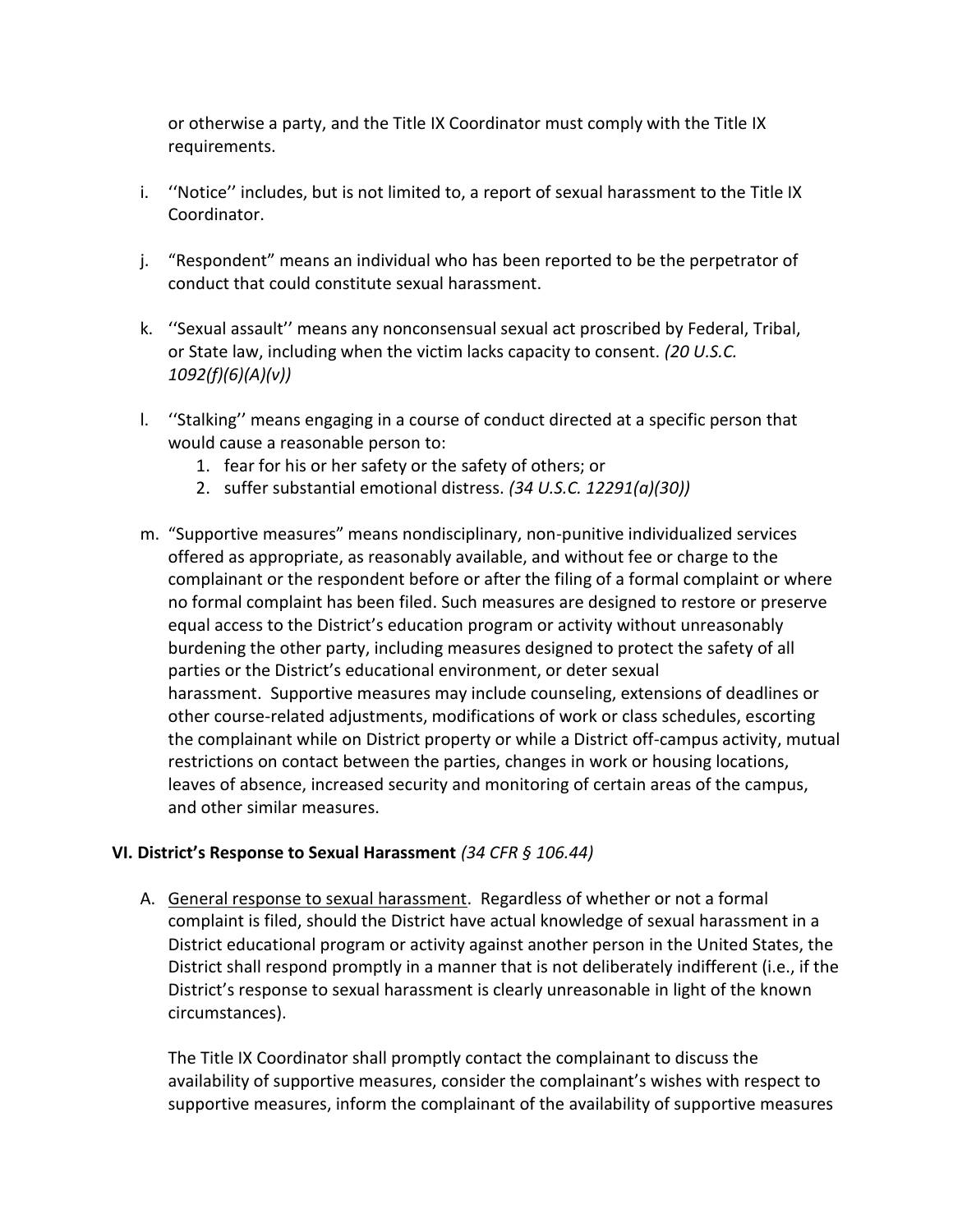or otherwise a party, and the Title IX Coordinator must comply with the Title IX requirements.

i. ''Notice'' includes, but is not limited to, a report of sexual harassment to the Title IX Coordinator.

j. "Respondent" means an individual who has been reported to be the perpetrator of conduct that could constitute sexual harassment.

k. ''Sexual assault'' means any nonconsensual sexual act proscribed by Federal, Tribal, or State law, including when the victim lacks capacity to consent. *(20 U.S.C. 1092(f)(6)(A)(v))*

l. ''Stalking'' means engaging in a course of conduct directed at a specific person that would cause a reasonable person to:
   1. fear for his or her safety or the safety of others; or
   2. suffer substantial emotional distress. *(34 U.S.C. 12291(a)(30))*

m. "Supportive measures" means nondisciplinary, non-punitive individualized services offered as appropriate, as reasonably available, and without fee or charge to the complainant or the respondent before or after the filing of a formal complaint or where no formal complaint has been filed. Such measures are designed to restore or preserve equal access to the District's education program or activity without unreasonably burdening the other party, including measures designed to protect the safety of all parties or the District's educational environment, or deter sexual harassment. Supportive measures may include counseling, extensions of deadlines or other course-related adjustments, modifications of work or class schedules, escorting the complainant while on District property or while a District off-campus activity, mutual restrictions on contact between the parties, changes in work or housing locations, leaves of absence, increased security and monitoring of certain areas of the campus, and other similar measures.

**VI. District's Response to Sexual Harassment** *(34 CFR § 106.44)*

A. General response to sexual harassment. Regardless of whether or not a formal complaint is filed, should the District have actual knowledge of sexual harassment in a District educational program or activity against another person in the United States, the District shall respond promptly in a manner that is not deliberately indifferent (i.e., if the District's response to sexual harassment is clearly unreasonable in light of the known circumstances).

   The Title IX Coordinator shall promptly contact the complainant to discuss the availability of supportive measures, consider the complainant's wishes with respect to supportive measures, inform the complainant of the availability of supportive measures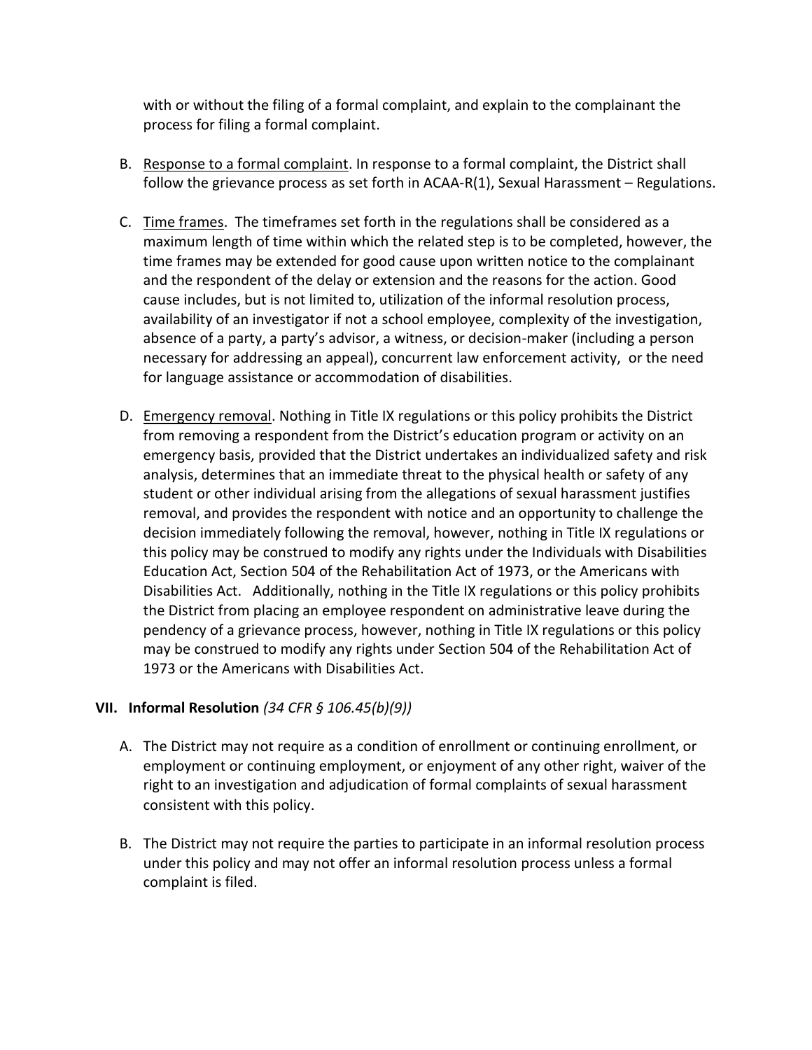with or without the filing of a formal complaint, and explain to the complainant the process for filing a formal complaint.

B. <u>Response to a formal complaint</u>. In response to a formal complaint, the District shall follow the grievance process as set forth in ACAA-R(1), Sexual Harassment – Regulations.

C. <u>Time frames</u>. The timeframes set forth in the regulations shall be considered as a maximum length of time within which the related step is to be completed, however, the time frames may be extended for good cause upon written notice to the complainant and the respondent of the delay or extension and the reasons for the action. Good cause includes, but is not limited to, utilization of the informal resolution process, availability of an investigator if not a school employee, complexity of the investigation, absence of a party, a party's advisor, a witness, or decision-maker (including a person necessary for addressing an appeal), concurrent law enforcement activity, or the need for language assistance or accommodation of disabilities.

D. <u>Emergency removal</u>. Nothing in Title IX regulations or this policy prohibits the District from removing a respondent from the District's education program or activity on an emergency basis, provided that the District undertakes an individualized safety and risk analysis, determines that an immediate threat to the physical health or safety of any student or other individual arising from the allegations of sexual harassment justifies removal, and provides the respondent with notice and an opportunity to challenge the decision immediately following the removal, however, nothing in Title IX regulations or this policy may be construed to modify any rights under the Individuals with Disabilities Education Act, Section 504 of the Rehabilitation Act of 1973, or the Americans with Disabilities Act. Additionally, nothing in the Title IX regulations or this policy prohibits the District from placing an employee respondent on administrative leave during the pendency of a grievance process, however, nothing in Title IX regulations or this policy may be construed to modify any rights under Section 504 of the Rehabilitation Act of 1973 or the Americans with Disabilities Act.

## VII. Informal Resolution *(34 CFR § 106.45(b)(9))*

A. The District may not require as a condition of enrollment or continuing enrollment, or employment or continuing employment, or enjoyment of any other right, waiver of the right to an investigation and adjudication of formal complaints of sexual harassment consistent with this policy.

B. The District may not require the parties to participate in an informal resolution process under this policy and may not offer an informal resolution process unless a formal complaint is filed.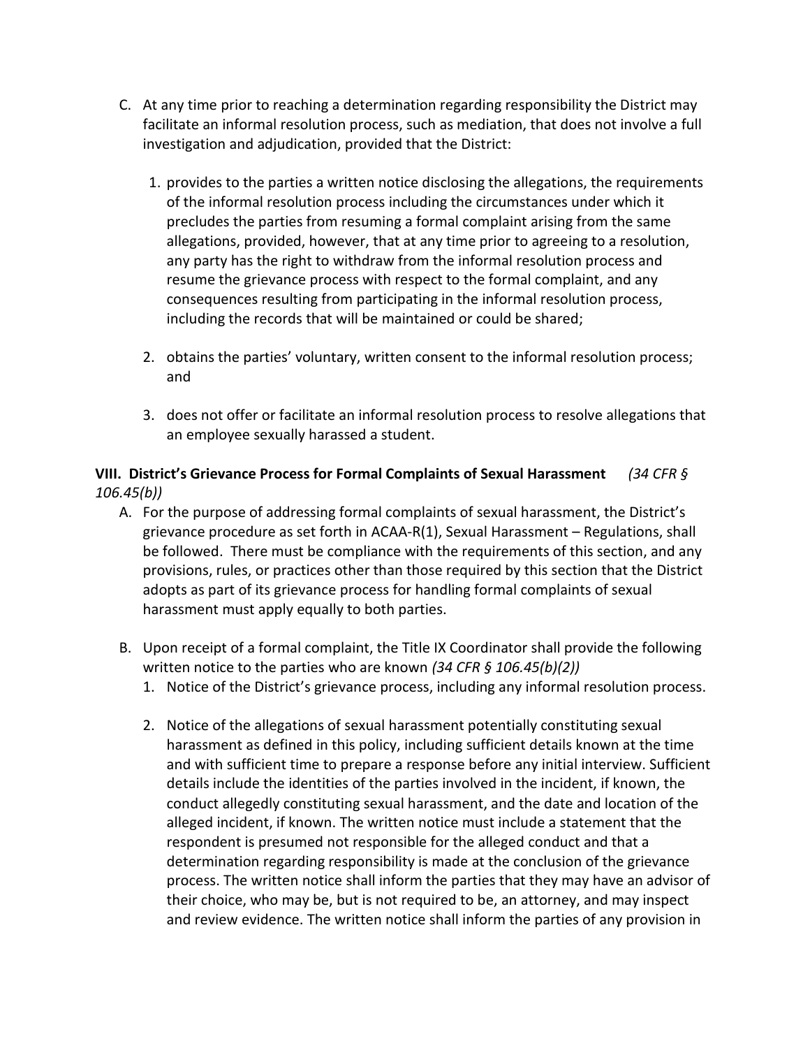C. At any time prior to reaching a determination regarding responsibility the District may facilitate an informal resolution process, such as mediation, that does not involve a full investigation and adjudication, provided that the District:

   1. provides to the parties a written notice disclosing the allegations, the requirements of the informal resolution process including the circumstances under which it precludes the parties from resuming a formal complaint arising from the same allegations, provided, however, that at any time prior to agreeing to a resolution, any party has the right to withdraw from the informal resolution process and resume the grievance process with respect to the formal complaint, and any consequences resulting from participating in the informal resolution process, including the records that will be maintained or could be shared;

   2. obtains the parties' voluntary, written consent to the informal resolution process; and

   3. does not offer or facilitate an informal resolution process to resolve allegations that an employee sexually harassed a student.

**VIII. District's Grievance Process for Formal Complaints of Sexual Harassment** *(34 CFR § 106.45(b))*

A. For the purpose of addressing formal complaints of sexual harassment, the District's grievance procedure as set forth in ACAA-R(1), Sexual Harassment – Regulations, shall be followed. There must be compliance with the requirements of this section, and any provisions, rules, or practices other than those required by this section that the District adopts as part of its grievance process for handling formal complaints of sexual harassment must apply equally to both parties.

B. Upon receipt of a formal complaint, the Title IX Coordinator shall provide the following written notice to the parties who are known *(34 CFR § 106.45(b)(2))*

   1. Notice of the District's grievance process, including any informal resolution process.

   2. Notice of the allegations of sexual harassment potentially constituting sexual harassment as defined in this policy, including sufficient details known at the time and with sufficient time to prepare a response before any initial interview. Sufficient details include the identities of the parties involved in the incident, if known, the conduct allegedly constituting sexual harassment, and the date and location of the alleged incident, if known. The written notice must include a statement that the respondent is presumed not responsible for the alleged conduct and that a determination regarding responsibility is made at the conclusion of the grievance process. The written notice shall inform the parties that they may have an advisor of their choice, who may be, but is not required to be, an attorney, and may inspect and review evidence. The written notice shall inform the parties of any provision in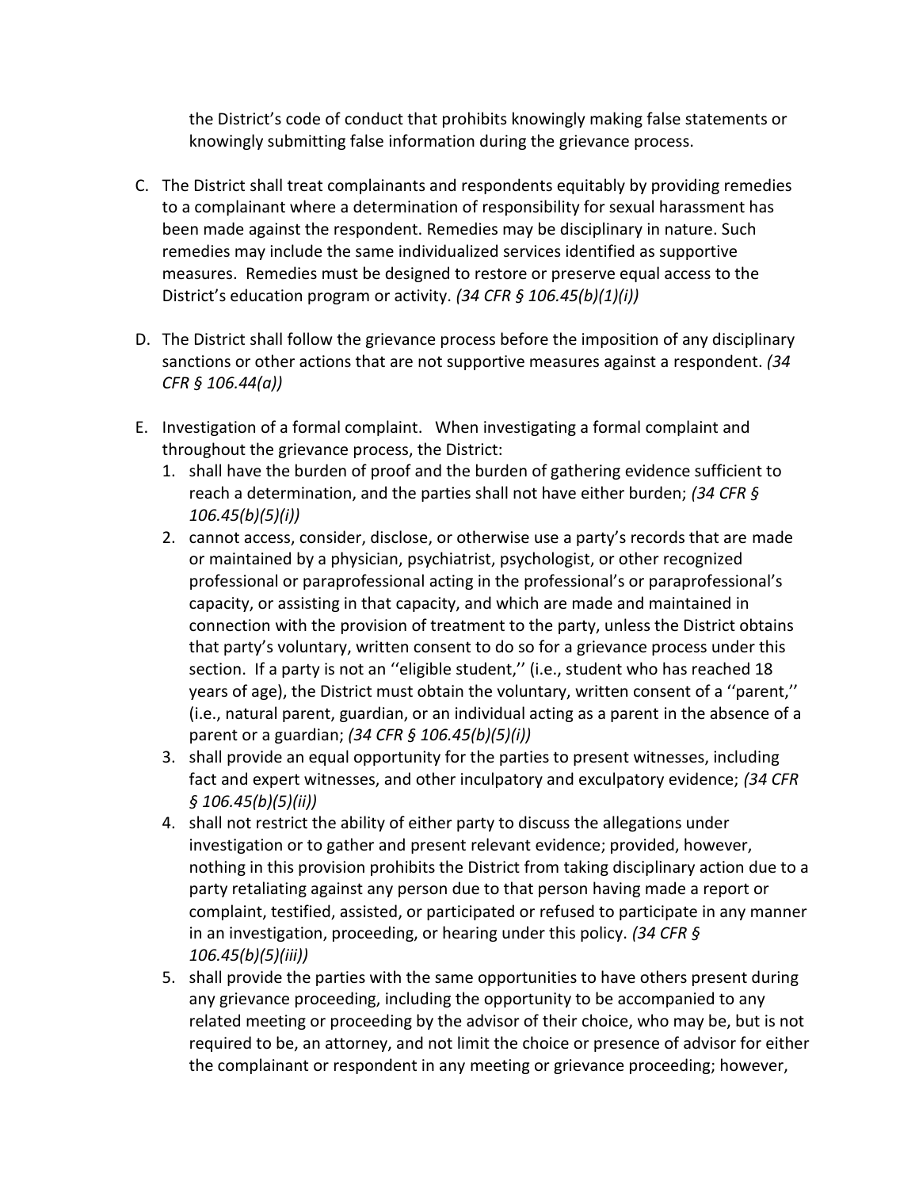the District's code of conduct that prohibits knowingly making false statements or knowingly submitting false information during the grievance process.

C. The District shall treat complainants and respondents equitably by providing remedies to a complainant where a determination of responsibility for sexual harassment has been made against the respondent. Remedies may be disciplinary in nature. Such remedies may include the same individualized services identified as supportive measures. Remedies must be designed to restore or preserve equal access to the District's education program or activity. *(34 CFR § 106.45(b)(1)(i))*

D. The District shall follow the grievance process before the imposition of any disciplinary sanctions or other actions that are not supportive measures against a respondent. *(34 CFR § 106.44(a))*

E. Investigation of a formal complaint. When investigating a formal complaint and throughout the grievance process, the District:
   1. shall have the burden of proof and the burden of gathering evidence sufficient to reach a determination, and the parties shall not have either burden; *(34 CFR § 106.45(b)(5)(i))*
   2. cannot access, consider, disclose, or otherwise use a party's records that are made or maintained by a physician, psychiatrist, psychologist, or other recognized professional or paraprofessional acting in the professional's or paraprofessional's capacity, or assisting in that capacity, and which are made and maintained in connection with the provision of treatment to the party, unless the District obtains that party's voluntary, written consent to do so for a grievance process under this section. If a party is not an ''eligible student,'' (i.e., student who has reached 18 years of age), the District must obtain the voluntary, written consent of a ''parent,'' (i.e., natural parent, guardian, or an individual acting as a parent in the absence of a parent or a guardian; *(34 CFR § 106.45(b)(5)(i))*
   3. shall provide an equal opportunity for the parties to present witnesses, including fact and expert witnesses, and other inculpatory and exculpatory evidence; *(34 CFR § 106.45(b)(5)(ii))*
   4. shall not restrict the ability of either party to discuss the allegations under investigation or to gather and present relevant evidence; provided, however, nothing in this provision prohibits the District from taking disciplinary action due to a party retaliating against any person due to that person having made a report or complaint, testified, assisted, or participated or refused to participate in any manner in an investigation, proceeding, or hearing under this policy. *(34 CFR § 106.45(b)(5)(iii))*
   5. shall provide the parties with the same opportunities to have others present during any grievance proceeding, including the opportunity to be accompanied to any related meeting or proceeding by the advisor of their choice, who may be, but is not required to be, an attorney, and not limit the choice or presence of advisor for either the complainant or respondent in any meeting or grievance proceeding; however,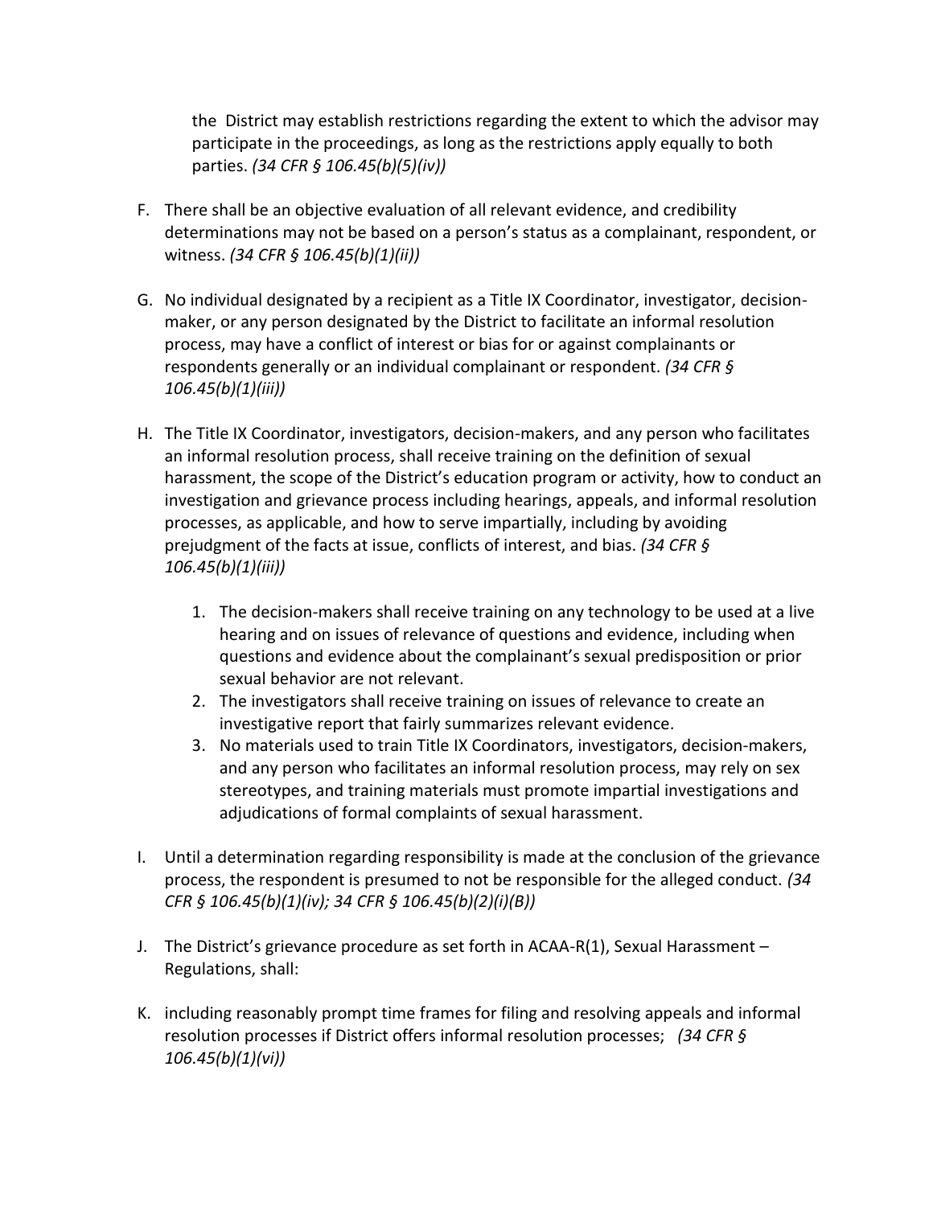the District may establish restrictions regarding the extent to which the advisor may participate in the proceedings, as long as the restrictions apply equally to both parties. *(34 CFR § 106.45(b)(5)(iv))*

F. There shall be an objective evaluation of all relevant evidence, and credibility determinations may not be based on a person's status as a complainant, respondent, or witness. *(34 CFR § 106.45(b)(1)(ii))*

G. No individual designated by a recipient as a Title IX Coordinator, investigator, decision-maker, or any person designated by the District to facilitate an informal resolution process, may have a conflict of interest or bias for or against complainants or respondents generally or an individual complainant or respondent. *(34 CFR § 106.45(b)(1)(iii))*

H. The Title IX Coordinator, investigators, decision-makers, and any person who facilitates an informal resolution process, shall receive training on the definition of sexual harassment, the scope of the District's education program or activity, how to conduct an investigation and grievance process including hearings, appeals, and informal resolution processes, as applicable, and how to serve impartially, including by avoiding prejudgment of the facts at issue, conflicts of interest, and bias. *(34 CFR § 106.45(b)(1)(iii))*

   1. The decision-makers shall receive training on any technology to be used at a live hearing and on issues of relevance of questions and evidence, including when questions and evidence about the complainant's sexual predisposition or prior sexual behavior are not relevant.
   2. The investigators shall receive training on issues of relevance to create an investigative report that fairly summarizes relevant evidence.
   3. No materials used to train Title IX Coordinators, investigators, decision-makers, and any person who facilitates an informal resolution process, may rely on sex stereotypes, and training materials must promote impartial investigations and adjudications of formal complaints of sexual harassment.

I. Until a determination regarding responsibility is made at the conclusion of the grievance process, the respondent is presumed to not be responsible for the alleged conduct. *(34 CFR § 106.45(b)(1)(iv); 34 CFR § 106.45(b)(2)(i)(B))*

J. The District's grievance procedure as set forth in ACAA-R(1), Sexual Harassment – Regulations, shall:

K. including reasonably prompt time frames for filing and resolving appeals and informal resolution processes if District offers informal resolution processes; *(34 CFR § 106.45(b)(1)(vi))*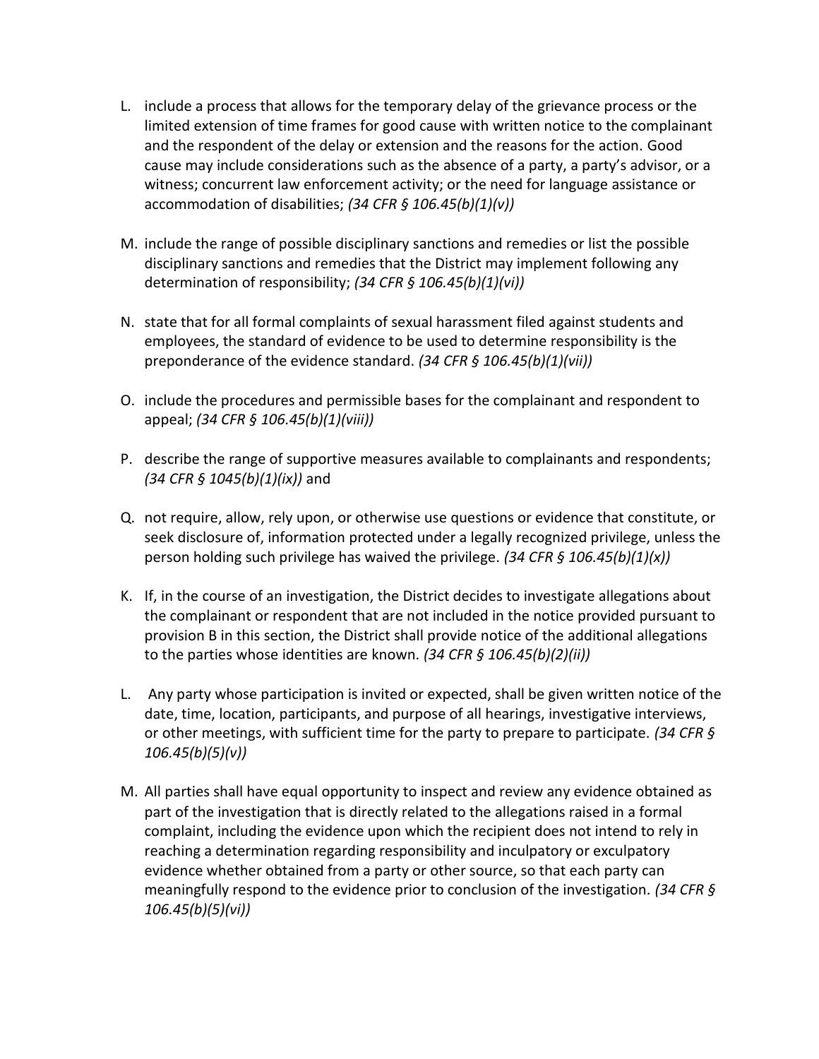L. include a process that allows for the temporary delay of the grievance process or the limited extension of time frames for good cause with written notice to the complainant and the respondent of the delay or extension and the reasons for the action. Good cause may include considerations such as the absence of a party, a party's advisor, or a witness; concurrent law enforcement activity; or the need for language assistance or accommodation of disabilities; *(34 CFR § 106.45(b)(1)(v))*

M. include the range of possible disciplinary sanctions and remedies or list the possible disciplinary sanctions and remedies that the District may implement following any determination of responsibility; *(34 CFR § 106.45(b)(1)(vi))*

N. state that for all formal complaints of sexual harassment filed against students and employees, the standard of evidence to be used to determine responsibility is the preponderance of the evidence standard. *(34 CFR § 106.45(b)(1)(vii))*

O. include the procedures and permissible bases for the complainant and respondent to appeal; *(34 CFR § 106.45(b)(1)(viii))*

P. describe the range of supportive measures available to complainants and respondents; *(34 CFR § 1045(b)(1)(ix))* and

Q. not require, allow, rely upon, or otherwise use questions or evidence that constitute, or seek disclosure of, information protected under a legally recognized privilege, unless the person holding such privilege has waived the privilege. *(34 CFR § 106.45(b)(1)(x))*

K. If, in the course of an investigation, the District decides to investigate allegations about the complainant or respondent that are not included in the notice provided pursuant to provision B in this section, the District shall provide notice of the additional allegations to the parties whose identities are known. *(34 CFR § 106.45(b)(2)(ii))*

L. Any party whose participation is invited or expected, shall be given written notice of the date, time, location, participants, and purpose of all hearings, investigative interviews, or other meetings, with sufficient time for the party to prepare to participate. *(34 CFR § 106.45(b)(5)(v))*

M. All parties shall have equal opportunity to inspect and review any evidence obtained as part of the investigation that is directly related to the allegations raised in a formal complaint, including the evidence upon which the recipient does not intend to rely in reaching a determination regarding responsibility and inculpatory or exculpatory evidence whether obtained from a party or other source, so that each party can meaningfully respond to the evidence prior to conclusion of the investigation. *(34 CFR § 106.45(b)(5)(vi))*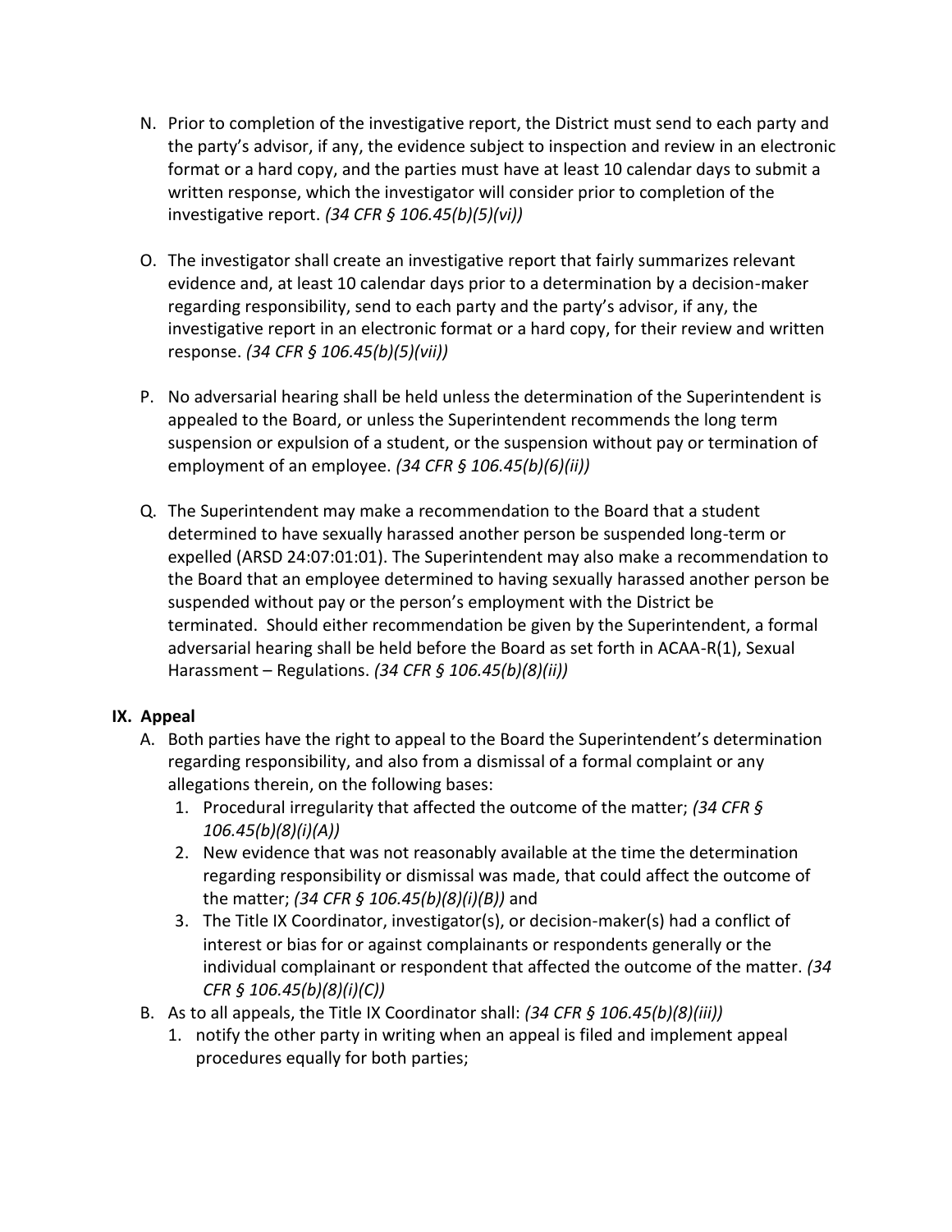N. Prior to completion of the investigative report, the District must send to each party and the party's advisor, if any, the evidence subject to inspection and review in an electronic format or a hard copy, and the parties must have at least 10 calendar days to submit a written response, which the investigator will consider prior to completion of the investigative report. *(34 CFR § 106.45(b)(5)(vi))*

O. The investigator shall create an investigative report that fairly summarizes relevant evidence and, at least 10 calendar days prior to a determination by a decision-maker regarding responsibility, send to each party and the party's advisor, if any, the investigative report in an electronic format or a hard copy, for their review and written response. *(34 CFR § 106.45(b)(5)(vii))*

P. No adversarial hearing shall be held unless the determination of the Superintendent is appealed to the Board, or unless the Superintendent recommends the long term suspension or expulsion of a student, or the suspension without pay or termination of employment of an employee. *(34 CFR § 106.45(b)(6)(ii))*

Q. The Superintendent may make a recommendation to the Board that a student determined to have sexually harassed another person be suspended long-term or expelled (ARSD 24:07:01:01). The Superintendent may also make a recommendation to the Board that an employee determined to having sexually harassed another person be suspended without pay or the person's employment with the District be terminated. Should either recommendation be given by the Superintendent, a formal adversarial hearing shall be held before the Board as set forth in ACAA-R(1), Sexual Harassment – Regulations. *(34 CFR § 106.45(b)(8)(ii))*

## IX. Appeal

A. Both parties have the right to appeal to the Board the Superintendent's determination regarding responsibility, and also from a dismissal of a formal complaint or any allegations therein, on the following bases:
   1. Procedural irregularity that affected the outcome of the matter; *(34 CFR § 106.45(b)(8)(i)(A))*
   2. New evidence that was not reasonably available at the time the determination regarding responsibility or dismissal was made, that could affect the outcome of the matter; *(34 CFR § 106.45(b)(8)(i)(B))* and
   3. The Title IX Coordinator, investigator(s), or decision-maker(s) had a conflict of interest or bias for or against complainants or respondents generally or the individual complainant or respondent that affected the outcome of the matter. *(34 CFR § 106.45(b)(8)(i)(C))*

B. As to all appeals, the Title IX Coordinator shall: *(34 CFR § 106.45(b)(8)(iii))*
   1. notify the other party in writing when an appeal is filed and implement appeal procedures equally for both parties;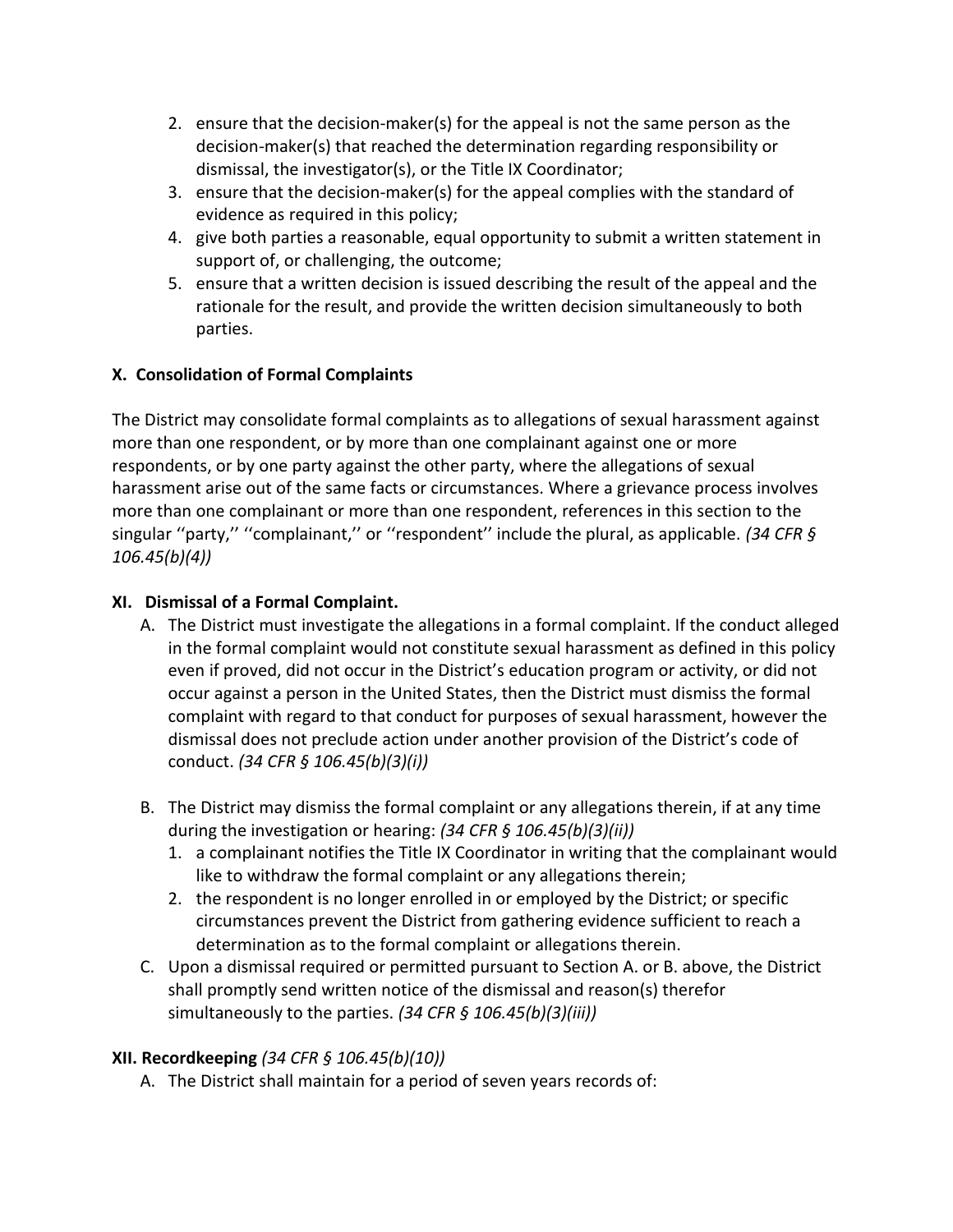2. ensure that the decision-maker(s) for the appeal is not the same person as the decision-maker(s) that reached the determination regarding responsibility or dismissal, the investigator(s), or the Title IX Coordinator;
3. ensure that the decision-maker(s) for the appeal complies with the standard of evidence as required in this policy;
4. give both parties a reasonable, equal opportunity to submit a written statement in support of, or challenging, the outcome;
5. ensure that a written decision is issued describing the result of the appeal and the rationale for the result, and provide the written decision simultaneously to both parties.

**X. Consolidation of Formal Complaints**

The District may consolidate formal complaints as to allegations of sexual harassment against more than one respondent, or by more than one complainant against one or more respondents, or by one party against the other party, where the allegations of sexual harassment arise out of the same facts or circumstances. Where a grievance process involves more than one complainant or more than one respondent, references in this section to the singular ''party,'' ''complainant,'' or ''respondent'' include the plural, as applicable. *(34 CFR § 106.45(b)(4))*

**XI. Dismissal of a Formal Complaint.**

A. The District must investigate the allegations in a formal complaint. If the conduct alleged in the formal complaint would not constitute sexual harassment as defined in this policy even if proved, did not occur in the District's education program or activity, or did not occur against a person in the United States, then the District must dismiss the formal complaint with regard to that conduct for purposes of sexual harassment, however the dismissal does not preclude action under another provision of the District's code of conduct. *(34 CFR § 106.45(b)(3)(i))*

B. The District may dismiss the formal complaint or any allegations therein, if at any time during the investigation or hearing: *(34 CFR § 106.45(b)(3)(ii))*
   1. a complainant notifies the Title IX Coordinator in writing that the complainant would like to withdraw the formal complaint or any allegations therein;
   2. the respondent is no longer enrolled in or employed by the District; or specific circumstances prevent the District from gathering evidence sufficient to reach a determination as to the formal complaint or allegations therein.

C. Upon a dismissal required or permitted pursuant to Section A. or B. above, the District shall promptly send written notice of the dismissal and reason(s) therefor simultaneously to the parties. *(34 CFR § 106.45(b)(3)(iii))*

**XII. Recordkeeping** *(34 CFR § 106.45(b)(10))*

A. The District shall maintain for a period of seven years records of: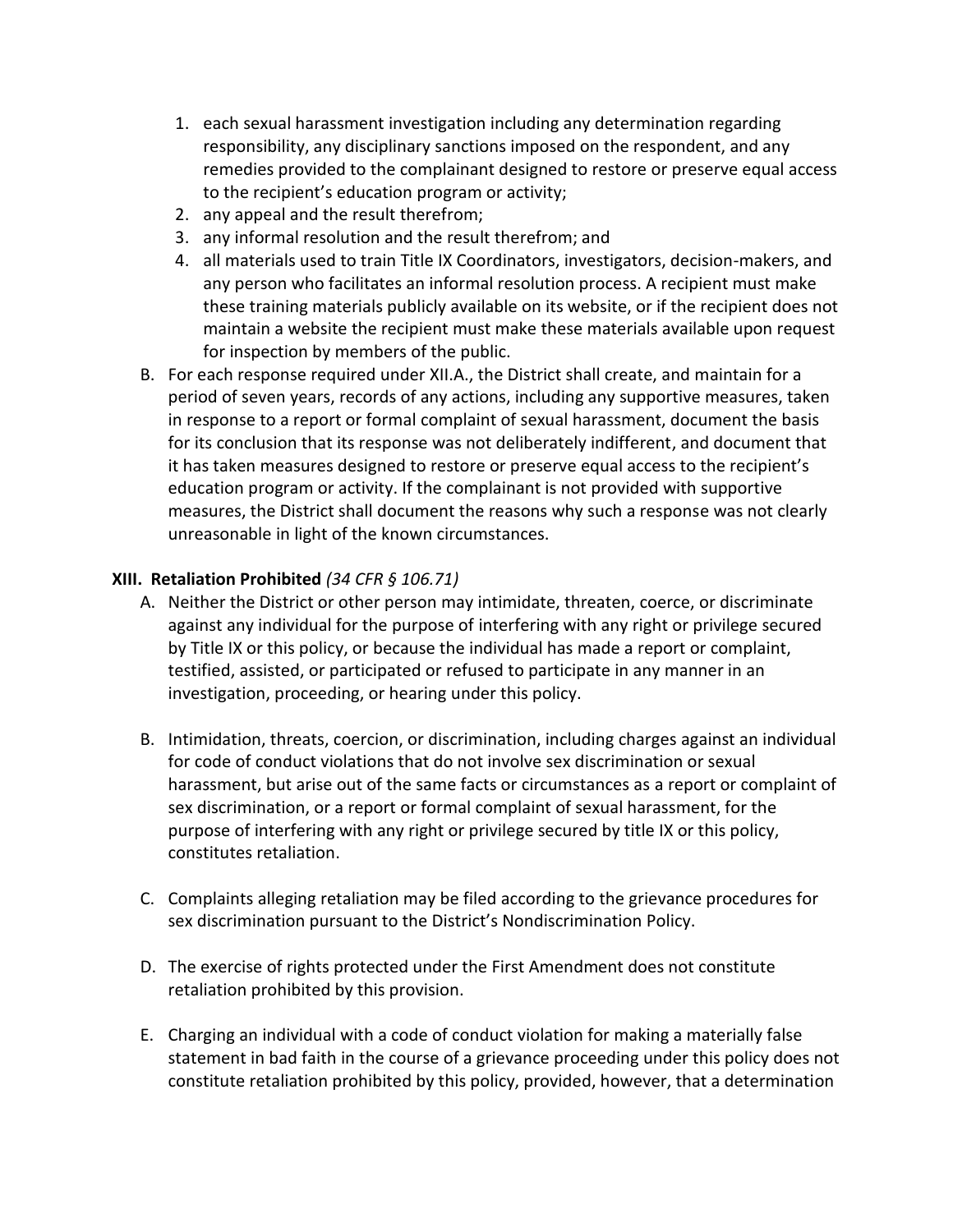1. each sexual harassment investigation including any determination regarding responsibility, any disciplinary sanctions imposed on the respondent, and any remedies provided to the complainant designed to restore or preserve equal access to the recipient's education program or activity;
2. any appeal and the result therefrom;
3. any informal resolution and the result therefrom; and
4. all materials used to train Title IX Coordinators, investigators, decision-makers, and any person who facilitates an informal resolution process. A recipient must make these training materials publicly available on its website, or if the recipient does not maintain a website the recipient must make these materials available upon request for inspection by members of the public.

B. For each response required under XII.A., the District shall create, and maintain for a period of seven years, records of any actions, including any supportive measures, taken in response to a report or formal complaint of sexual harassment, document the basis for its conclusion that its response was not deliberately indifferent, and document that it has taken measures designed to restore or preserve equal access to the recipient's education program or activity. If the complainant is not provided with supportive measures, the District shall document the reasons why such a response was not clearly unreasonable in light of the known circumstances.

## XIII. Retaliation Prohibited *(34 CFR § 106.71)*

A. Neither the District or other person may intimidate, threaten, coerce, or discriminate against any individual for the purpose of interfering with any right or privilege secured by Title IX or this policy, or because the individual has made a report or complaint, testified, assisted, or participated or refused to participate in any manner in an investigation, proceeding, or hearing under this policy.

B. Intimidation, threats, coercion, or discrimination, including charges against an individual for code of conduct violations that do not involve sex discrimination or sexual harassment, but arise out of the same facts or circumstances as a report or complaint of sex discrimination, or a report or formal complaint of sexual harassment, for the purpose of interfering with any right or privilege secured by title IX or this policy, constitutes retaliation.

C. Complaints alleging retaliation may be filed according to the grievance procedures for sex discrimination pursuant to the District's Nondiscrimination Policy.

D. The exercise of rights protected under the First Amendment does not constitute retaliation prohibited by this provision.

E. Charging an individual with a code of conduct violation for making a materially false statement in bad faith in the course of a grievance proceeding under this policy does not constitute retaliation prohibited by this policy, provided, however, that a determination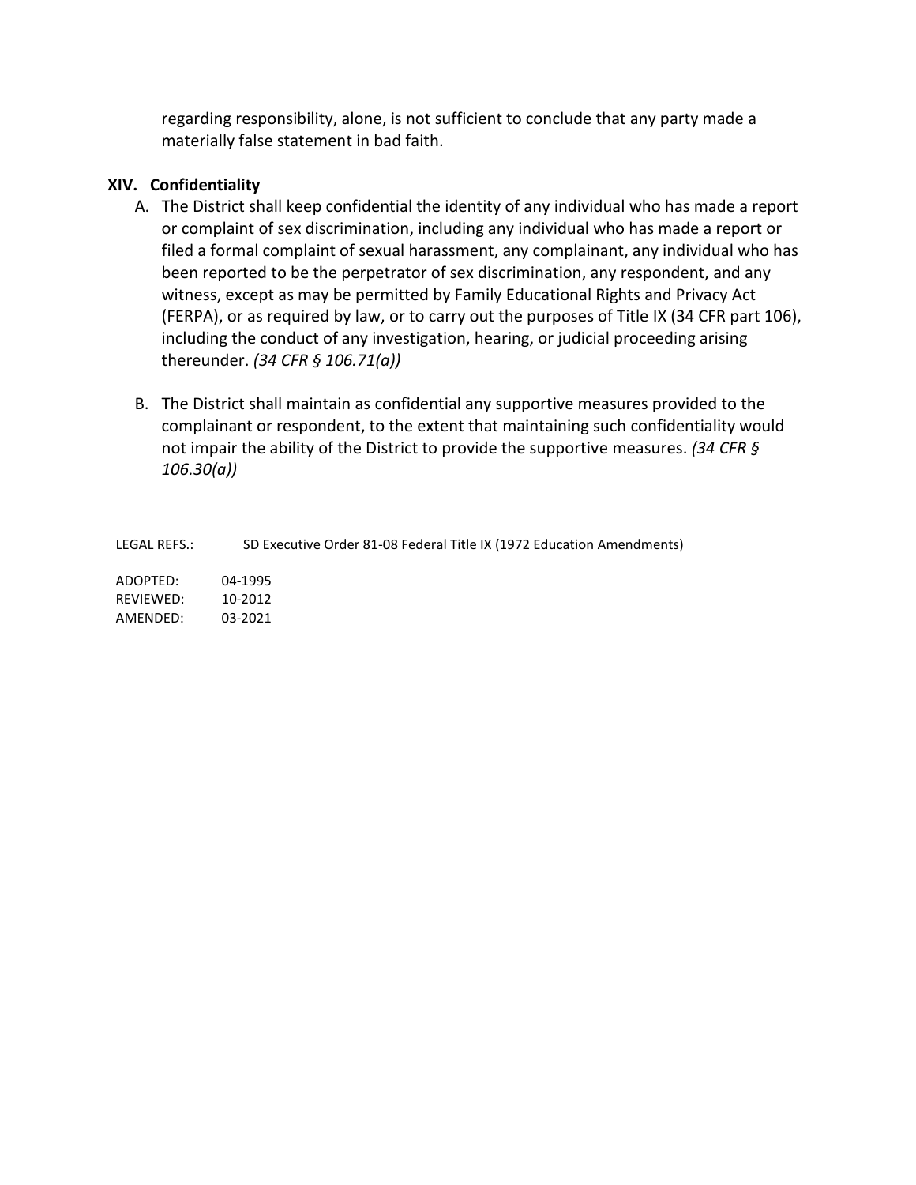regarding responsibility, alone, is not sufficient to conclude that any party made a materially false statement in bad faith.

## XIV. Confidentiality

A. The District shall keep confidential the identity of any individual who has made a report or complaint of sex discrimination, including any individual who has made a report or filed a formal complaint of sexual harassment, any complainant, any individual who has been reported to be the perpetrator of sex discrimination, any respondent, and any witness, except as may be permitted by Family Educational Rights and Privacy Act (FERPA), or as required by law, or to carry out the purposes of Title IX (34 CFR part 106), including the conduct of any investigation, hearing, or judicial proceeding arising thereunder. *(34 CFR § 106.71(a))*

B. The District shall maintain as confidential any supportive measures provided to the complainant or respondent, to the extent that maintaining such confidentiality would not impair the ability of the District to provide the supportive measures. *(34 CFR § 106.30(a))*

LEGAL REFS.: SD Executive Order 81-08 Federal Title IX (1972 Education Amendments)

ADOPTED: 04-1995
REVIEWED: 10-2012
AMENDED: 03-2021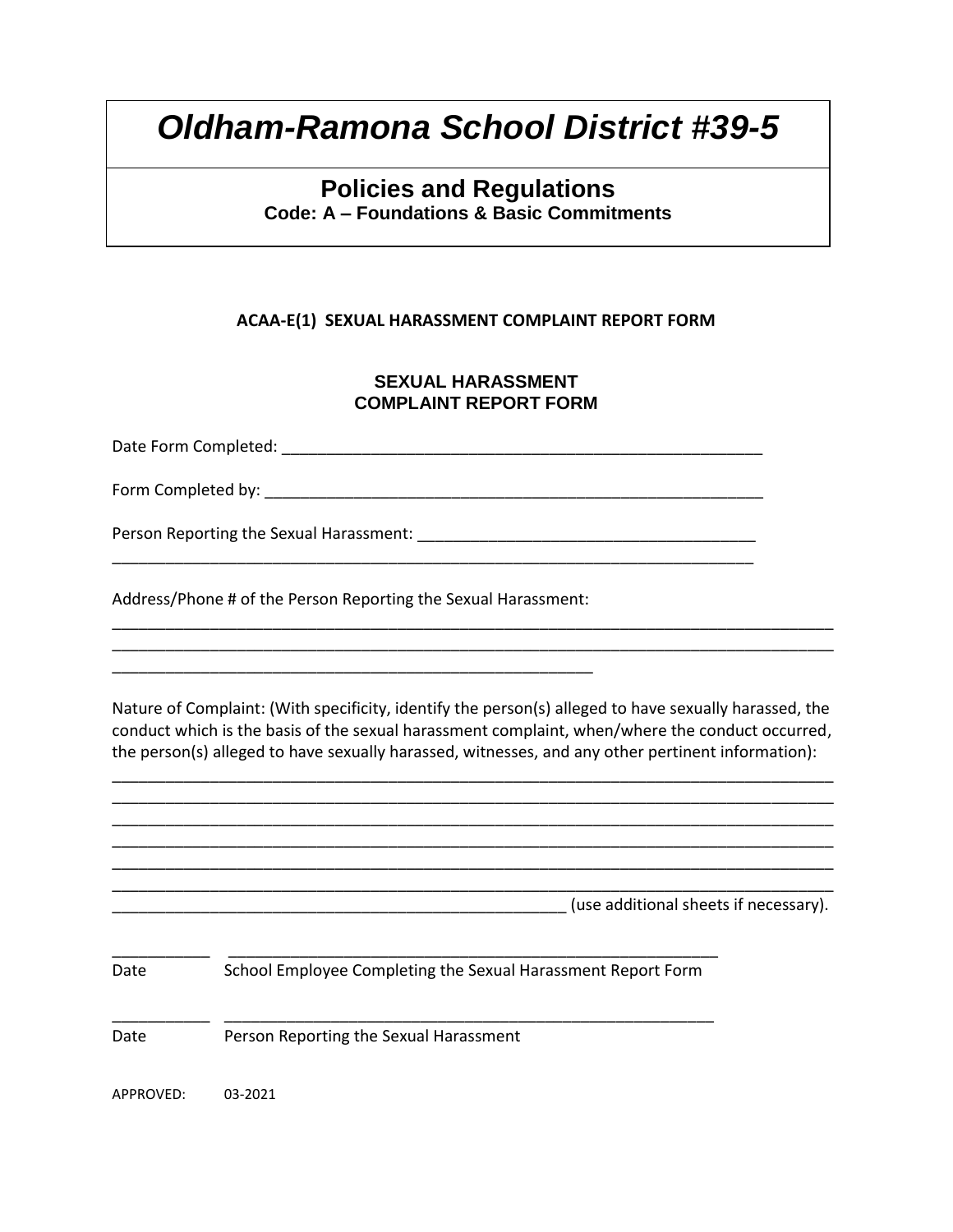# *Oldham-Ramona School District #39-5*

## Policies and Regulations

**Code: A – Foundations & Basic Commitments**

**ACAA-E(1) SEXUAL HARASSMENT COMPLAINT REPORT FORM**

**SEXUAL HARASSMENT**
**COMPLAINT REPORT FORM**

Date Form Completed: ________________________________________________________

Form Completed by: __________________________________________________________

Person Reporting the Sexual Harassment: _______________________________________
___________________________________________________________________________

Address/Phone # of the Person Reporting the Sexual Harassment:
_____________________________________________________________________________
_____________________________________________________________________________
________________________________________________________

Nature of Complaint: (With specificity, identify the person(s) alleged to have sexually harassed, the conduct which is the basis of the sexual harassment complaint, when/where the conduct occurred, the person(s) alleged to have sexually harassed, witnesses, and any other pertinent information):
_____________________________________________________________________________
_____________________________________________________________________________
_____________________________________________________________________________
_____________________________________________________________________________
_____________________________________________________________________________
_____________________________________________________________________________
_____________________________________________________ (use additional sheets if necessary).

___________ ________________________________________________________
Date School Employee Completing the Sexual Harassment Report Form

___________ ________________________________________________________
Date Person Reporting the Sexual Harassment

APPROVED: 03-2021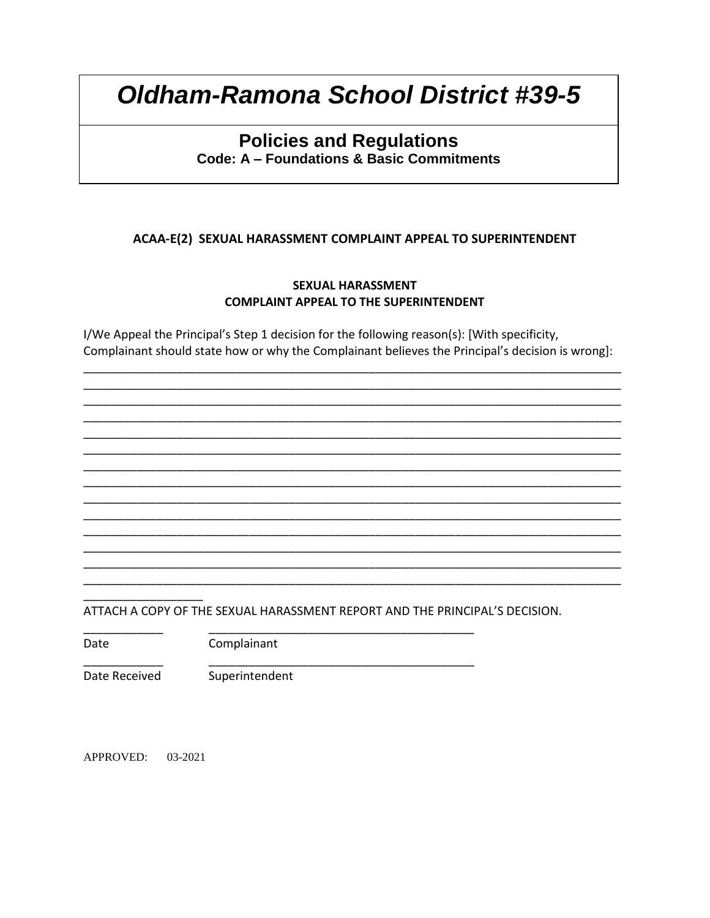# *Oldham-Ramona School District #39-5*

## Policies and Regulations

**Code: A – Foundations & Basic Commitments**

**ACAA-E(2) SEXUAL HARASSMENT COMPLAINT APPEAL TO SUPERINTENDENT**

**SEXUAL HARASSMENT**
**COMPLAINT APPEAL TO THE SUPERINTENDENT**

I/We Appeal the Principal's Step 1 decision for the following reason(s): [With specificity, Complainant should state how or why the Complainant believes the Principal's decision is wrong]:

______________________________________________________________________________
______________________________________________________________________________
______________________________________________________________________________
______________________________________________________________________________
______________________________________________________________________________
______________________________________________________________________________
______________________________________________________________________________
______________________________________________________________________________
______________________________________________________________________________
______________________________________________________________________________
______________________________________________________________________________
______________________________________________________________________________
______________________________________________________________________________
______________________________________________________________________________
__________________

ATTACH A COPY OF THE SEXUAL HARASSMENT REPORT AND THE PRINCIPAL'S DECISION.

____________ ________________________________________
Date Complainant

____________ ________________________________________
Date Received Superintendent

APPROVED: 03-2021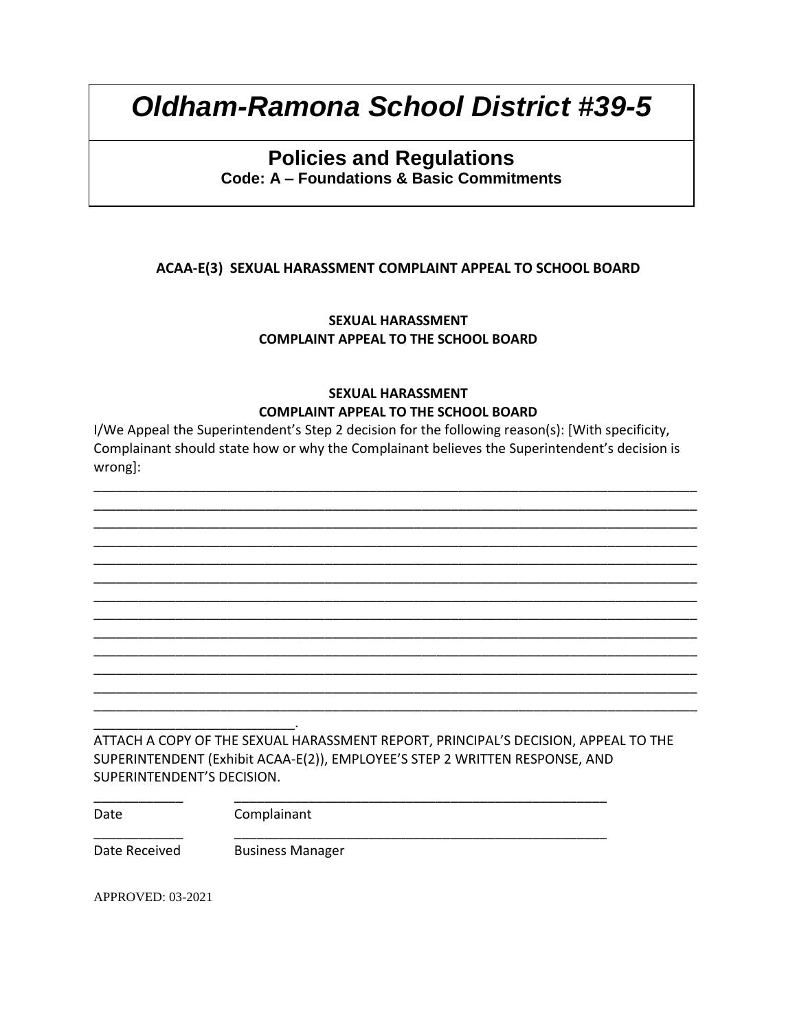# *Oldham-Ramona School District #39-5*

## Policies and Regulations

**Code: A – Foundations & Basic Commitments**

**ACAA-E(3) SEXUAL HARASSMENT COMPLAINT APPEAL TO SCHOOL BOARD**

**SEXUAL HARASSMENT**
**COMPLAINT APPEAL TO THE SCHOOL BOARD**

**SEXUAL HARASSMENT**
**COMPLAINT APPEAL TO THE SCHOOL BOARD**

I/We Appeal the Superintendent's Step 2 decision for the following reason(s): [With specificity, Complainant should state how or why the Complainant believes the Superintendent's decision is wrong]:

_____________________________________________________________________________________
_____________________________________________________________________________________
_____________________________________________________________________________________
_____________________________________________________________________________________
_____________________________________________________________________________________
_____________________________________________________________________________________
_____________________________________________________________________________________
_____________________________________________________________________________________
_____________________________________________________________________________________
_____________________________________________________________________________________
_____________________________________________________________________________________
_____________________________________________________________________________________
_____________________________________________________________________________________
___________________________.

ATTACH A COPY OF THE SEXUAL HARASSMENT REPORT, PRINCIPAL'S DECISION, APPEAL TO THE SUPERINTENDENT (Exhibit ACAA-E(2)), EMPLOYEE'S STEP 2 WRITTEN RESPONSE, AND SUPERINTENDENT'S DECISION.

____________ ____________________________________________________
Date Complainant

____________ ____________________________________________________
Date Received Business Manager

APPROVED: 03-2021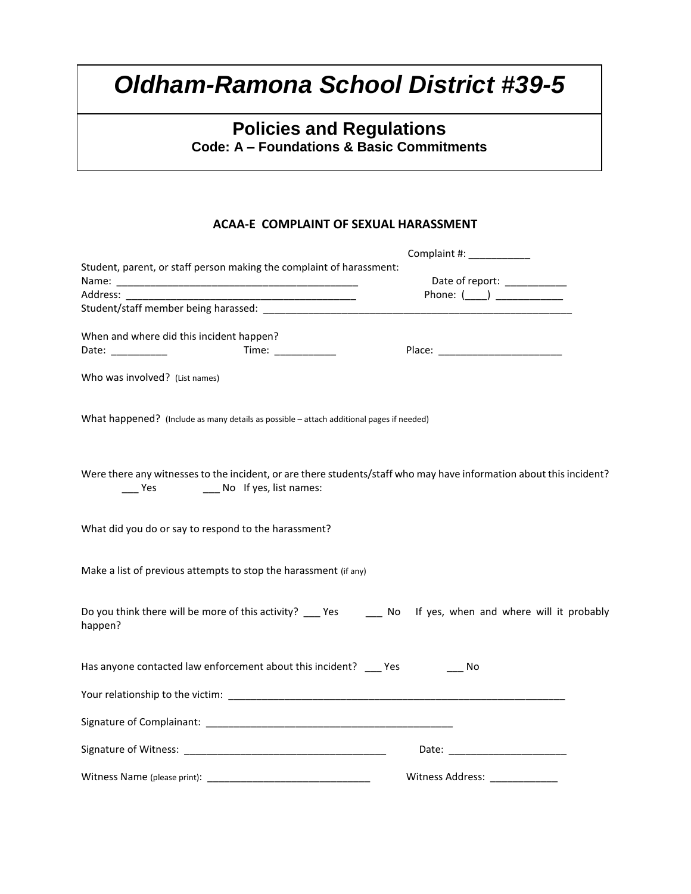# Oldham-Ramona School District #39-5

## Policies and Regulations

**Code: A – Foundations & Basic Commitments**

### ACAA-E COMPLAINT OF SEXUAL HARASSMENT

Complaint #: ___________

Student, parent, or staff person making the complaint of harassment:

Name: ___________________________________________ Date of report: ___________

Address: _________________________________________ Phone: (____) ____________

Student/staff member being harassed: ________________________________________________________

When and where did this incident happen?

Date: __________ Time: ___________ Place: ______________________

Who was involved? (List names)

What happened? (Include as many details as possible – attach additional pages if needed)

Were there any witnesses to the incident, or are there students/staff who may have information about this incident?

___ Yes ___ No If yes, list names:

What did you do or say to respond to the harassment?

Make a list of previous attempts to stop the harassment (if any)

Do you think there will be more of this activity? ___ Yes ___ No If yes, when and where will it probably happen?

Has anyone contacted law enforcement about this incident? ___ Yes ___ No

Your relationship to the victim: ______________________________________________________________

Signature of Complainant: _____________________________________________

Signature of Witness: ____________________________________ Date: _____________________

Witness Name (please print): ______________________________ Witness Address: ____________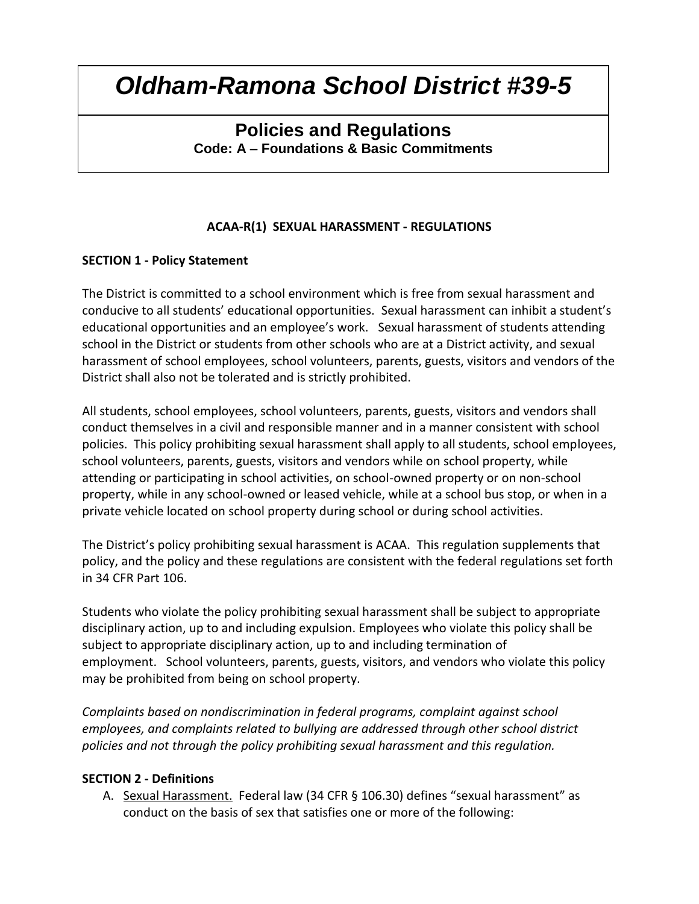# *Oldham-Ramona School District #39-5*

## Policies and Regulations

**Code: A – Foundations & Basic Commitments**

### ACAA-R(1) SEXUAL HARASSMENT - REGULATIONS

**SECTION 1 - Policy Statement**

The District is committed to a school environment which is free from sexual harassment and conducive to all students' educational opportunities. Sexual harassment can inhibit a student's educational opportunities and an employee's work. Sexual harassment of students attending school in the District or students from other schools who are at a District activity, and sexual harassment of school employees, school volunteers, parents, guests, visitors and vendors of the District shall also not be tolerated and is strictly prohibited.

All students, school employees, school volunteers, parents, guests, visitors and vendors shall conduct themselves in a civil and responsible manner and in a manner consistent with school policies. This policy prohibiting sexual harassment shall apply to all students, school employees, school volunteers, parents, guests, visitors and vendors while on school property, while attending or participating in school activities, on school-owned property or on non-school property, while in any school-owned or leased vehicle, while at a school bus stop, or when in a private vehicle located on school property during school or during school activities.

The District's policy prohibiting sexual harassment is ACAA. This regulation supplements that policy, and the policy and these regulations are consistent with the federal regulations set forth in 34 CFR Part 106.

Students who violate the policy prohibiting sexual harassment shall be subject to appropriate disciplinary action, up to and including expulsion. Employees who violate this policy shall be subject to appropriate disciplinary action, up to and including termination of employment. School volunteers, parents, guests, visitors, and vendors who violate this policy may be prohibited from being on school property.

*Complaints based on nondiscrimination in federal programs, complaint against school employees, and complaints related to bullying are addressed through other school district policies and not through the policy prohibiting sexual harassment and this regulation.*

**SECTION 2 - Definitions**

A. Sexual Harassment. Federal law (34 CFR § 106.30) defines "sexual harassment" as conduct on the basis of sex that satisfies one or more of the following: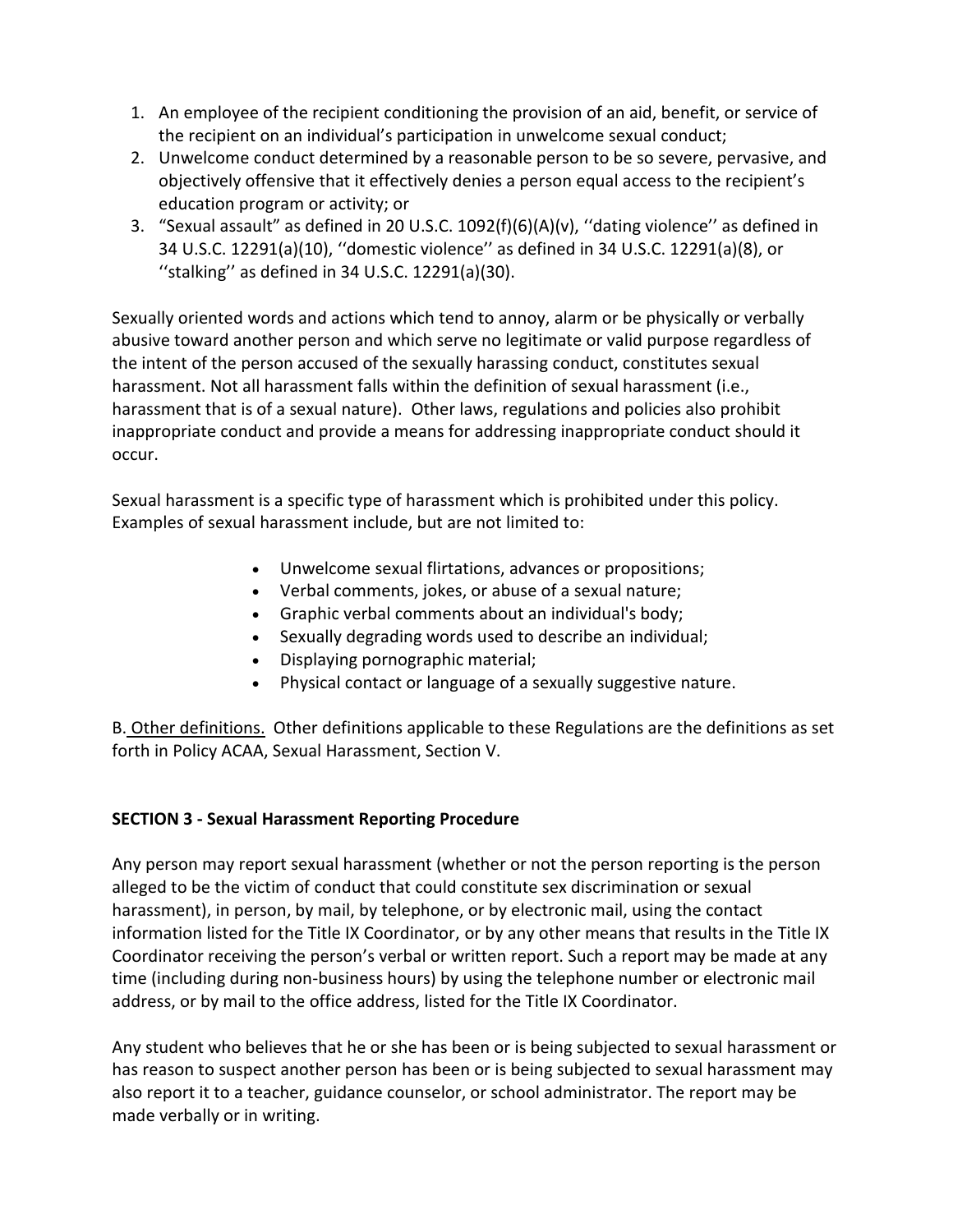1. An employee of the recipient conditioning the provision of an aid, benefit, or service of the recipient on an individual's participation in unwelcome sexual conduct;
2. Unwelcome conduct determined by a reasonable person to be so severe, pervasive, and objectively offensive that it effectively denies a person equal access to the recipient's education program or activity; or
3. "Sexual assault" as defined in 20 U.S.C. 1092(f)(6)(A)(v), ''dating violence'' as defined in 34 U.S.C. 12291(a)(10), ''domestic violence'' as defined in 34 U.S.C. 12291(a)(8), or ''stalking'' as defined in 34 U.S.C. 12291(a)(30).

Sexually oriented words and actions which tend to annoy, alarm or be physically or verbally abusive toward another person and which serve no legitimate or valid purpose regardless of the intent of the person accused of the sexually harassing conduct, constitutes sexual harassment. Not all harassment falls within the definition of sexual harassment (i.e., harassment that is of a sexual nature). Other laws, regulations and policies also prohibit inappropriate conduct and provide a means for addressing inappropriate conduct should it occur.

Sexual harassment is a specific type of harassment which is prohibited under this policy. Examples of sexual harassment include, but are not limited to:

- Unwelcome sexual flirtations, advances or propositions;
- Verbal comments, jokes, or abuse of a sexual nature;
- Graphic verbal comments about an individual's body;
- Sexually degrading words used to describe an individual;
- Displaying pornographic material;
- Physical contact or language of a sexually suggestive nature.

B. <u>Other definitions.</u> Other definitions applicable to these Regulations are the definitions as set forth in Policy ACAA, Sexual Harassment, Section V.

**SECTION 3 - Sexual Harassment Reporting Procedure**

Any person may report sexual harassment (whether or not the person reporting is the person alleged to be the victim of conduct that could constitute sex discrimination or sexual harassment), in person, by mail, by telephone, or by electronic mail, using the contact information listed for the Title IX Coordinator, or by any other means that results in the Title IX Coordinator receiving the person's verbal or written report. Such a report may be made at any time (including during non-business hours) by using the telephone number or electronic mail address, or by mail to the office address, listed for the Title IX Coordinator.

Any student who believes that he or she has been or is being subjected to sexual harassment or has reason to suspect another person has been or is being subjected to sexual harassment may also report it to a teacher, guidance counselor, or school administrator. The report may be made verbally or in writing.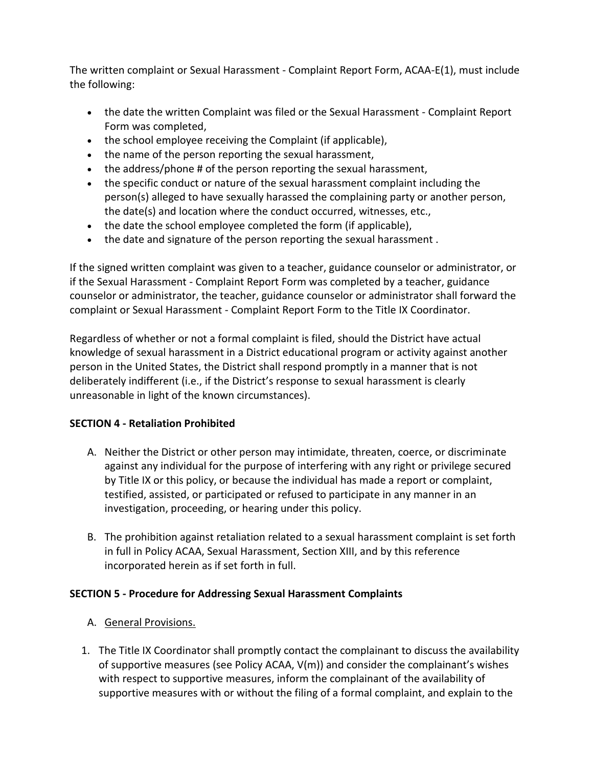The written complaint or Sexual Harassment - Complaint Report Form, ACAA-E(1), must include the following:

- the date the written Complaint was filed or the Sexual Harassment - Complaint Report Form was completed,
- the school employee receiving the Complaint (if applicable),
- the name of the person reporting the sexual harassment,
- the address/phone # of the person reporting the sexual harassment,
- the specific conduct or nature of the sexual harassment complaint including the person(s) alleged to have sexually harassed the complaining party or another person, the date(s) and location where the conduct occurred, witnesses, etc.,
- the date the school employee completed the form (if applicable),
- the date and signature of the person reporting the sexual harassment .

If the signed written complaint was given to a teacher, guidance counselor or administrator, or if the Sexual Harassment - Complaint Report Form was completed by a teacher, guidance counselor or administrator, the teacher, guidance counselor or administrator shall forward the complaint or Sexual Harassment - Complaint Report Form to the Title IX Coordinator.

Regardless of whether or not a formal complaint is filed, should the District have actual knowledge of sexual harassment in a District educational program or activity against another person in the United States, the District shall respond promptly in a manner that is not deliberately indifferent (i.e., if the District's response to sexual harassment is clearly unreasonable in light of the known circumstances).

**SECTION 4 - Retaliation Prohibited**

A. Neither the District or other person may intimidate, threaten, coerce, or discriminate against any individual for the purpose of interfering with any right or privilege secured by Title IX or this policy, or because the individual has made a report or complaint, testified, assisted, or participated or refused to participate in any manner in an investigation, proceeding, or hearing under this policy.

B. The prohibition against retaliation related to a sexual harassment complaint is set forth in full in Policy ACAA, Sexual Harassment, Section XIII, and by this reference incorporated herein as if set forth in full.

**SECTION 5 - Procedure for Addressing Sexual Harassment Complaints**

A. General Provisions.

1. The Title IX Coordinator shall promptly contact the complainant to discuss the availability of supportive measures (see Policy ACAA, V(m)) and consider the complainant's wishes with respect to supportive measures, inform the complainant of the availability of supportive measures with or without the filing of a formal complaint, and explain to the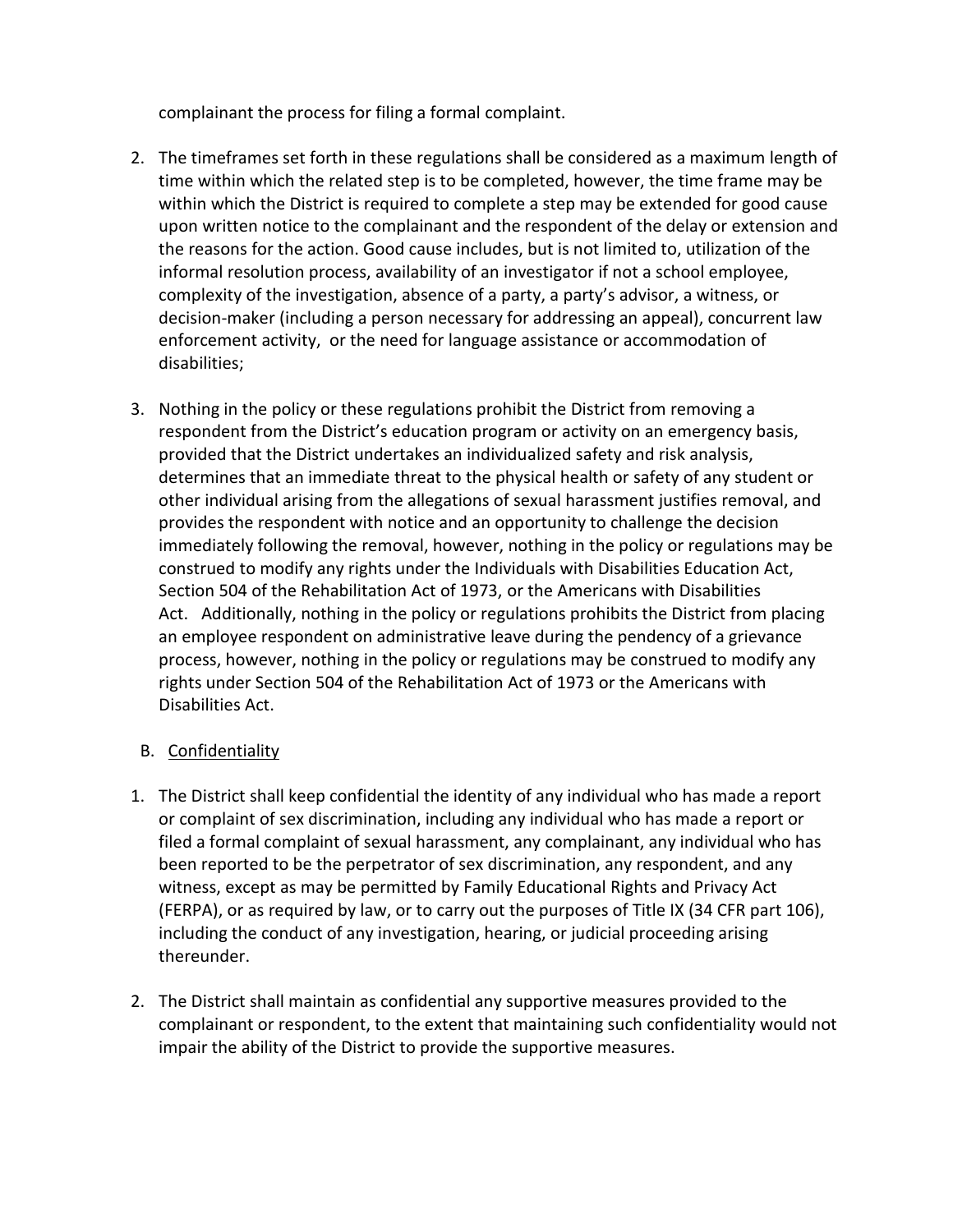complainant the process for filing a formal complaint.

2. The timeframes set forth in these regulations shall be considered as a maximum length of time within which the related step is to be completed, however, the time frame may be within which the District is required to complete a step may be extended for good cause upon written notice to the complainant and the respondent of the delay or extension and the reasons for the action. Good cause includes, but is not limited to, utilization of the informal resolution process, availability of an investigator if not a school employee, complexity of the investigation, absence of a party, a party's advisor, a witness, or decision-maker (including a person necessary for addressing an appeal), concurrent law enforcement activity, or the need for language assistance or accommodation of disabilities;

3. Nothing in the policy or these regulations prohibit the District from removing a respondent from the District's education program or activity on an emergency basis, provided that the District undertakes an individualized safety and risk analysis, determines that an immediate threat to the physical health or safety of any student or other individual arising from the allegations of sexual harassment justifies removal, and provides the respondent with notice and an opportunity to challenge the decision immediately following the removal, however, nothing in the policy or regulations may be construed to modify any rights under the Individuals with Disabilities Education Act, Section 504 of the Rehabilitation Act of 1973, or the Americans with Disabilities Act. Additionally, nothing in the policy or regulations prohibits the District from placing an employee respondent on administrative leave during the pendency of a grievance process, however, nothing in the policy or regulations may be construed to modify any rights under Section 504 of the Rehabilitation Act of 1973 or the Americans with Disabilities Act.

B. <u>Confidentiality</u>

1. The District shall keep confidential the identity of any individual who has made a report or complaint of sex discrimination, including any individual who has made a report or filed a formal complaint of sexual harassment, any complainant, any individual who has been reported to be the perpetrator of sex discrimination, any respondent, and any witness, except as may be permitted by Family Educational Rights and Privacy Act (FERPA), or as required by law, or to carry out the purposes of Title IX (34 CFR part 106), including the conduct of any investigation, hearing, or judicial proceeding arising thereunder.

2. The District shall maintain as confidential any supportive measures provided to the complainant or respondent, to the extent that maintaining such confidentiality would not impair the ability of the District to provide the supportive measures.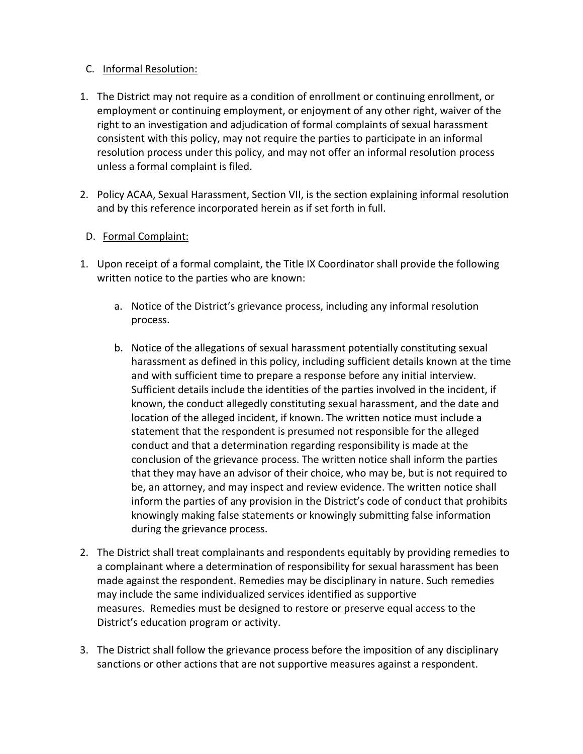C. Informal Resolution:

1. The District may not require as a condition of enrollment or continuing enrollment, or employment or continuing employment, or enjoyment of any other right, waiver of the right to an investigation and adjudication of formal complaints of sexual harassment consistent with this policy, may not require the parties to participate in an informal resolution process under this policy, and may not offer an informal resolution process unless a formal complaint is filed.

2. Policy ACAA, Sexual Harassment, Section VII, is the section explaining informal resolution and by this reference incorporated herein as if set forth in full.

D. Formal Complaint:

1. Upon receipt of a formal complaint, the Title IX Coordinator shall provide the following written notice to the parties who are known:

    a. Notice of the District's grievance process, including any informal resolution process.

    b. Notice of the allegations of sexual harassment potentially constituting sexual harassment as defined in this policy, including sufficient details known at the time and with sufficient time to prepare a response before any initial interview. Sufficient details include the identities of the parties involved in the incident, if known, the conduct allegedly constituting sexual harassment, and the date and location of the alleged incident, if known. The written notice must include a statement that the respondent is presumed not responsible for the alleged conduct and that a determination regarding responsibility is made at the conclusion of the grievance process. The written notice shall inform the parties that they may have an advisor of their choice, who may be, but is not required to be, an attorney, and may inspect and review evidence. The written notice shall inform the parties of any provision in the District's code of conduct that prohibits knowingly making false statements or knowingly submitting false information during the grievance process.

2. The District shall treat complainants and respondents equitably by providing remedies to a complainant where a determination of responsibility for sexual harassment has been made against the respondent. Remedies may be disciplinary in nature. Such remedies may include the same individualized services identified as supportive measures. Remedies must be designed to restore or preserve equal access to the District's education program or activity.

3. The District shall follow the grievance process before the imposition of any disciplinary sanctions or other actions that are not supportive measures against a respondent.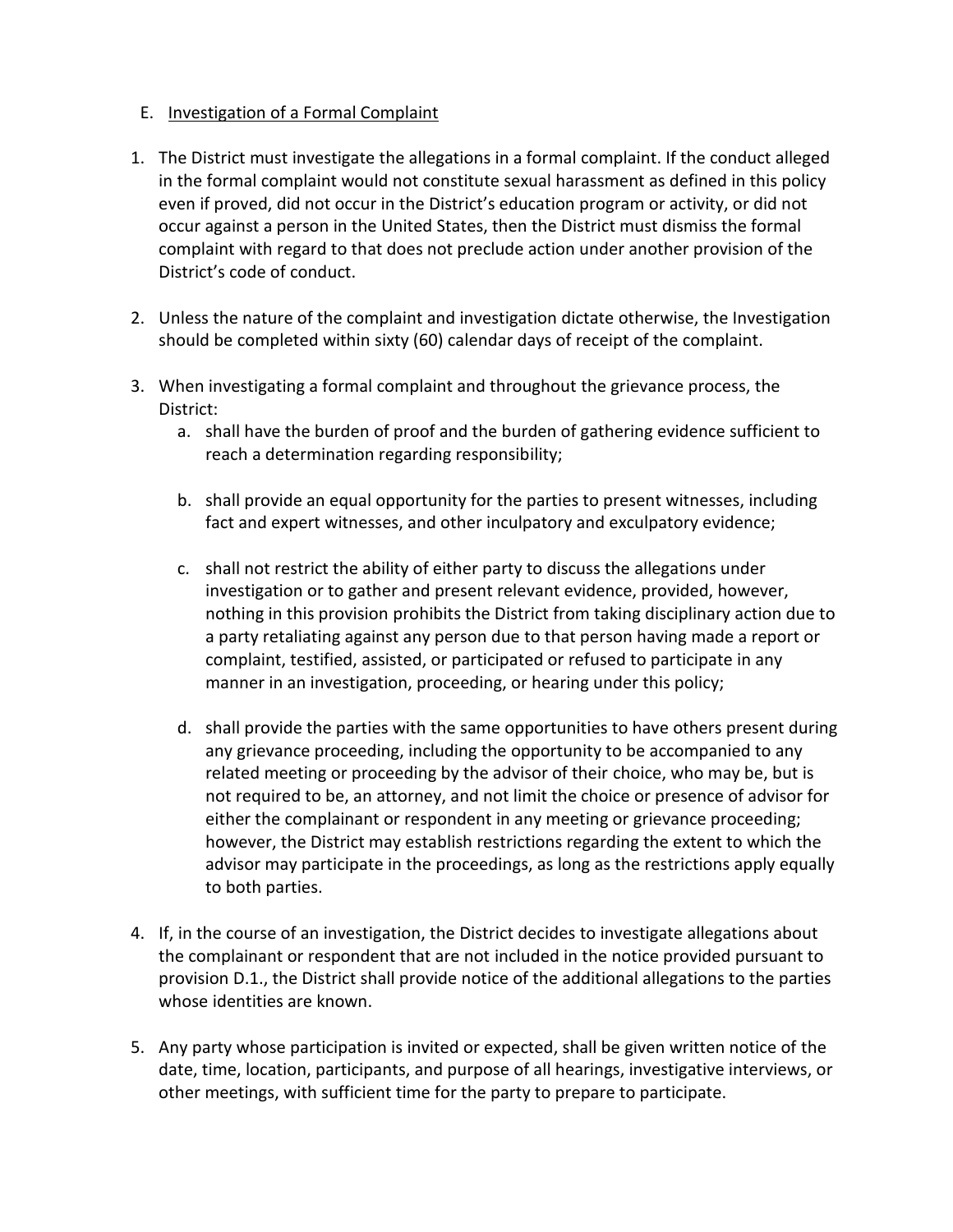E. <u>Investigation of a Formal Complaint</u>

1. The District must investigate the allegations in a formal complaint. If the conduct alleged in the formal complaint would not constitute sexual harassment as defined in this policy even if proved, did not occur in the District's education program or activity, or did not occur against a person in the United States, then the District must dismiss the formal complaint with regard to that does not preclude action under another provision of the District's code of conduct.

2. Unless the nature of the complaint and investigation dictate otherwise, the Investigation should be completed within sixty (60) calendar days of receipt of the complaint.

3. When investigating a formal complaint and throughout the grievance process, the District:
   a. shall have the burden of proof and the burden of gathering evidence sufficient to reach a determination regarding responsibility;

   b. shall provide an equal opportunity for the parties to present witnesses, including fact and expert witnesses, and other inculpatory and exculpatory evidence;

   c. shall not restrict the ability of either party to discuss the allegations under investigation or to gather and present relevant evidence, provided, however, nothing in this provision prohibits the District from taking disciplinary action due to a party retaliating against any person due to that person having made a report or complaint, testified, assisted, or participated or refused to participate in any manner in an investigation, proceeding, or hearing under this policy;

   d. shall provide the parties with the same opportunities to have others present during any grievance proceeding, including the opportunity to be accompanied to any related meeting or proceeding by the advisor of their choice, who may be, but is not required to be, an attorney, and not limit the choice or presence of advisor for either the complainant or respondent in any meeting or grievance proceeding; however, the District may establish restrictions regarding the extent to which the advisor may participate in the proceedings, as long as the restrictions apply equally to both parties.

4. If, in the course of an investigation, the District decides to investigate allegations about the complainant or respondent that are not included in the notice provided pursuant to provision D.1., the District shall provide notice of the additional allegations to the parties whose identities are known.

5. Any party whose participation is invited or expected, shall be given written notice of the date, time, location, participants, and purpose of all hearings, investigative interviews, or other meetings, with sufficient time for the party to prepare to participate.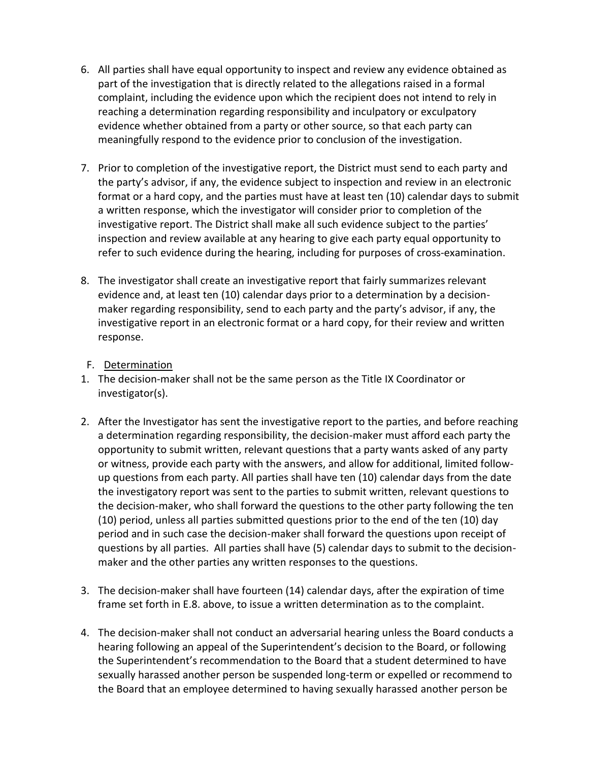6. All parties shall have equal opportunity to inspect and review any evidence obtained as part of the investigation that is directly related to the allegations raised in a formal complaint, including the evidence upon which the recipient does not intend to rely in reaching a determination regarding responsibility and inculpatory or exculpatory evidence whether obtained from a party or other source, so that each party can meaningfully respond to the evidence prior to conclusion of the investigation.

7. Prior to completion of the investigative report, the District must send to each party and the party's advisor, if any, the evidence subject to inspection and review in an electronic format or a hard copy, and the parties must have at least ten (10) calendar days to submit a written response, which the investigator will consider prior to completion of the investigative report. The District shall make all such evidence subject to the parties' inspection and review available at any hearing to give each party equal opportunity to refer to such evidence during the hearing, including for purposes of cross-examination.

8. The investigator shall create an investigative report that fairly summarizes relevant evidence and, at least ten (10) calendar days prior to a determination by a decision-maker regarding responsibility, send to each party and the party's advisor, if any, the investigative report in an electronic format or a hard copy, for their review and written response.

F. <u>Determination</u>

1. The decision-maker shall not be the same person as the Title IX Coordinator or investigator(s).

2. After the Investigator has sent the investigative report to the parties, and before reaching a determination regarding responsibility, the decision-maker must afford each party the opportunity to submit written, relevant questions that a party wants asked of any party or witness, provide each party with the answers, and allow for additional, limited follow-up questions from each party. All parties shall have ten (10) calendar days from the date the investigatory report was sent to the parties to submit written, relevant questions to the decision-maker, who shall forward the questions to the other party following the ten (10) period, unless all parties submitted questions prior to the end of the ten (10) day period and in such case the decision-maker shall forward the questions upon receipt of questions by all parties. All parties shall have (5) calendar days to submit to the decision-maker and the other parties any written responses to the questions.

3. The decision-maker shall have fourteen (14) calendar days, after the expiration of time frame set forth in E.8. above, to issue a written determination as to the complaint.

4. The decision-maker shall not conduct an adversarial hearing unless the Board conducts a hearing following an appeal of the Superintendent's decision to the Board, or following the Superintendent's recommendation to the Board that a student determined to have sexually harassed another person be suspended long-term or expelled or recommend to the Board that an employee determined to having sexually harassed another person be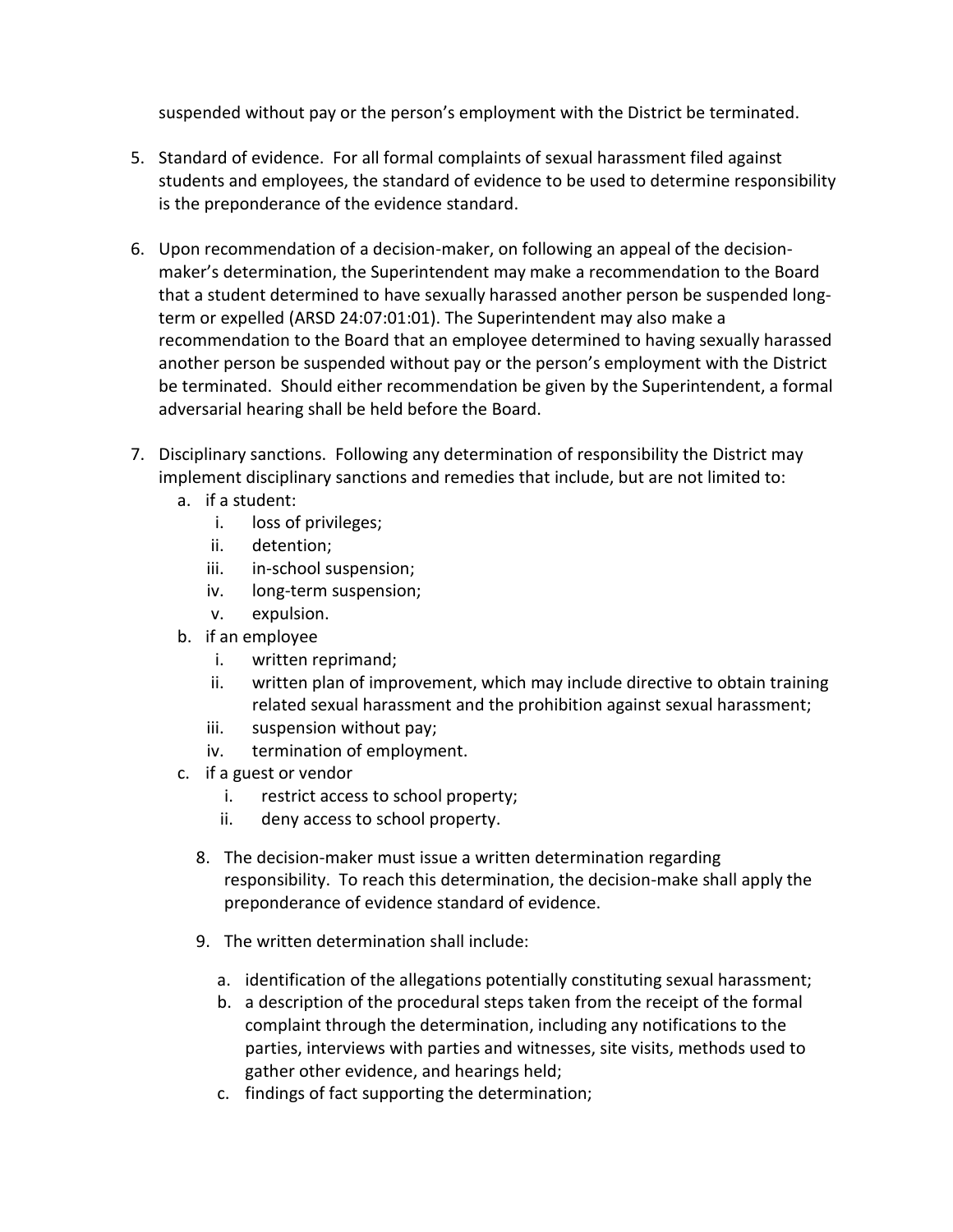suspended without pay or the person's employment with the District be terminated.

5. Standard of evidence. For all formal complaints of sexual harassment filed against students and employees, the standard of evidence to be used to determine responsibility is the preponderance of the evidence standard.

6. Upon recommendation of a decision-maker, on following an appeal of the decision-maker's determination, the Superintendent may make a recommendation to the Board that a student determined to have sexually harassed another person be suspended long-term or expelled (ARSD 24:07:01:01). The Superintendent may also make a recommendation to the Board that an employee determined to having sexually harassed another person be suspended without pay or the person's employment with the District be terminated. Should either recommendation be given by the Superintendent, a formal adversarial hearing shall be held before the Board.

7. Disciplinary sanctions. Following any determination of responsibility the District may implement disciplinary sanctions and remedies that include, but are not limited to:
   a. if a student:
      i. loss of privileges;
      ii. detention;
      iii. in-school suspension;
      iv. long-term suspension;
      v. expulsion.
   b. if an employee
      i. written reprimand;
      ii. written plan of improvement, which may include directive to obtain training related sexual harassment and the prohibition against sexual harassment;
      iii. suspension without pay;
      iv. termination of employment.
   c. if a guest or vendor
      i. restrict access to school property;
      ii. deny access to school property.

8. The decision-maker must issue a written determination regarding responsibility. To reach this determination, the decision-make shall apply the preponderance of evidence standard of evidence.

9. The written determination shall include:

   a. identification of the allegations potentially constituting sexual harassment;
   b. a description of the procedural steps taken from the receipt of the formal complaint through the determination, including any notifications to the parties, interviews with parties and witnesses, site visits, methods used to gather other evidence, and hearings held;
   c. findings of fact supporting the determination;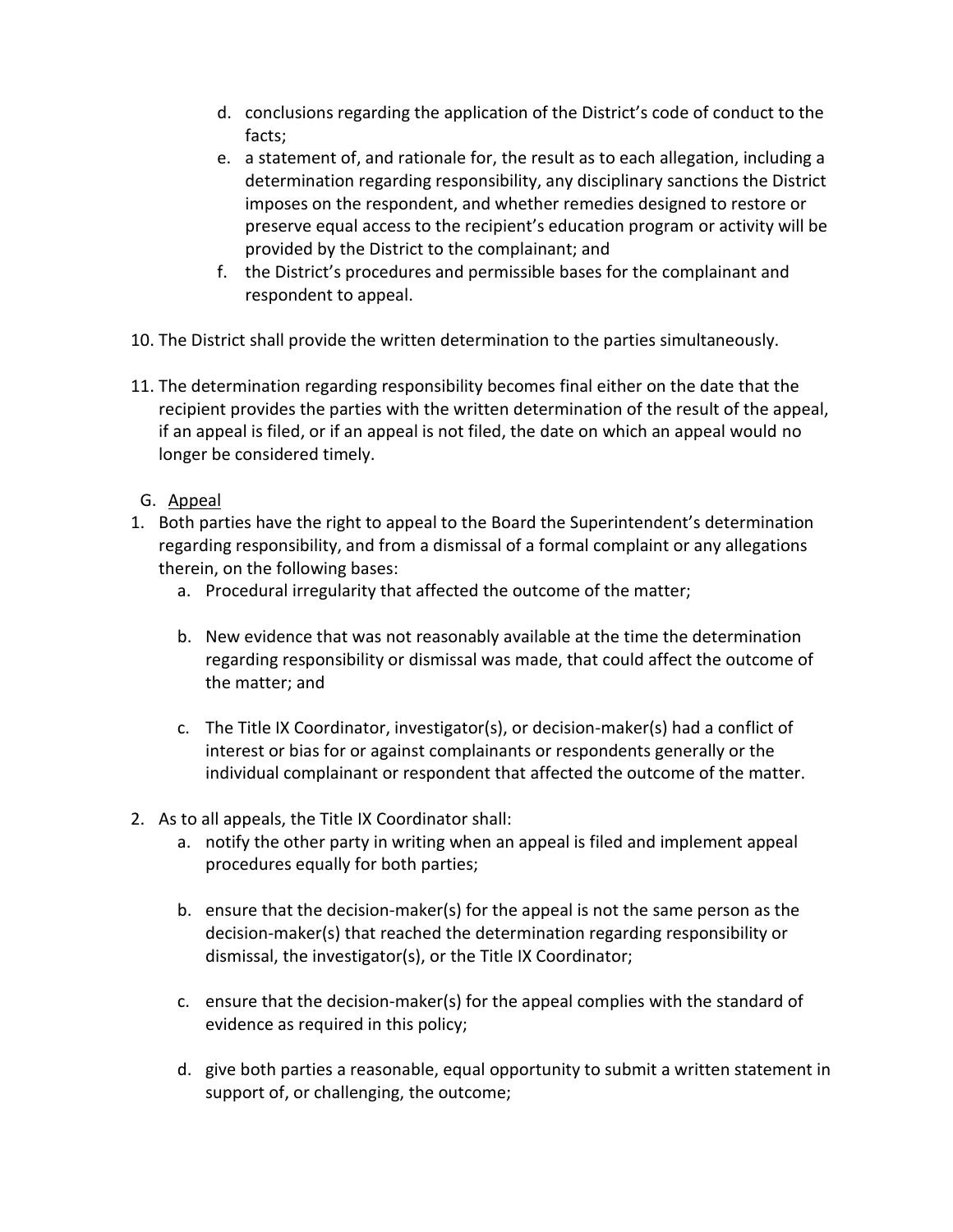d. conclusions regarding the application of the District's code of conduct to the facts;
   e. a statement of, and rationale for, the result as to each allegation, including a determination regarding responsibility, any disciplinary sanctions the District imposes on the respondent, and whether remedies designed to restore or preserve equal access to the recipient's education program or activity will be provided by the District to the complainant; and
   f. the District's procedures and permissible bases for the complainant and respondent to appeal.

10. The District shall provide the written determination to the parties simultaneously.

11. The determination regarding responsibility becomes final either on the date that the recipient provides the parties with the written determination of the result of the appeal, if an appeal is filed, or if an appeal is not filed, the date on which an appeal would no longer be considered timely.

G. <u>Appeal</u>

1. Both parties have the right to appeal to the Board the Superintendent's determination regarding responsibility, and from a dismissal of a formal complaint or any allegations therein, on the following bases:
   a. Procedural irregularity that affected the outcome of the matter;

   b. New evidence that was not reasonably available at the time the determination regarding responsibility or dismissal was made, that could affect the outcome of the matter; and

   c. The Title IX Coordinator, investigator(s), or decision-maker(s) had a conflict of interest or bias for or against complainants or respondents generally or the individual complainant or respondent that affected the outcome of the matter.

2. As to all appeals, the Title IX Coordinator shall:
   a. notify the other party in writing when an appeal is filed and implement appeal procedures equally for both parties;

   b. ensure that the decision-maker(s) for the appeal is not the same person as the decision-maker(s) that reached the determination regarding responsibility or dismissal, the investigator(s), or the Title IX Coordinator;

   c. ensure that the decision-maker(s) for the appeal complies with the standard of evidence as required in this policy;

   d. give both parties a reasonable, equal opportunity to submit a written statement in support of, or challenging, the outcome;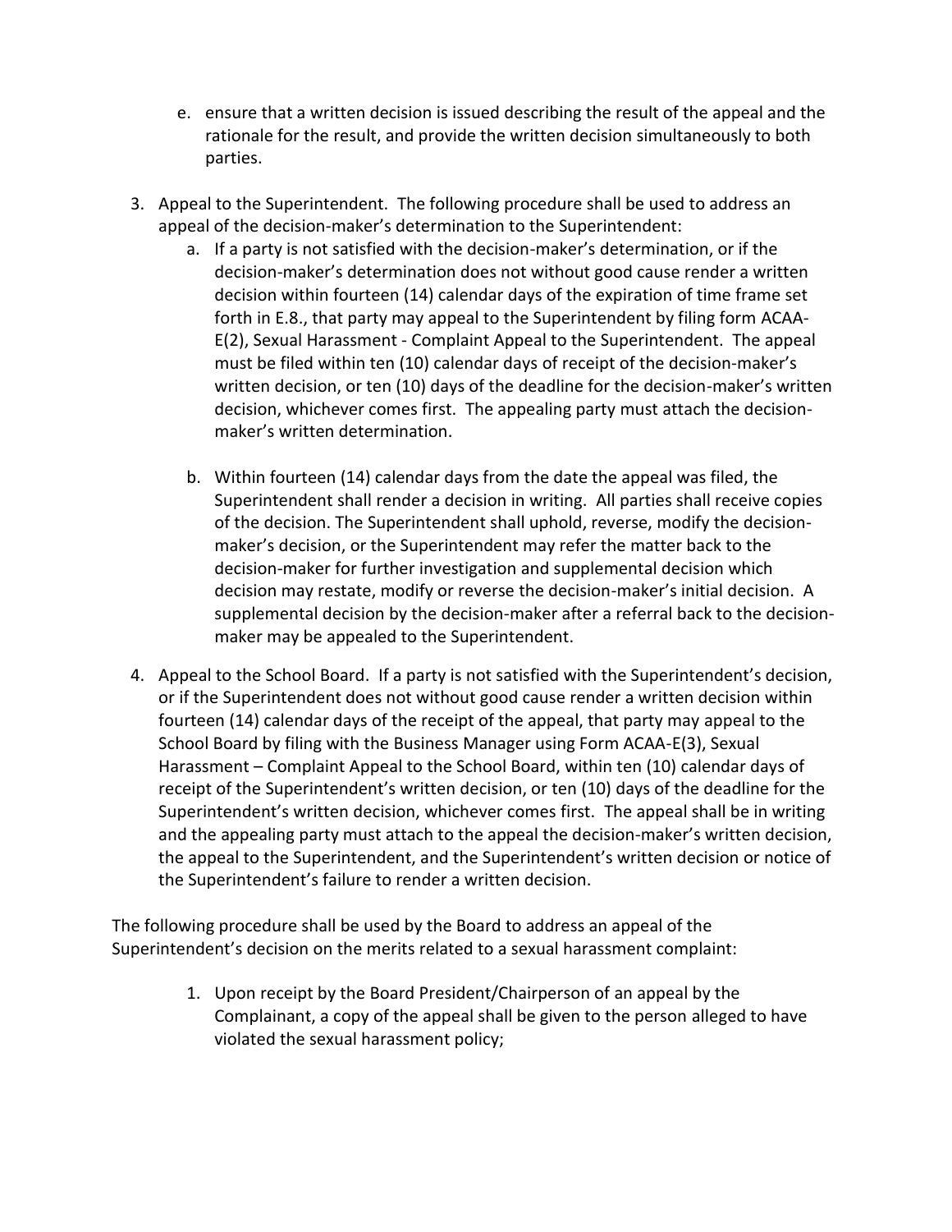e. ensure that a written decision is issued describing the result of the appeal and the rationale for the result, and provide the written decision simultaneously to both parties.

3. Appeal to the Superintendent. The following procedure shall be used to address an appeal of the decision-maker's determination to the Superintendent:
   a. If a party is not satisfied with the decision-maker's determination, or if the decision-maker's determination does not without good cause render a written decision within fourteen (14) calendar days of the expiration of time frame set forth in E.8., that party may appeal to the Superintendent by filing form ACAA-E(2), Sexual Harassment - Complaint Appeal to the Superintendent. The appeal must be filed within ten (10) calendar days of receipt of the decision-maker's written decision, or ten (10) days of the deadline for the decision-maker's written decision, whichever comes first. The appealing party must attach the decision-maker's written determination.

   b. Within fourteen (14) calendar days from the date the appeal was filed, the Superintendent shall render a decision in writing. All parties shall receive copies of the decision. The Superintendent shall uphold, reverse, modify the decision-maker's decision, or the Superintendent may refer the matter back to the decision-maker for further investigation and supplemental decision which decision may restate, modify or reverse the decision-maker's initial decision. A supplemental decision by the decision-maker after a referral back to the decision-maker may be appealed to the Superintendent.

4. Appeal to the School Board. If a party is not satisfied with the Superintendent's decision, or if the Superintendent does not without good cause render a written decision within fourteen (14) calendar days of the receipt of the appeal, that party may appeal to the School Board by filing with the Business Manager using Form ACAA-E(3), Sexual Harassment – Complaint Appeal to the School Board, within ten (10) calendar days of receipt of the Superintendent's written decision, or ten (10) days of the deadline for the Superintendent's written decision, whichever comes first. The appeal shall be in writing and the appealing party must attach to the appeal the decision-maker's written decision, the appeal to the Superintendent, and the Superintendent's written decision or notice of the Superintendent's failure to render a written decision.

The following procedure shall be used by the Board to address an appeal of the Superintendent's decision on the merits related to a sexual harassment complaint:

1. Upon receipt by the Board President/Chairperson of an appeal by the Complainant, a copy of the appeal shall be given to the person alleged to have violated the sexual harassment policy;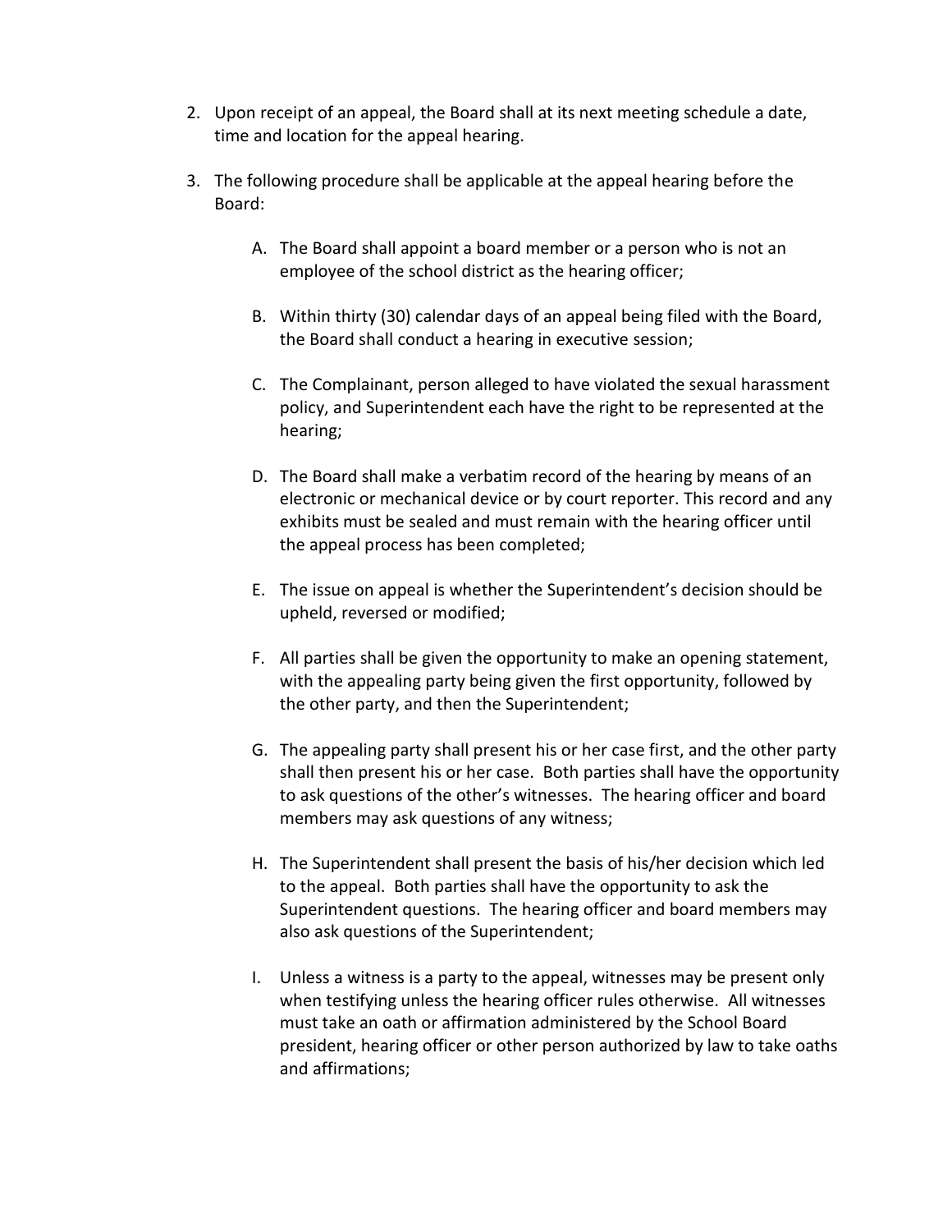2. Upon receipt of an appeal, the Board shall at its next meeting schedule a date, time and location for the appeal hearing.

3. The following procedure shall be applicable at the appeal hearing before the Board:

   A. The Board shall appoint a board member or a person who is not an employee of the school district as the hearing officer;

   B. Within thirty (30) calendar days of an appeal being filed with the Board, the Board shall conduct a hearing in executive session;

   C. The Complainant, person alleged to have violated the sexual harassment policy, and Superintendent each have the right to be represented at the hearing;

   D. The Board shall make a verbatim record of the hearing by means of an electronic or mechanical device or by court reporter. This record and any exhibits must be sealed and must remain with the hearing officer until the appeal process has been completed;

   E. The issue on appeal is whether the Superintendent's decision should be upheld, reversed or modified;

   F. All parties shall be given the opportunity to make an opening statement, with the appealing party being given the first opportunity, followed by the other party, and then the Superintendent;

   G. The appealing party shall present his or her case first, and the other party shall then present his or her case. Both parties shall have the opportunity to ask questions of the other's witnesses. The hearing officer and board members may ask questions of any witness;

   H. The Superintendent shall present the basis of his/her decision which led to the appeal. Both parties shall have the opportunity to ask the Superintendent questions. The hearing officer and board members may also ask questions of the Superintendent;

   I. Unless a witness is a party to the appeal, witnesses may be present only when testifying unless the hearing officer rules otherwise. All witnesses must take an oath or affirmation administered by the School Board president, hearing officer or other person authorized by law to take oaths and affirmations;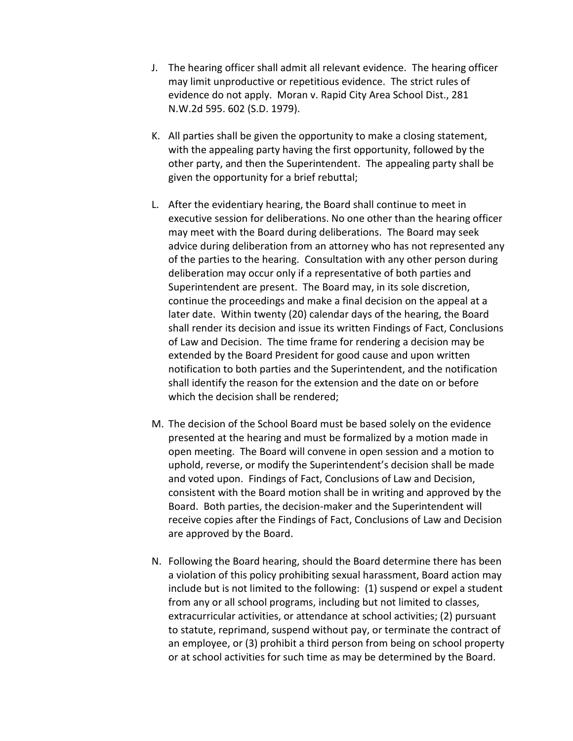J. The hearing officer shall admit all relevant evidence. The hearing officer may limit unproductive or repetitious evidence. The strict rules of evidence do not apply. Moran v. Rapid City Area School Dist., 281 N.W.2d 595. 602 (S.D. 1979).

K. All parties shall be given the opportunity to make a closing statement, with the appealing party having the first opportunity, followed by the other party, and then the Superintendent. The appealing party shall be given the opportunity for a brief rebuttal;

L. After the evidentiary hearing, the Board shall continue to meet in executive session for deliberations. No one other than the hearing officer may meet with the Board during deliberations. The Board may seek advice during deliberation from an attorney who has not represented any of the parties to the hearing. Consultation with any other person during deliberation may occur only if a representative of both parties and Superintendent are present. The Board may, in its sole discretion, continue the proceedings and make a final decision on the appeal at a later date. Within twenty (20) calendar days of the hearing, the Board shall render its decision and issue its written Findings of Fact, Conclusions of Law and Decision. The time frame for rendering a decision may be extended by the Board President for good cause and upon written notification to both parties and the Superintendent, and the notification shall identify the reason for the extension and the date on or before which the decision shall be rendered;

M. The decision of the School Board must be based solely on the evidence presented at the hearing and must be formalized by a motion made in open meeting. The Board will convene in open session and a motion to uphold, reverse, or modify the Superintendent's decision shall be made and voted upon. Findings of Fact, Conclusions of Law and Decision, consistent with the Board motion shall be in writing and approved by the Board. Both parties, the decision-maker and the Superintendent will receive copies after the Findings of Fact, Conclusions of Law and Decision are approved by the Board.

N. Following the Board hearing, should the Board determine there has been a violation of this policy prohibiting sexual harassment, Board action may include but is not limited to the following: (1) suspend or expel a student from any or all school programs, including but not limited to classes, extracurricular activities, or attendance at school activities; (2) pursuant to statute, reprimand, suspend without pay, or terminate the contract of an employee, or (3) prohibit a third person from being on school property or at school activities for such time as may be determined by the Board.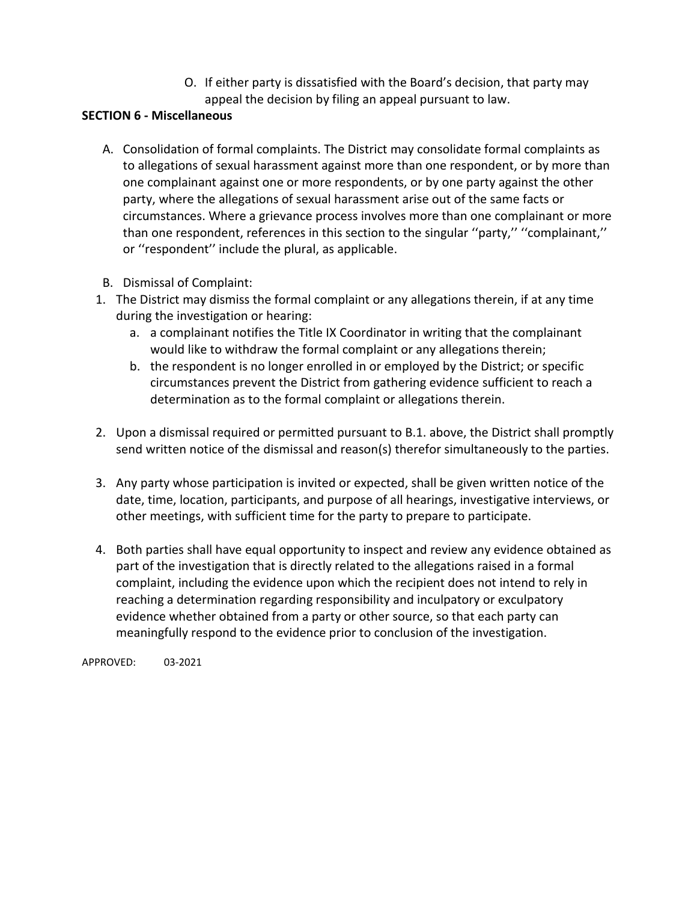O. If either party is dissatisfied with the Board's decision, that party may appeal the decision by filing an appeal pursuant to law.

**SECTION 6 - Miscellaneous**

A. Consolidation of formal complaints. The District may consolidate formal complaints as to allegations of sexual harassment against more than one respondent, or by more than one complainant against one or more respondents, or by one party against the other party, where the allegations of sexual harassment arise out of the same facts or circumstances. Where a grievance process involves more than one complainant or more than one respondent, references in this section to the singular ''party,'' ''complainant,'' or ''respondent'' include the plural, as applicable.

B. Dismissal of Complaint:

1. The District may dismiss the formal complaint or any allegations therein, if at any time during the investigation or hearing:
   a. a complainant notifies the Title IX Coordinator in writing that the complainant would like to withdraw the formal complaint or any allegations therein;
   b. the respondent is no longer enrolled in or employed by the District; or specific circumstances prevent the District from gathering evidence sufficient to reach a determination as to the formal complaint or allegations therein.

2. Upon a dismissal required or permitted pursuant to B.1. above, the District shall promptly send written notice of the dismissal and reason(s) therefor simultaneously to the parties.

3. Any party whose participation is invited or expected, shall be given written notice of the date, time, location, participants, and purpose of all hearings, investigative interviews, or other meetings, with sufficient time for the party to prepare to participate.

4. Both parties shall have equal opportunity to inspect and review any evidence obtained as part of the investigation that is directly related to the allegations raised in a formal complaint, including the evidence upon which the recipient does not intend to rely in reaching a determination regarding responsibility and inculpatory or exculpatory evidence whether obtained from a party or other source, so that each party can meaningfully respond to the evidence prior to conclusion of the investigation.

APPROVED: 03-2021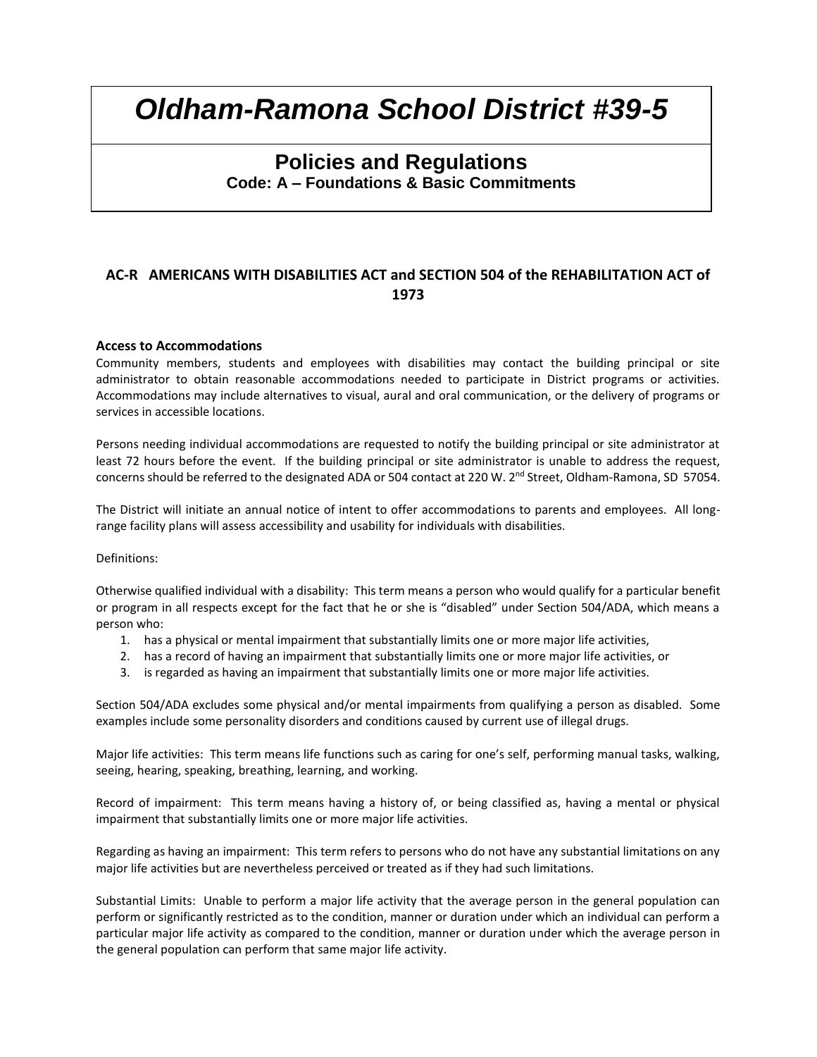# Oldham-Ramona School District #39-5

## Policies and Regulations

**Code: A – Foundations & Basic Commitments**

### AC-R AMERICANS WITH DISABILITIES ACT and SECTION 504 of the REHABILITATION ACT of 1973

**Access to Accommodations**

Community members, students and employees with disabilities may contact the building principal or site administrator to obtain reasonable accommodations needed to participate in District programs or activities. Accommodations may include alternatives to visual, aural and oral communication, or the delivery of programs or services in accessible locations.

Persons needing individual accommodations are requested to notify the building principal or site administrator at least 72 hours before the event. If the building principal or site administrator is unable to address the request, concerns should be referred to the designated ADA or 504 contact at 220 W. 2nd Street, Oldham-Ramona, SD 57054.

The District will initiate an annual notice of intent to offer accommodations to parents and employees. All long-range facility plans will assess accessibility and usability for individuals with disabilities.

Definitions:

Otherwise qualified individual with a disability: This term means a person who would qualify for a particular benefit or program in all respects except for the fact that he or she is "disabled" under Section 504/ADA, which means a person who:

1. has a physical or mental impairment that substantially limits one or more major life activities,
2. has a record of having an impairment that substantially limits one or more major life activities, or
3. is regarded as having an impairment that substantially limits one or more major life activities.

Section 504/ADA excludes some physical and/or mental impairments from qualifying a person as disabled. Some examples include some personality disorders and conditions caused by current use of illegal drugs.

Major life activities: This term means life functions such as caring for one's self, performing manual tasks, walking, seeing, hearing, speaking, breathing, learning, and working.

Record of impairment: This term means having a history of, or being classified as, having a mental or physical impairment that substantially limits one or more major life activities.

Regarding as having an impairment: This term refers to persons who do not have any substantial limitations on any major life activities but are nevertheless perceived or treated as if they had such limitations.

Substantial Limits: Unable to perform a major life activity that the average person in the general population can perform or significantly restricted as to the condition, manner or duration under which an individual can perform a particular major life activity as compared to the condition, manner or duration under which the average person in the general population can perform that same major life activity.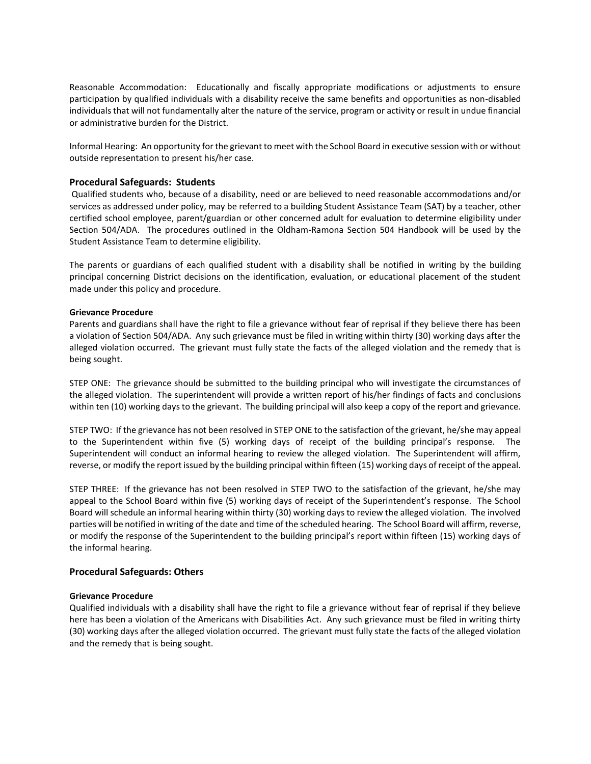Reasonable Accommodation: Educationally and fiscally appropriate modifications or adjustments to ensure participation by qualified individuals with a disability receive the same benefits and opportunities as non-disabled individuals that will not fundamentally alter the nature of the service, program or activity or result in undue financial or administrative burden for the District.

Informal Hearing: An opportunity for the grievant to meet with the School Board in executive session with or without outside representation to present his/her case.

## Procedural Safeguards: Students

Qualified students who, because of a disability, need or are believed to need reasonable accommodations and/or services as addressed under policy, may be referred to a building Student Assistance Team (SAT) by a teacher, other certified school employee, parent/guardian or other concerned adult for evaluation to determine eligibility under Section 504/ADA. The procedures outlined in the Oldham-Ramona Section 504 Handbook will be used by the Student Assistance Team to determine eligibility.

The parents or guardians of each qualified student with a disability shall be notified in writing by the building principal concerning District decisions on the identification, evaluation, or educational placement of the student made under this policy and procedure.

**Grievance Procedure**

Parents and guardians shall have the right to file a grievance without fear of reprisal if they believe there has been a violation of Section 504/ADA. Any such grievance must be filed in writing within thirty (30) working days after the alleged violation occurred. The grievant must fully state the facts of the alleged violation and the remedy that is being sought.

STEP ONE: The grievance should be submitted to the building principal who will investigate the circumstances of the alleged violation. The superintendent will provide a written report of his/her findings of facts and conclusions within ten (10) working days to the grievant. The building principal will also keep a copy of the report and grievance.

STEP TWO: If the grievance has not been resolved in STEP ONE to the satisfaction of the grievant, he/she may appeal to the Superintendent within five (5) working days of receipt of the building principal's response. The Superintendent will conduct an informal hearing to review the alleged violation. The Superintendent will affirm, reverse, or modify the report issued by the building principal within fifteen (15) working days of receipt of the appeal.

STEP THREE: If the grievance has not been resolved in STEP TWO to the satisfaction of the grievant, he/she may appeal to the School Board within five (5) working days of receipt of the Superintendent's response. The School Board will schedule an informal hearing within thirty (30) working days to review the alleged violation. The involved parties will be notified in writing of the date and time of the scheduled hearing. The School Board will affirm, reverse, or modify the response of the Superintendent to the building principal's report within fifteen (15) working days of the informal hearing.

## Procedural Safeguards: Others

**Grievance Procedure**

Qualified individuals with a disability shall have the right to file a grievance without fear of reprisal if they believe here has been a violation of the Americans with Disabilities Act. Any such grievance must be filed in writing thirty (30) working days after the alleged violation occurred. The grievant must fully state the facts of the alleged violation and the remedy that is being sought.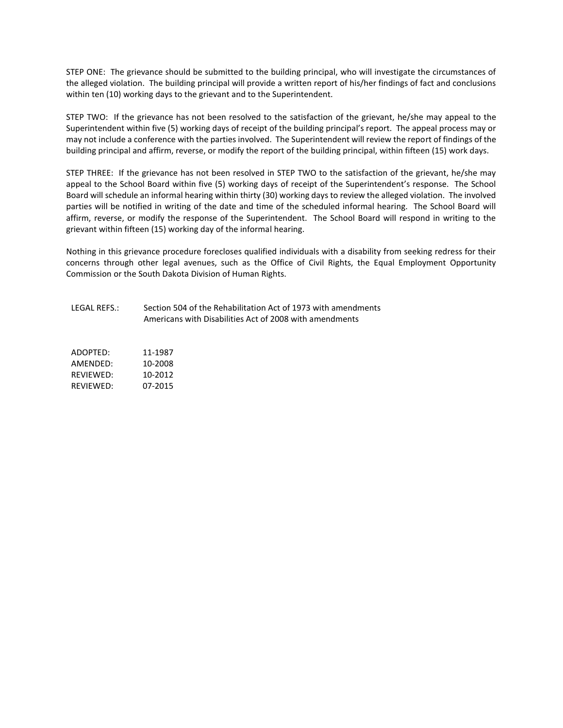STEP ONE: The grievance should be submitted to the building principal, who will investigate the circumstances of the alleged violation. The building principal will provide a written report of his/her findings of fact and conclusions within ten (10) working days to the grievant and to the Superintendent.

STEP TWO: If the grievance has not been resolved to the satisfaction of the grievant, he/she may appeal to the Superintendent within five (5) working days of receipt of the building principal's report. The appeal process may or may not include a conference with the parties involved. The Superintendent will review the report of findings of the building principal and affirm, reverse, or modify the report of the building principal, within fifteen (15) work days.

STEP THREE: If the grievance has not been resolved in STEP TWO to the satisfaction of the grievant, he/she may appeal to the School Board within five (5) working days of receipt of the Superintendent's response. The School Board will schedule an informal hearing within thirty (30) working days to review the alleged violation. The involved parties will be notified in writing of the date and time of the scheduled informal hearing. The School Board will affirm, reverse, or modify the response of the Superintendent. The School Board will respond in writing to the grievant within fifteen (15) working day of the informal hearing.

Nothing in this grievance procedure forecloses qualified individuals with a disability from seeking redress for their concerns through other legal avenues, such as the Office of Civil Rights, the Equal Employment Opportunity Commission or the South Dakota Division of Human Rights.

LEGAL REFS.: Section 504 of the Rehabilitation Act of 1973 with amendments
Americans with Disabilities Act of 2008 with amendments

ADOPTED: 11-1987
AMENDED: 10-2008
REVIEWED: 10-2012
REVIEWED: 07-2015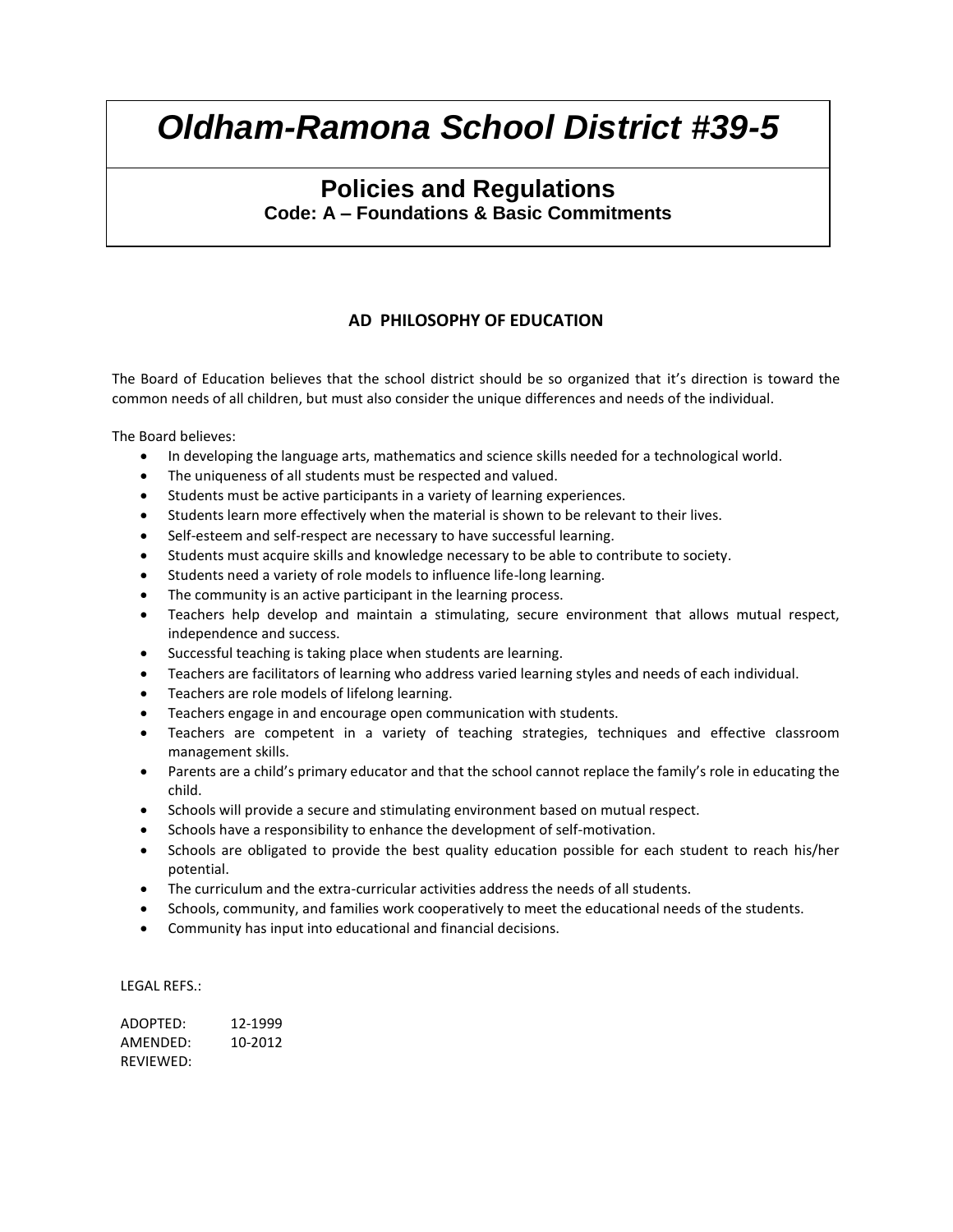# Oldham-Ramona School District #39-5

## Policies and Regulations

**Code: A – Foundations & Basic Commitments**

### AD PHILOSOPHY OF EDUCATION

The Board of Education believes that the school district should be so organized that it's direction is toward the common needs of all children, but must also consider the unique differences and needs of the individual.

The Board believes:

- In developing the language arts, mathematics and science skills needed for a technological world.
- The uniqueness of all students must be respected and valued.
- Students must be active participants in a variety of learning experiences.
- Students learn more effectively when the material is shown to be relevant to their lives.
- Self-esteem and self-respect are necessary to have successful learning.
- Students must acquire skills and knowledge necessary to be able to contribute to society.
- Students need a variety of role models to influence life-long learning.
- The community is an active participant in the learning process.
- Teachers help develop and maintain a stimulating, secure environment that allows mutual respect, independence and success.
- Successful teaching is taking place when students are learning.
- Teachers are facilitators of learning who address varied learning styles and needs of each individual.
- Teachers are role models of lifelong learning.
- Teachers engage in and encourage open communication with students.
- Teachers are competent in a variety of teaching strategies, techniques and effective classroom management skills.
- Parents are a child's primary educator and that the school cannot replace the family's role in educating the child.
- Schools will provide a secure and stimulating environment based on mutual respect.
- Schools have a responsibility to enhance the development of self-motivation.
- Schools are obligated to provide the best quality education possible for each student to reach his/her potential.
- The curriculum and the extra-curricular activities address the needs of all students.
- Schools, community, and families work cooperatively to meet the educational needs of the students.
- Community has input into educational and financial decisions.

LEGAL REFS.:

ADOPTED: 12-1999
AMENDED: 10-2012
REVIEWED: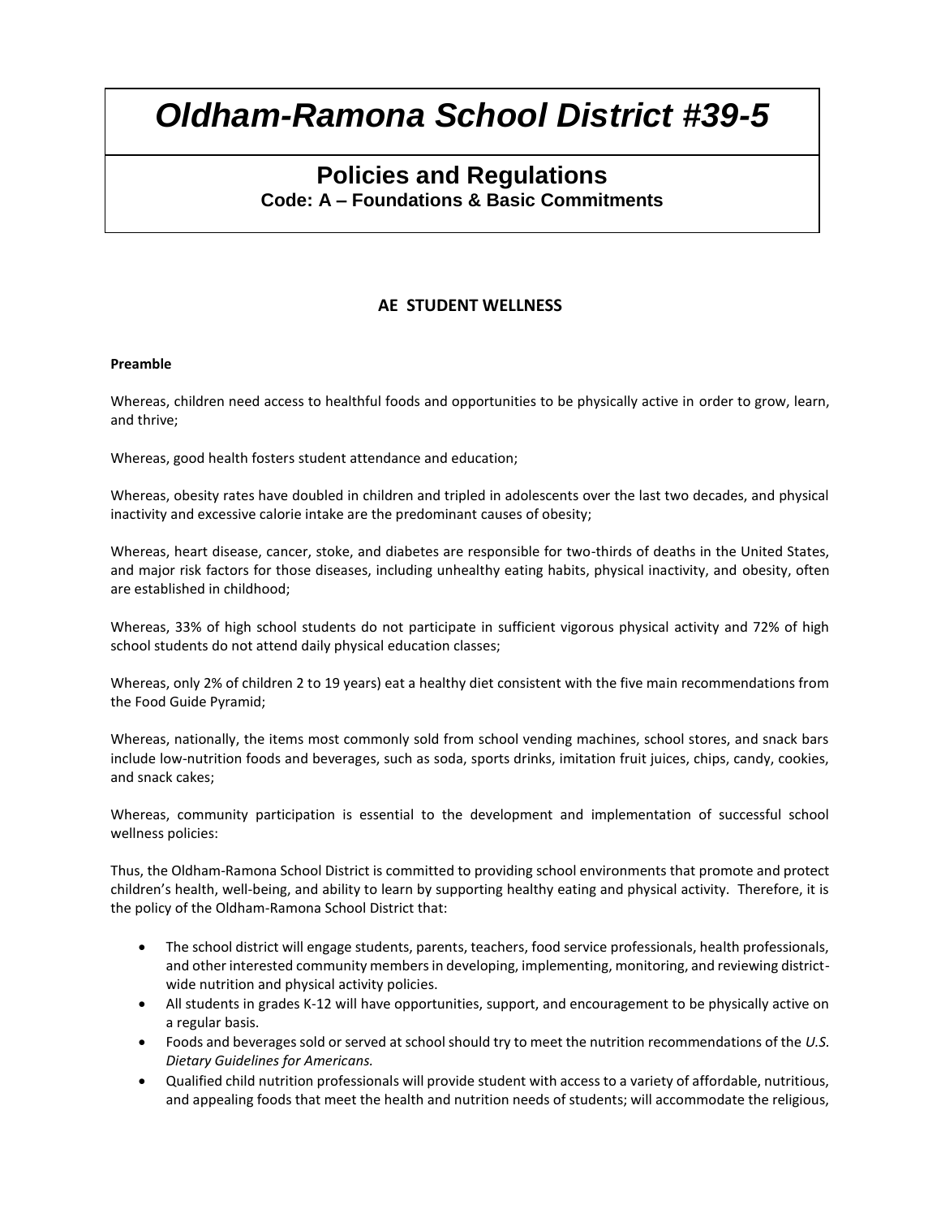# Oldham-Ramona School District #39-5

## Policies and Regulations

**Code: A – Foundations & Basic Commitments**

### AE STUDENT WELLNESS

**Preamble**

Whereas, children need access to healthful foods and opportunities to be physically active in order to grow, learn, and thrive;

Whereas, good health fosters student attendance and education;

Whereas, obesity rates have doubled in children and tripled in adolescents over the last two decades, and physical inactivity and excessive calorie intake are the predominant causes of obesity;

Whereas, heart disease, cancer, stoke, and diabetes are responsible for two-thirds of deaths in the United States, and major risk factors for those diseases, including unhealthy eating habits, physical inactivity, and obesity, often are established in childhood;

Whereas, 33% of high school students do not participate in sufficient vigorous physical activity and 72% of high school students do not attend daily physical education classes;

Whereas, only 2% of children 2 to 19 years) eat a healthy diet consistent with the five main recommendations from the Food Guide Pyramid;

Whereas, nationally, the items most commonly sold from school vending machines, school stores, and snack bars include low-nutrition foods and beverages, such as soda, sports drinks, imitation fruit juices, chips, candy, cookies, and snack cakes;

Whereas, community participation is essential to the development and implementation of successful school wellness policies:

Thus, the Oldham-Ramona School District is committed to providing school environments that promote and protect children's health, well-being, and ability to learn by supporting healthy eating and physical activity. Therefore, it is the policy of the Oldham-Ramona School District that:

- The school district will engage students, parents, teachers, food service professionals, health professionals, and other interested community members in developing, implementing, monitoring, and reviewing district-wide nutrition and physical activity policies.
- All students in grades K-12 will have opportunities, support, and encouragement to be physically active on a regular basis.
- Foods and beverages sold or served at school should try to meet the nutrition recommendations of the *U.S. Dietary Guidelines for Americans.*
- Qualified child nutrition professionals will provide student with access to a variety of affordable, nutritious, and appealing foods that meet the health and nutrition needs of students; will accommodate the religious,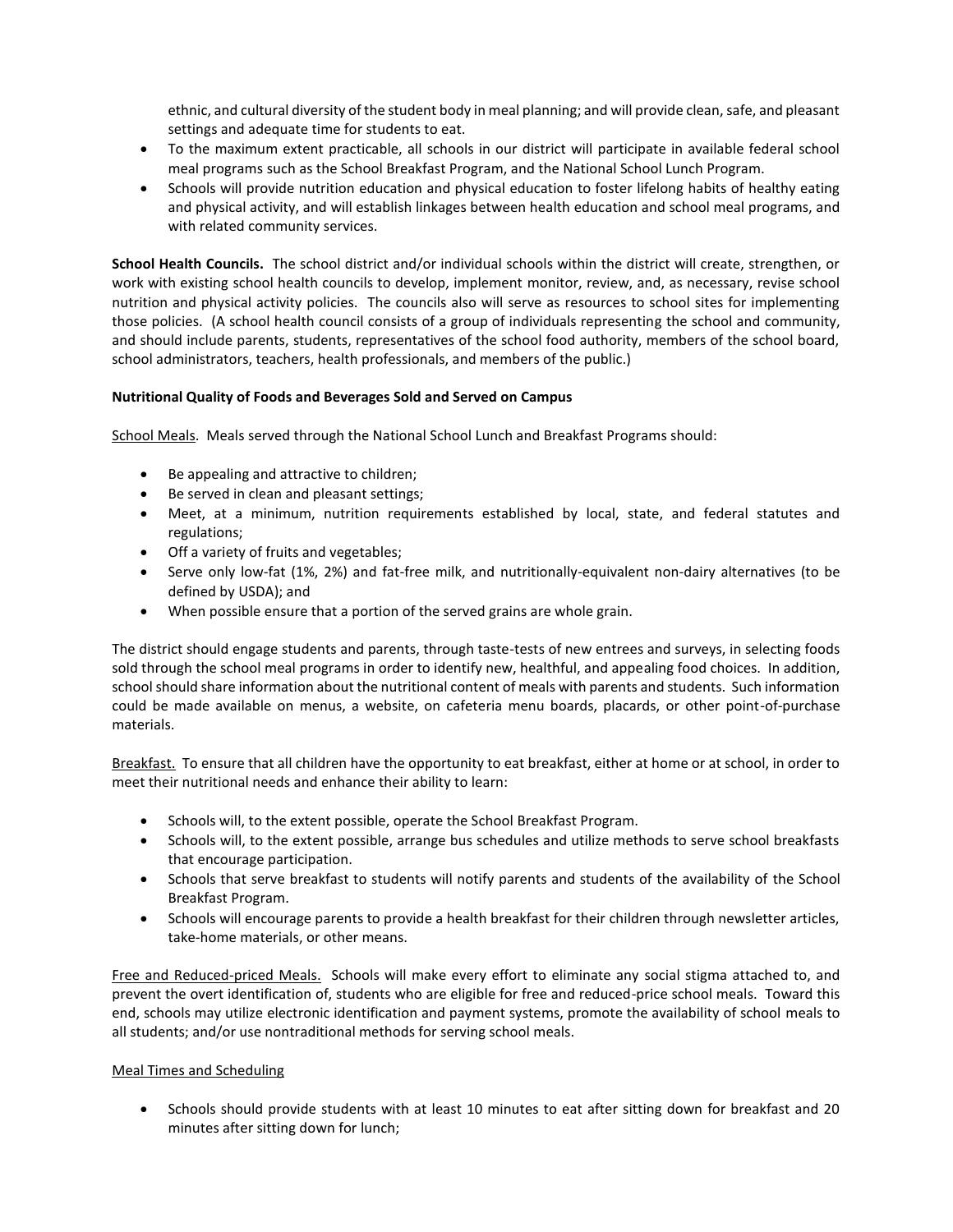ethnic, and cultural diversity of the student body in meal planning; and will provide clean, safe, and pleasant settings and adequate time for students to eat.

- To the maximum extent practicable, all schools in our district will participate in available federal school meal programs such as the School Breakfast Program, and the National School Lunch Program.
- Schools will provide nutrition education and physical education to foster lifelong habits of healthy eating and physical activity, and will establish linkages between health education and school meal programs, and with related community services.

**School Health Councils.** The school district and/or individual schools within the district will create, strengthen, or work with existing school health councils to develop, implement monitor, review, and, as necessary, revise school nutrition and physical activity policies. The councils also will serve as resources to school sites for implementing those policies. (A school health council consists of a group of individuals representing the school and community, and should include parents, students, representatives of the school food authority, members of the school board, school administrators, teachers, health professionals, and members of the public.)

**Nutritional Quality of Foods and Beverages Sold and Served on Campus**

School Meals. Meals served through the National School Lunch and Breakfast Programs should:

- Be appealing and attractive to children;
- Be served in clean and pleasant settings;
- Meet, at a minimum, nutrition requirements established by local, state, and federal statutes and regulations;
- Off a variety of fruits and vegetables;
- Serve only low-fat (1%, 2%) and fat-free milk, and nutritionally-equivalent non-dairy alternatives (to be defined by USDA); and
- When possible ensure that a portion of the served grains are whole grain.

The district should engage students and parents, through taste-tests of new entrees and surveys, in selecting foods sold through the school meal programs in order to identify new, healthful, and appealing food choices. In addition, school should share information about the nutritional content of meals with parents and students. Such information could be made available on menus, a website, on cafeteria menu boards, placards, or other point-of-purchase materials.

Breakfast. To ensure that all children have the opportunity to eat breakfast, either at home or at school, in order to meet their nutritional needs and enhance their ability to learn:

- Schools will, to the extent possible, operate the School Breakfast Program.
- Schools will, to the extent possible, arrange bus schedules and utilize methods to serve school breakfasts that encourage participation.
- Schools that serve breakfast to students will notify parents and students of the availability of the School Breakfast Program.
- Schools will encourage parents to provide a health breakfast for their children through newsletter articles, take-home materials, or other means.

Free and Reduced-priced Meals. Schools will make every effort to eliminate any social stigma attached to, and prevent the overt identification of, students who are eligible for free and reduced-price school meals. Toward this end, schools may utilize electronic identification and payment systems, promote the availability of school meals to all students; and/or use nontraditional methods for serving school meals.

Meal Times and Scheduling

- Schools should provide students with at least 10 minutes to eat after sitting down for breakfast and 20 minutes after sitting down for lunch;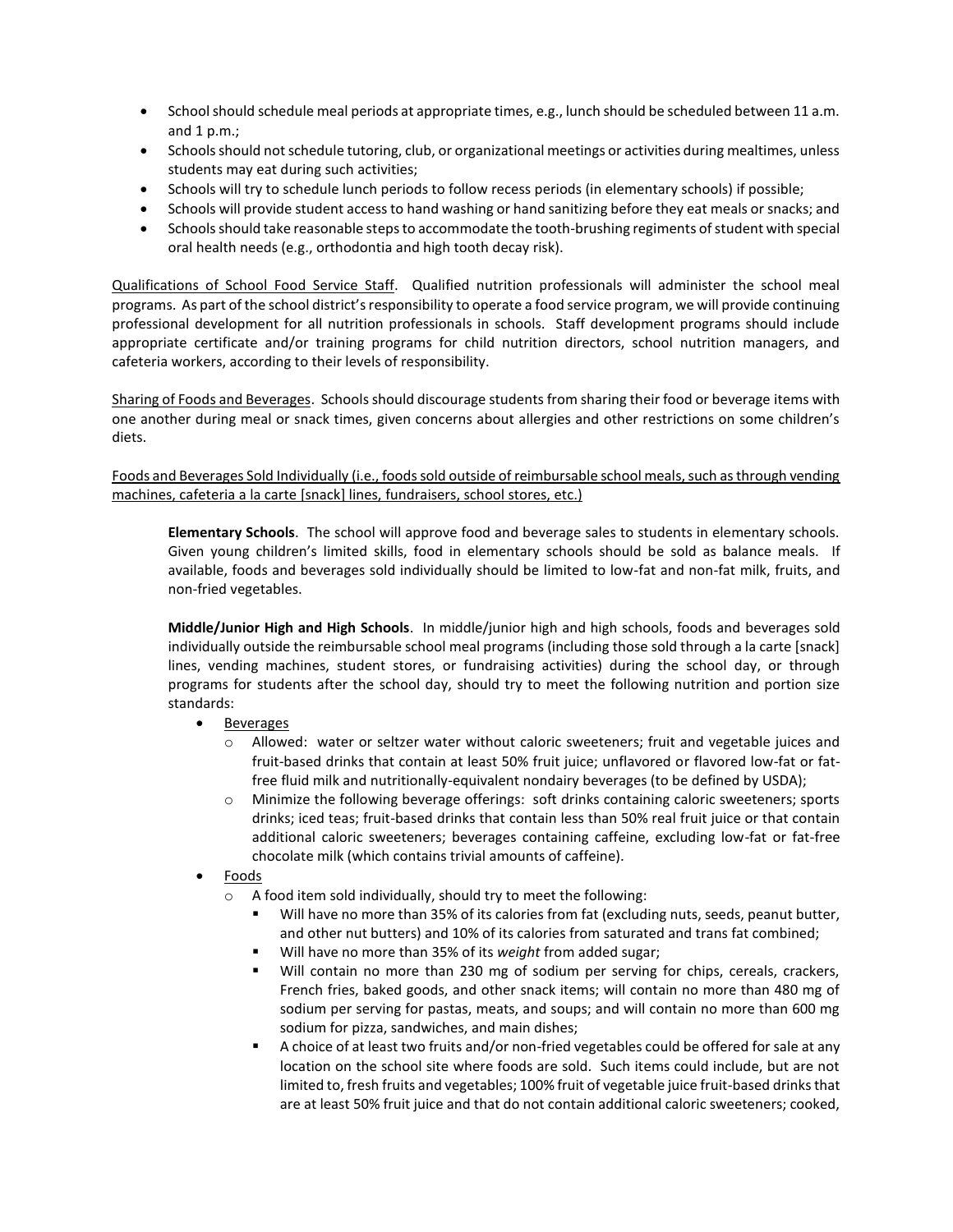- School should schedule meal periods at appropriate times, e.g., lunch should be scheduled between 11 a.m. and 1 p.m.;
- Schools should not schedule tutoring, club, or organizational meetings or activities during mealtimes, unless students may eat during such activities;
- Schools will try to schedule lunch periods to follow recess periods (in elementary schools) if possible;
- Schools will provide student access to hand washing or hand sanitizing before they eat meals or snacks; and
- Schools should take reasonable steps to accommodate the tooth-brushing regiments of student with special oral health needs (e.g., orthodontia and high tooth decay risk).

<u>Qualifications of School Food Service Staff</u>. Qualified nutrition professionals will administer the school meal programs. As part of the school district's responsibility to operate a food service program, we will provide continuing professional development for all nutrition professionals in schools. Staff development programs should include appropriate certificate and/or training programs for child nutrition directors, school nutrition managers, and cafeteria workers, according to their levels of responsibility.

<u>Sharing of Foods and Beverages</u>. Schools should discourage students from sharing their food or beverage items with one another during meal or snack times, given concerns about allergies and other restrictions on some children's diets.

<u>Foods and Beverages Sold Individually (i.e., foods sold outside of reimbursable school meals, such as through vending machines, cafeteria a la carte [snack] lines, fundraisers, school stores, etc.)</u>

**Elementary Schools**. The school will approve food and beverage sales to students in elementary schools. Given young children's limited skills, food in elementary schools should be sold as balance meals. If available, foods and beverages sold individually should be limited to low-fat and non-fat milk, fruits, and non-fried vegetables.

**Middle/Junior High and High Schools**. In middle/junior high and high schools, foods and beverages sold individually outside the reimbursable school meal programs (including those sold through a la carte [snack] lines, vending machines, student stores, or fundraising activities) during the school day, or through programs for students after the school day, should try to meet the following nutrition and portion size standards:

- <u>Beverages</u>
  - Allowed: water or seltzer water without caloric sweeteners; fruit and vegetable juices and fruit-based drinks that contain at least 50% fruit juice; unflavored or flavored low-fat or fat-free fluid milk and nutritionally-equivalent nondairy beverages (to be defined by USDA);
  - Minimize the following beverage offerings: soft drinks containing caloric sweeteners; sports drinks; iced teas; fruit-based drinks that contain less than 50% real fruit juice or that contain additional caloric sweeteners; beverages containing caffeine, excluding low-fat or fat-free chocolate milk (which contains trivial amounts of caffeine).
- <u>Foods</u>
  - A food item sold individually, should try to meet the following:
    - Will have no more than 35% of its calories from fat (excluding nuts, seeds, peanut butter, and other nut butters) and 10% of its calories from saturated and trans fat combined;
    - Will have no more than 35% of its *weight* from added sugar;
    - Will contain no more than 230 mg of sodium per serving for chips, cereals, crackers, French fries, baked goods, and other snack items; will contain no more than 480 mg of sodium per serving for pastas, meats, and soups; and will contain no more than 600 mg sodium for pizza, sandwiches, and main dishes;
    - A choice of at least two fruits and/or non-fried vegetables could be offered for sale at any location on the school site where foods are sold. Such items could include, but are not limited to, fresh fruits and vegetables; 100% fruit of vegetable juice fruit-based drinks that are at least 50% fruit juice and that do not contain additional caloric sweeteners; cooked,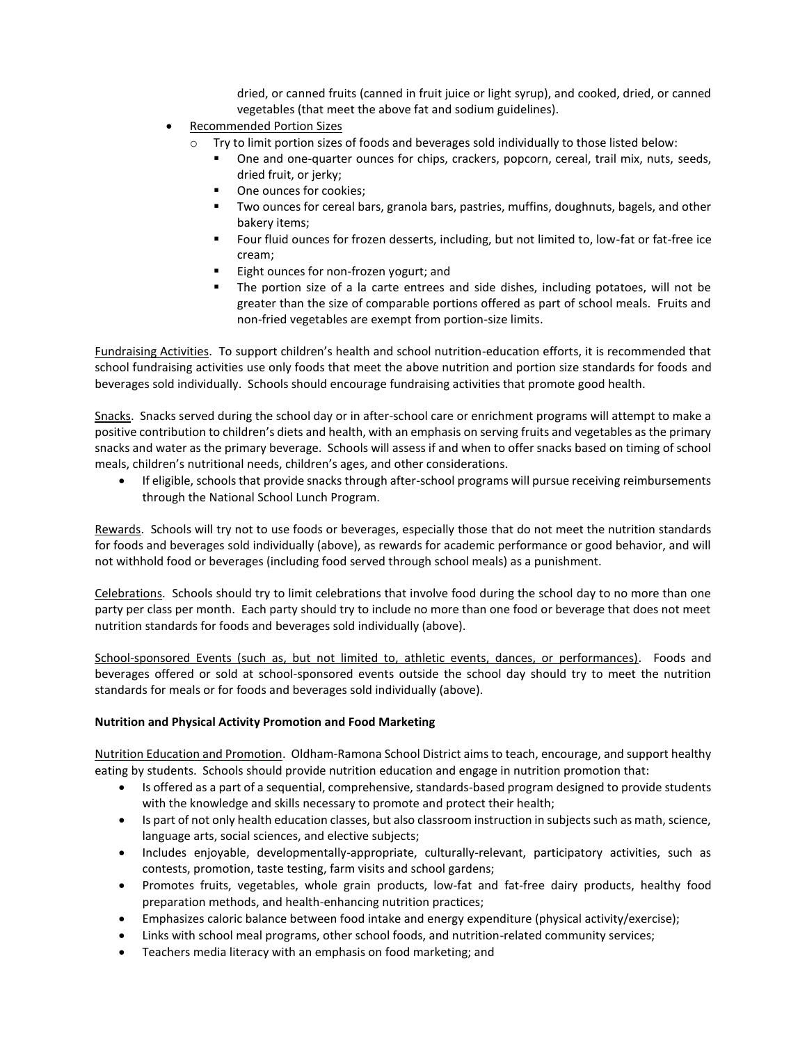dried, or canned fruits (canned in fruit juice or light syrup), and cooked, dried, or canned vegetables (that meet the above fat and sodium guidelines).

- Recommended Portion Sizes
  - Try to limit portion sizes of foods and beverages sold individually to those listed below:
    - One and one-quarter ounces for chips, crackers, popcorn, cereal, trail mix, nuts, seeds, dried fruit, or jerky;
    - One ounces for cookies;
    - Two ounces for cereal bars, granola bars, pastries, muffins, doughnuts, bagels, and other bakery items;
    - Four fluid ounces for frozen desserts, including, but not limited to, low-fat or fat-free ice cream;
    - Eight ounces for non-frozen yogurt; and
    - The portion size of a la carte entrees and side dishes, including potatoes, will not be greater than the size of comparable portions offered as part of school meals. Fruits and non-fried vegetables are exempt from portion-size limits.

Fundraising Activities. To support children's health and school nutrition-education efforts, it is recommended that school fundraising activities use only foods that meet the above nutrition and portion size standards for foods and beverages sold individually. Schools should encourage fundraising activities that promote good health.

Snacks. Snacks served during the school day or in after-school care or enrichment programs will attempt to make a positive contribution to children's diets and health, with an emphasis on serving fruits and vegetables as the primary snacks and water as the primary beverage. Schools will assess if and when to offer snacks based on timing of school meals, children's nutritional needs, children's ages, and other considerations.

- If eligible, schools that provide snacks through after-school programs will pursue receiving reimbursements through the National School Lunch Program.

Rewards. Schools will try not to use foods or beverages, especially those that do not meet the nutrition standards for foods and beverages sold individually (above), as rewards for academic performance or good behavior, and will not withhold food or beverages (including food served through school meals) as a punishment.

Celebrations. Schools should try to limit celebrations that involve food during the school day to no more than one party per class per month. Each party should try to include no more than one food or beverage that does not meet nutrition standards for foods and beverages sold individually (above).

School-sponsored Events (such as, but not limited to, athletic events, dances, or performances). Foods and beverages offered or sold at school-sponsored events outside the school day should try to meet the nutrition standards for meals or for foods and beverages sold individually (above).

**Nutrition and Physical Activity Promotion and Food Marketing**

Nutrition Education and Promotion. Oldham-Ramona School District aims to teach, encourage, and support healthy eating by students. Schools should provide nutrition education and engage in nutrition promotion that:

- Is offered as a part of a sequential, comprehensive, standards-based program designed to provide students with the knowledge and skills necessary to promote and protect their health;
- Is part of not only health education classes, but also classroom instruction in subjects such as math, science, language arts, social sciences, and elective subjects;
- Includes enjoyable, developmentally-appropriate, culturally-relevant, participatory activities, such as contests, promotion, taste testing, farm visits and school gardens;
- Promotes fruits, vegetables, whole grain products, low-fat and fat-free dairy products, healthy food preparation methods, and health-enhancing nutrition practices;
- Emphasizes caloric balance between food intake and energy expenditure (physical activity/exercise);
- Links with school meal programs, other school foods, and nutrition-related community services;
- Teachers media literacy with an emphasis on food marketing; and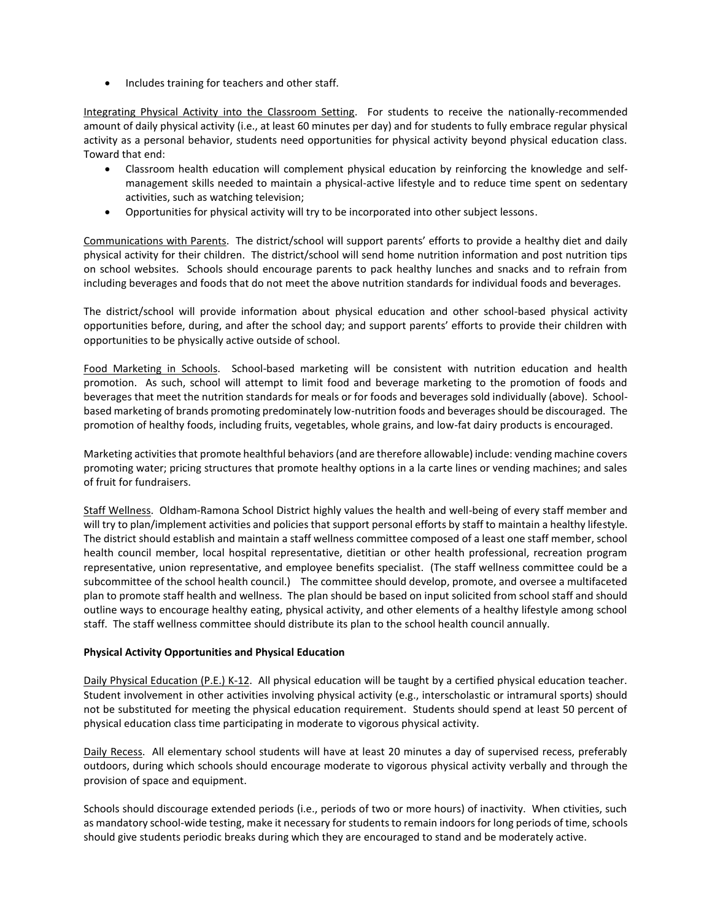- Includes training for teachers and other staff.

Integrating Physical Activity into the Classroom Setting. For students to receive the nationally-recommended amount of daily physical activity (i.e., at least 60 minutes per day) and for students to fully embrace regular physical activity as a personal behavior, students need opportunities for physical activity beyond physical education class. Toward that end:

- Classroom health education will complement physical education by reinforcing the knowledge and self-management skills needed to maintain a physical-active lifestyle and to reduce time spent on sedentary activities, such as watching television;
- Opportunities for physical activity will try to be incorporated into other subject lessons.

Communications with Parents. The district/school will support parents' efforts to provide a healthy diet and daily physical activity for their children. The district/school will send home nutrition information and post nutrition tips on school websites. Schools should encourage parents to pack healthy lunches and snacks and to refrain from including beverages and foods that do not meet the above nutrition standards for individual foods and beverages.

The district/school will provide information about physical education and other school-based physical activity opportunities before, during, and after the school day; and support parents' efforts to provide their children with opportunities to be physically active outside of school.

Food Marketing in Schools. School-based marketing will be consistent with nutrition education and health promotion. As such, school will attempt to limit food and beverage marketing to the promotion of foods and beverages that meet the nutrition standards for meals or for foods and beverages sold individually (above). School-based marketing of brands promoting predominately low-nutrition foods and beverages should be discouraged. The promotion of healthy foods, including fruits, vegetables, whole grains, and low-fat dairy products is encouraged.

Marketing activities that promote healthful behaviors (and are therefore allowable) include: vending machine covers promoting water; pricing structures that promote healthy options in a la carte lines or vending machines; and sales of fruit for fundraisers.

Staff Wellness. Oldham-Ramona School District highly values the health and well-being of every staff member and will try to plan/implement activities and policies that support personal efforts by staff to maintain a healthy lifestyle. The district should establish and maintain a staff wellness committee composed of a least one staff member, school health council member, local hospital representative, dietitian or other health professional, recreation program representative, union representative, and employee benefits specialist. (The staff wellness committee could be a subcommittee of the school health council.) The committee should develop, promote, and oversee a multifaceted plan to promote staff health and wellness. The plan should be based on input solicited from school staff and should outline ways to encourage healthy eating, physical activity, and other elements of a healthy lifestyle among school staff. The staff wellness committee should distribute its plan to the school health council annually.

**Physical Activity Opportunities and Physical Education**

Daily Physical Education (P.E.) K-12. All physical education will be taught by a certified physical education teacher. Student involvement in other activities involving physical activity (e.g., interscholastic or intramural sports) should not be substituted for meeting the physical education requirement. Students should spend at least 50 percent of physical education class time participating in moderate to vigorous physical activity.

Daily Recess. All elementary school students will have at least 20 minutes a day of supervised recess, preferably outdoors, during which schools should encourage moderate to vigorous physical activity verbally and through the provision of space and equipment.

Schools should discourage extended periods (i.e., periods of two or more hours) of inactivity. When ctivities, such as mandatory school-wide testing, make it necessary for students to remain indoors for long periods of time, schools should give students periodic breaks during which they are encouraged to stand and be moderately active.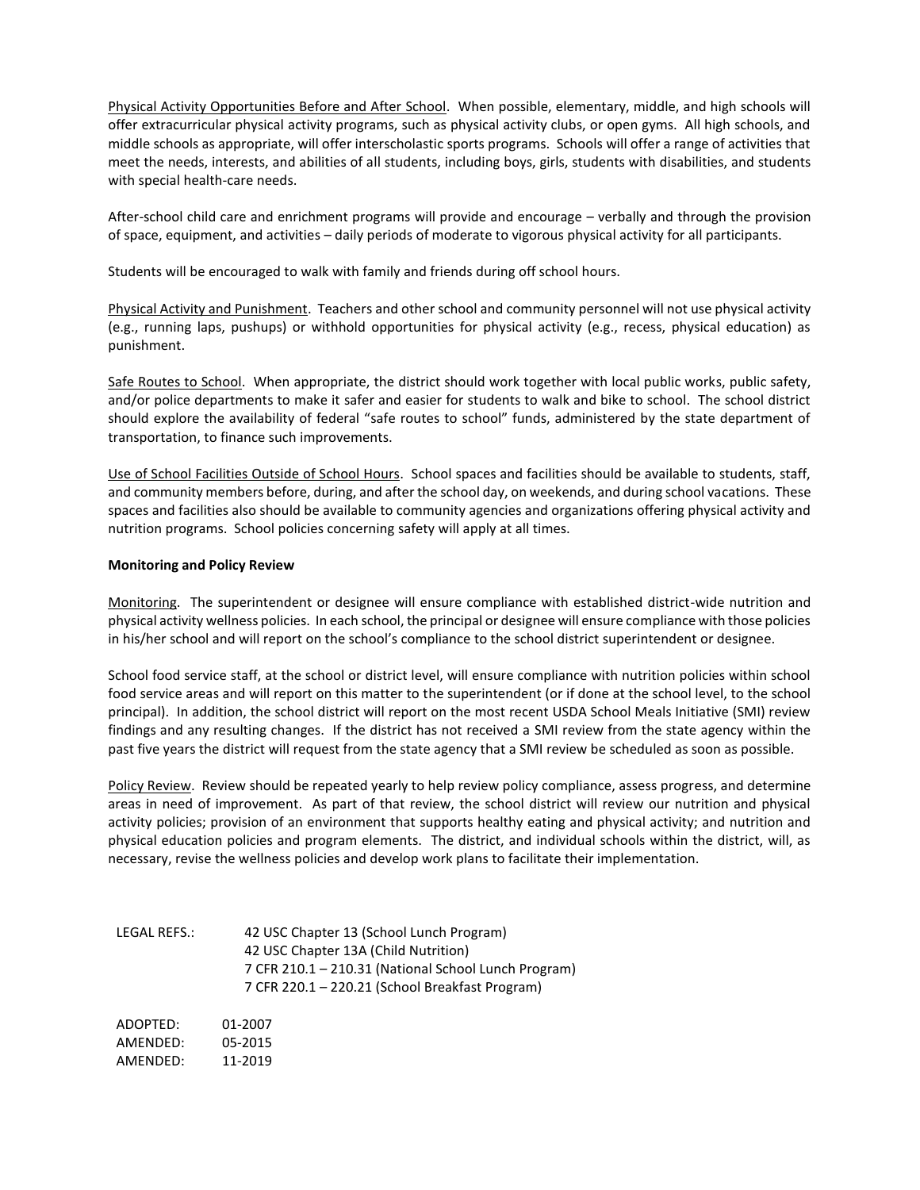Physical Activity Opportunities Before and After School. When possible, elementary, middle, and high schools will offer extracurricular physical activity programs, such as physical activity clubs, or open gyms. All high schools, and middle schools as appropriate, will offer interscholastic sports programs. Schools will offer a range of activities that meet the needs, interests, and abilities of all students, including boys, girls, students with disabilities, and students with special health-care needs.

After-school child care and enrichment programs will provide and encourage – verbally and through the provision of space, equipment, and activities – daily periods of moderate to vigorous physical activity for all participants.

Students will be encouraged to walk with family and friends during off school hours.

Physical Activity and Punishment. Teachers and other school and community personnel will not use physical activity (e.g., running laps, pushups) or withhold opportunities for physical activity (e.g., recess, physical education) as punishment.

Safe Routes to School. When appropriate, the district should work together with local public works, public safety, and/or police departments to make it safer and easier for students to walk and bike to school. The school district should explore the availability of federal "safe routes to school" funds, administered by the state department of transportation, to finance such improvements.

Use of School Facilities Outside of School Hours. School spaces and facilities should be available to students, staff, and community members before, during, and after the school day, on weekends, and during school vacations. These spaces and facilities also should be available to community agencies and organizations offering physical activity and nutrition programs. School policies concerning safety will apply at all times.

**Monitoring and Policy Review**

Monitoring. The superintendent or designee will ensure compliance with established district-wide nutrition and physical activity wellness policies. In each school, the principal or designee will ensure compliance with those policies in his/her school and will report on the school's compliance to the school district superintendent or designee.

School food service staff, at the school or district level, will ensure compliance with nutrition policies within school food service areas and will report on this matter to the superintendent (or if done at the school level, to the school principal). In addition, the school district will report on the most recent USDA School Meals Initiative (SMI) review findings and any resulting changes. If the district has not received a SMI review from the state agency within the past five years the district will request from the state agency that a SMI review be scheduled as soon as possible.

Policy Review. Review should be repeated yearly to help review policy compliance, assess progress, and determine areas in need of improvement. As part of that review, the school district will review our nutrition and physical activity policies; provision of an environment that supports healthy eating and physical activity; and nutrition and physical education policies and program elements. The district, and individual schools within the district, will, as necessary, revise the wellness policies and develop work plans to facilitate their implementation.

LEGAL REFS.: 42 USC Chapter 13 (School Lunch Program)
42 USC Chapter 13A (Child Nutrition)
7 CFR 210.1 – 210.31 (National School Lunch Program)
7 CFR 220.1 – 220.21 (School Breakfast Program)

ADOPTED: 01-2007
AMENDED: 05-2015
AMENDED: 11-2019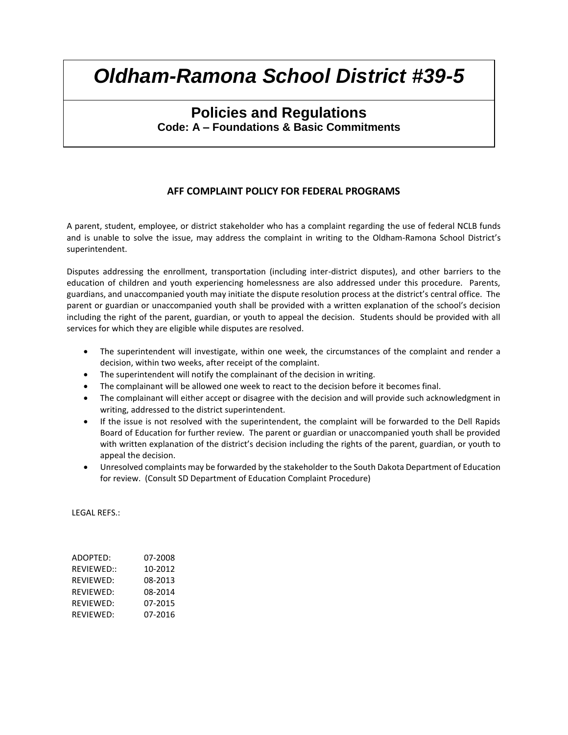# *Oldham-Ramona School District #39-5*

## Policies and Regulations

### Code: A – Foundations & Basic Commitments

### AFF COMPLAINT POLICY FOR FEDERAL PROGRAMS

A parent, student, employee, or district stakeholder who has a complaint regarding the use of federal NCLB funds and is unable to solve the issue, may address the complaint in writing to the Oldham-Ramona School District's superintendent.

Disputes addressing the enrollment, transportation (including inter-district disputes), and other barriers to the education of children and youth experiencing homelessness are also addressed under this procedure. Parents, guardians, and unaccompanied youth may initiate the dispute resolution process at the district's central office. The parent or guardian or unaccompanied youth shall be provided with a written explanation of the school's decision including the right of the parent, guardian, or youth to appeal the decision. Students should be provided with all services for which they are eligible while disputes are resolved.

- The superintendent will investigate, within one week, the circumstances of the complaint and render a decision, within two weeks, after receipt of the complaint.
- The superintendent will notify the complainant of the decision in writing.
- The complainant will be allowed one week to react to the decision before it becomes final.
- The complainant will either accept or disagree with the decision and will provide such acknowledgment in writing, addressed to the district superintendent.
- If the issue is not resolved with the superintendent, the complaint will be forwarded to the Dell Rapids Board of Education for further review. The parent or guardian or unaccompanied youth shall be provided with written explanation of the district's decision including the rights of the parent, guardian, or youth to appeal the decision.
- Unresolved complaints may be forwarded by the stakeholder to the South Dakota Department of Education for review. (Consult SD Department of Education Complaint Procedure)

LEGAL REFS.:

ADOPTED: 07-2008
REVIEWED:: 10-2012
REVIEWED: 08-2013
REVIEWED: 08-2014
REVIEWED: 07-2015
REVIEWED: 07-2016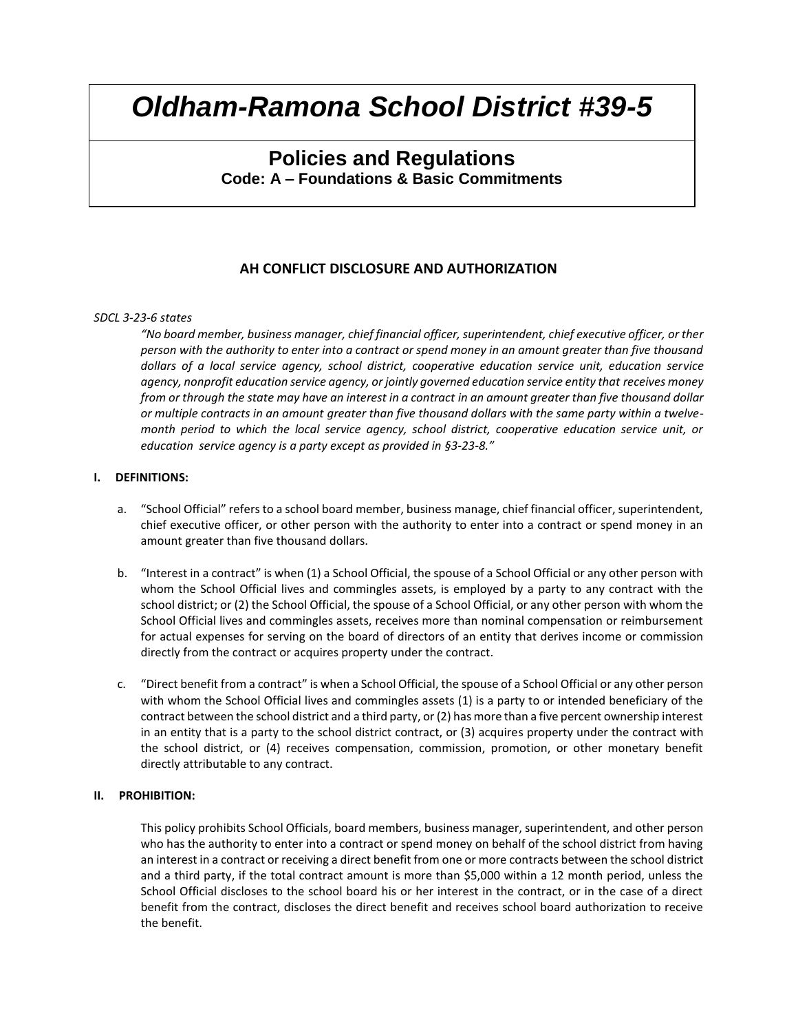# Oldham-Ramona School District #39-5

## Policies and Regulations

**Code: A – Foundations & Basic Commitments**

### AH CONFLICT DISCLOSURE AND AUTHORIZATION

*SDCL 3-23-6 states*

> *"No board member, business manager, chief financial officer, superintendent, chief executive officer, or ther person with the authority to enter into a contract or spend money in an amount greater than five thousand dollars of a local service agency, school district, cooperative education service unit, education service agency, nonprofit education service agency, or jointly governed education service entity that receives money from or through the state may have an interest in a contract in an amount greater than five thousand dollar or multiple contracts in an amount greater than five thousand dollars with the same party within a twelve-month period to which the local service agency, school district, cooperative education service unit, or education service agency is a party except as provided in §3-23-8."*

**I. DEFINITIONS:**

a. "School Official" refers to a school board member, business manage, chief financial officer, superintendent, chief executive officer, or other person with the authority to enter into a contract or spend money in an amount greater than five thousand dollars.

b. "Interest in a contract" is when (1) a School Official, the spouse of a School Official or any other person with whom the School Official lives and commingles assets, is employed by a party to any contract with the school district; or (2) the School Official, the spouse of a School Official, or any other person with whom the School Official lives and commingles assets, receives more than nominal compensation or reimbursement for actual expenses for serving on the board of directors of an entity that derives income or commission directly from the contract or acquires property under the contract.

c. "Direct benefit from a contract" is when a School Official, the spouse of a School Official or any other person with whom the School Official lives and commingles assets (1) is a party to or intended beneficiary of the contract between the school district and a third party, or (2) has more than a five percent ownership interest in an entity that is a party to the school district contract, or (3) acquires property under the contract with the school district, or (4) receives compensation, commission, promotion, or other monetary benefit directly attributable to any contract.

**II. PROHIBITION:**

This policy prohibits School Officials, board members, business manager, superintendent, and other person who has the authority to enter into a contract or spend money on behalf of the school district from having an interest in a contract or receiving a direct benefit from one or more contracts between the school district and a third party, if the total contract amount is more than $5,000 within a 12 month period, unless the School Official discloses to the school board his or her interest in the contract, or in the case of a direct benefit from the contract, discloses the direct benefit and receives school board authorization to receive the benefit.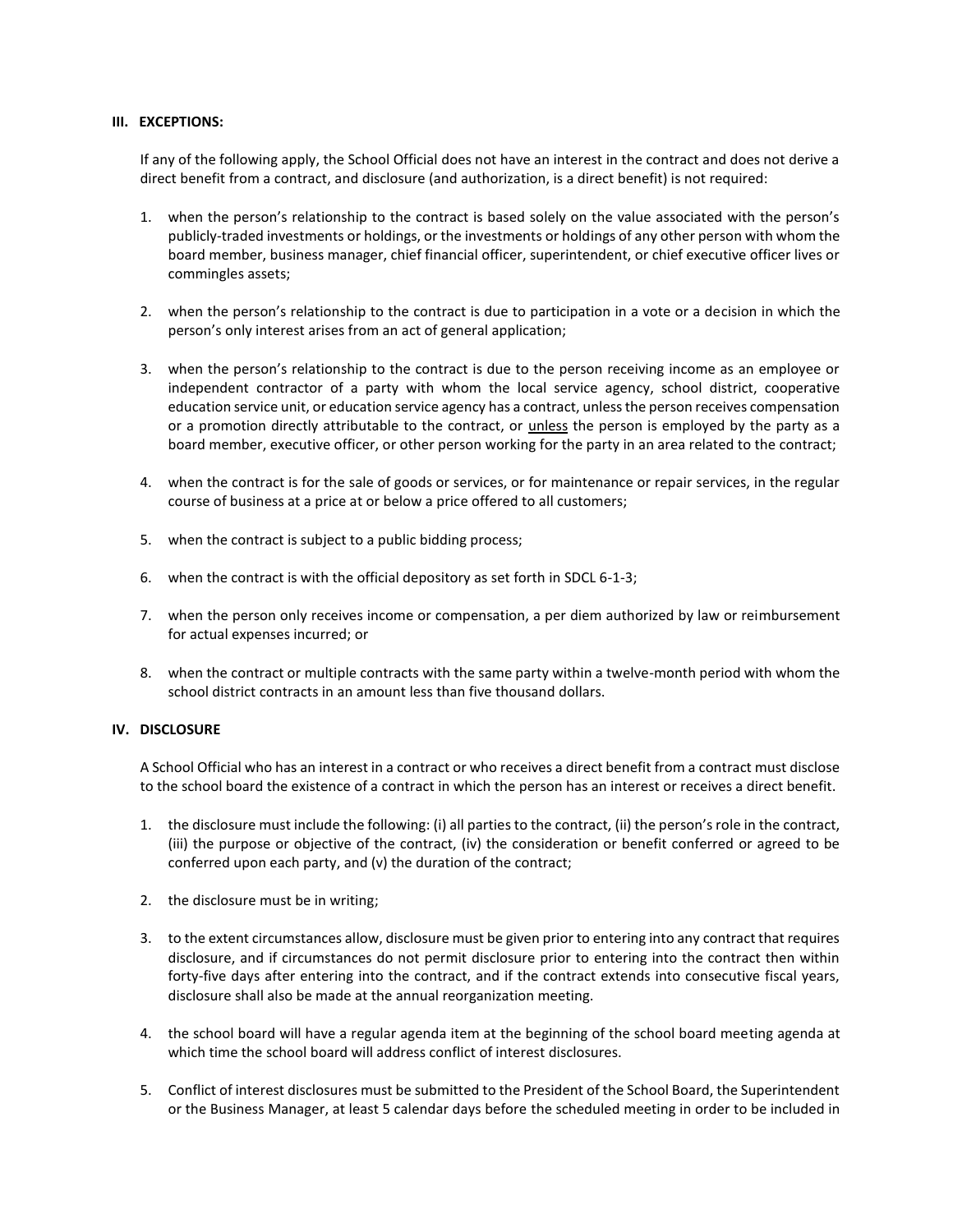## III. EXCEPTIONS:

If any of the following apply, the School Official does not have an interest in the contract and does not derive a direct benefit from a contract, and disclosure (and authorization, is a direct benefit) is not required:

1. when the person's relationship to the contract is based solely on the value associated with the person's publicly-traded investments or holdings, or the investments or holdings of any other person with whom the board member, business manager, chief financial officer, superintendent, or chief executive officer lives or commingles assets;

2. when the person's relationship to the contract is due to participation in a vote or a decision in which the person's only interest arises from an act of general application;

3. when the person's relationship to the contract is due to the person receiving income as an employee or independent contractor of a party with whom the local service agency, school district, cooperative education service unit, or education service agency has a contract, unless the person receives compensation or a promotion directly attributable to the contract, or <u>unless</u> the person is employed by the party as a board member, executive officer, or other person working for the party in an area related to the contract;

4. when the contract is for the sale of goods or services, or for maintenance or repair services, in the regular course of business at a price at or below a price offered to all customers;

5. when the contract is subject to a public bidding process;

6. when the contract is with the official depository as set forth in SDCL 6-1-3;

7. when the person only receives income or compensation, a per diem authorized by law or reimbursement for actual expenses incurred; or

8. when the contract or multiple contracts with the same party within a twelve-month period with whom the school district contracts in an amount less than five thousand dollars.

## IV. DISCLOSURE

A School Official who has an interest in a contract or who receives a direct benefit from a contract must disclose to the school board the existence of a contract in which the person has an interest or receives a direct benefit.

1. the disclosure must include the following: (i) all parties to the contract, (ii) the person's role in the contract, (iii) the purpose or objective of the contract, (iv) the consideration or benefit conferred or agreed to be conferred upon each party, and (v) the duration of the contract;

2. the disclosure must be in writing;

3. to the extent circumstances allow, disclosure must be given prior to entering into any contract that requires disclosure, and if circumstances do not permit disclosure prior to entering into the contract then within forty-five days after entering into the contract, and if the contract extends into consecutive fiscal years, disclosure shall also be made at the annual reorganization meeting.

4. the school board will have a regular agenda item at the beginning of the school board meeting agenda at which time the school board will address conflict of interest disclosures.

5. Conflict of interest disclosures must be submitted to the President of the School Board, the Superintendent or the Business Manager, at least 5 calendar days before the scheduled meeting in order to be included in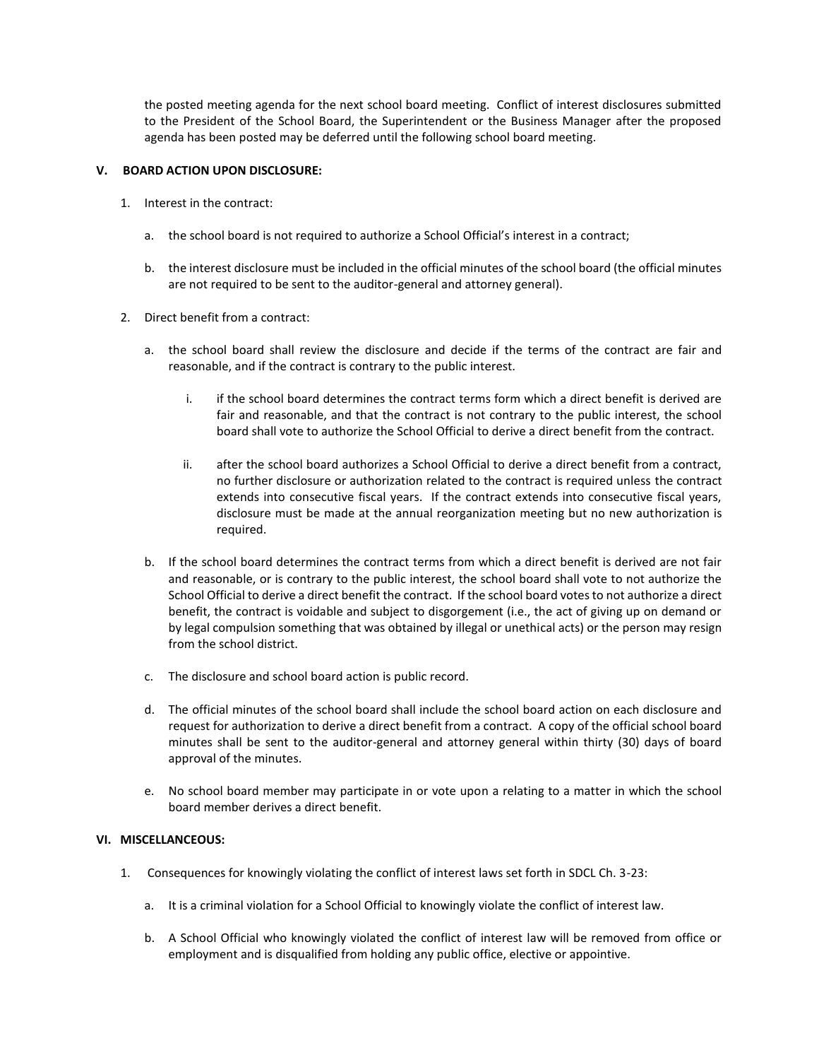the posted meeting agenda for the next school board meeting. Conflict of interest disclosures submitted to the President of the School Board, the Superintendent or the Business Manager after the proposed agenda has been posted may be deferred until the following school board meeting.

## V. BOARD ACTION UPON DISCLOSURE:

1. Interest in the contract:

   a. the school board is not required to authorize a School Official's interest in a contract;

   b. the interest disclosure must be included in the official minutes of the school board (the official minutes are not required to be sent to the auditor-general and attorney general).

2. Direct benefit from a contract:

   a. the school board shall review the disclosure and decide if the terms of the contract are fair and reasonable, and if the contract is contrary to the public interest.

      i. if the school board determines the contract terms form which a direct benefit is derived are fair and reasonable, and that the contract is not contrary to the public interest, the school board shall vote to authorize the School Official to derive a direct benefit from the contract.

      ii. after the school board authorizes a School Official to derive a direct benefit from a contract, no further disclosure or authorization related to the contract is required unless the contract extends into consecutive fiscal years. If the contract extends into consecutive fiscal years, disclosure must be made at the annual reorganization meeting but no new authorization is required.

   b. If the school board determines the contract terms from which a direct benefit is derived are not fair and reasonable, or is contrary to the public interest, the school board shall vote to not authorize the School Official to derive a direct benefit the contract. If the school board votes to not authorize a direct benefit, the contract is voidable and subject to disgorgement (i.e., the act of giving up on demand or by legal compulsion something that was obtained by illegal or unethical acts) or the person may resign from the school district.

   c. The disclosure and school board action is public record.

   d. The official minutes of the school board shall include the school board action on each disclosure and request for authorization to derive a direct benefit from a contract. A copy of the official school board minutes shall be sent to the auditor-general and attorney general within thirty (30) days of board approval of the minutes.

   e. No school board member may participate in or vote upon a relating to a matter in which the school board member derives a direct benefit.

## VI. MISCELLANEOUS:

1. Consequences for knowingly violating the conflict of interest laws set forth in SDCL Ch. 3-23:

   a. It is a criminal violation for a School Official to knowingly violate the conflict of interest law.

   b. A School Official who knowingly violated the conflict of interest law will be removed from office or employment and is disqualified from holding any public office, elective or appointive.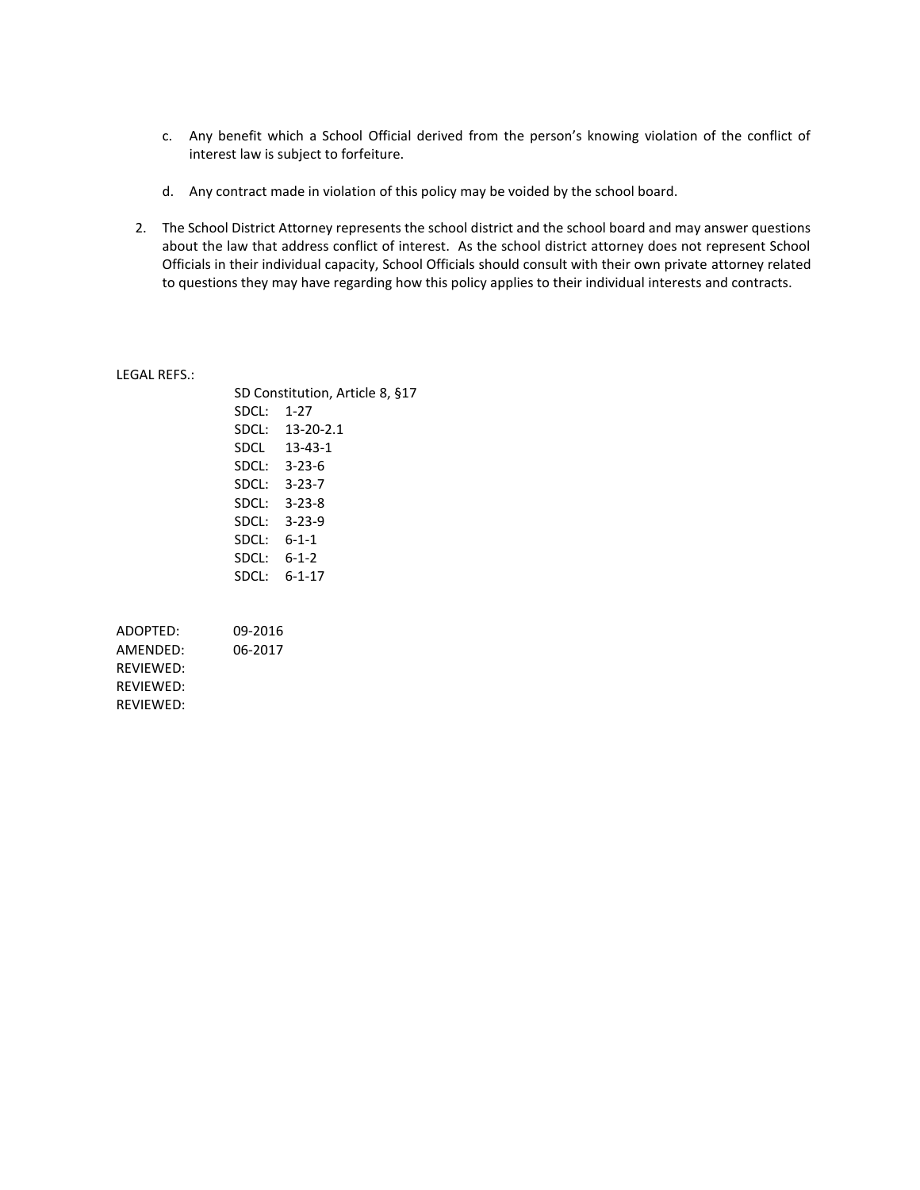c. Any benefit which a School Official derived from the person's knowing violation of the conflict of interest law is subject to forfeiture.

d. Any contract made in violation of this policy may be voided by the school board.

2. The School District Attorney represents the school district and the school board and may answer questions about the law that address conflict of interest. As the school district attorney does not represent School Officials in their individual capacity, School Officials should consult with their own private attorney related to questions they may have regarding how this policy applies to their individual interests and contracts.

LEGAL REFS.:

SD Constitution, Article 8, §17
SDCL: 1-27
SDCL: 13-20-2.1
SDCL 13-43-1
SDCL: 3-23-6
SDCL: 3-23-7
SDCL: 3-23-8
SDCL: 3-23-9
SDCL: 6-1-1
SDCL: 6-1-2
SDCL: 6-1-17

ADOPTED: 09-2016
AMENDED: 06-2017
REVIEWED:
REVIEWED:
REVIEWED: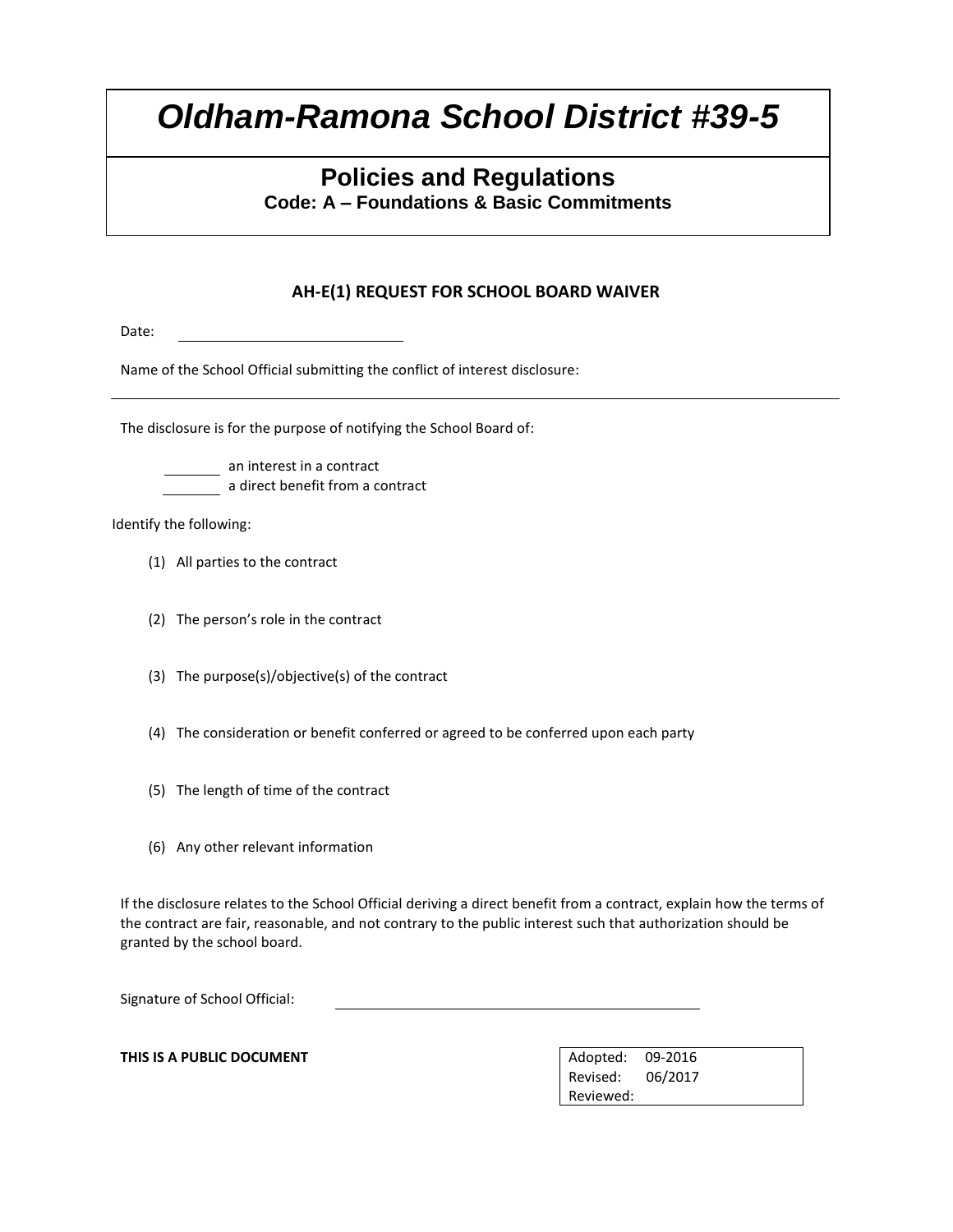# *Oldham-Ramona School District #39-5*

## Policies and Regulations

**Code: A – Foundations & Basic Commitments**

### AH-E(1) REQUEST FOR SCHOOL BOARD WAIVER

Date: ______________________________

Name of the School Official submitting the conflict of interest disclosure:

_______________________________________________________________________________

The disclosure is for the purpose of notifying the School Board of:

________ an interest in a contract
________ a direct benefit from a contract

Identify the following:

(1) All parties to the contract

(2) The person's role in the contract

(3) The purpose(s)/objective(s) of the contract

(4) The consideration or benefit conferred or agreed to be conferred upon each party

(5) The length of time of the contract

(6) Any other relevant information

If the disclosure relates to the School Official deriving a direct benefit from a contract, explain how the terms of the contract are fair, reasonable, and not contrary to the public interest such that authorization should be granted by the school board.

Signature of School Official: ______________________________________________

**THIS IS A PUBLIC DOCUMENT**

| | |
|---|---|
| Adopted: | 09-2016 |
| Revised: | 06/2017 |
| Reviewed: | |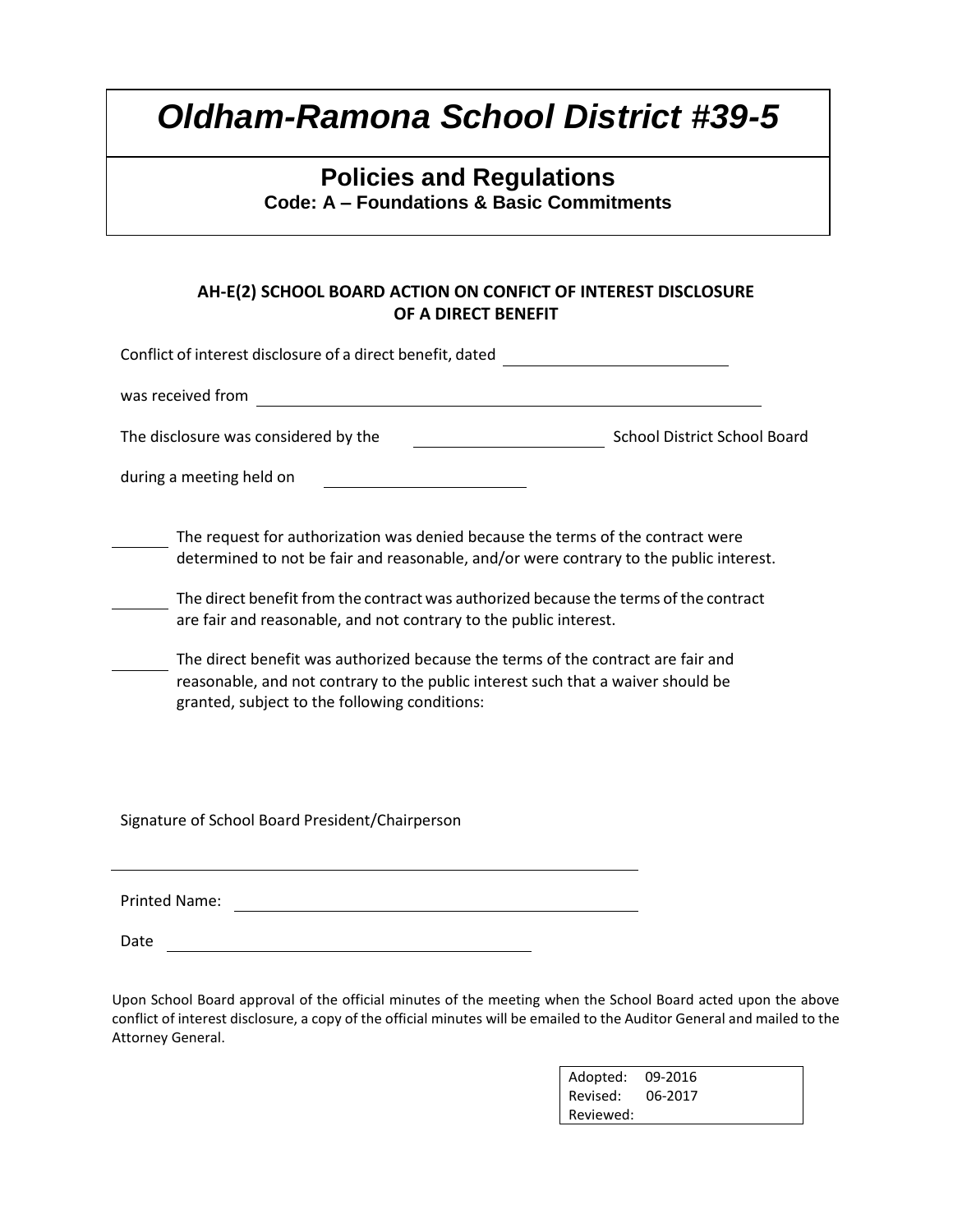# *Oldham-Ramona School District #39-5*

## Policies and Regulations

**Code: A – Foundations & Basic Commitments**

### AH-E(2) SCHOOL BOARD ACTION ON CONFICT OF INTEREST DISCLOSURE OF A DIRECT BENEFIT

Conflict of interest disclosure of a direct benefit, dated ______________________

was received from ____________________________________________________

The disclosure was considered by the ____________________ School District School Board

during a meeting held on ____________________

______ The request for authorization was denied because the terms of the contract were determined to not be fair and reasonable, and/or were contrary to the public interest.

______ The direct benefit from the contract was authorized because the terms of the contract are fair and reasonable, and not contrary to the public interest.

______ The direct benefit was authorized because the terms of the contract are fair and reasonable, and not contrary to the public interest such that a waiver should be granted, subject to the following conditions:

Signature of School Board President/Chairperson

____________________________________________________

Printed Name: ________________________________________

Date ____________________________________

Upon School Board approval of the official minutes of the meeting when the School Board acted upon the above conflict of interest disclosure, a copy of the official minutes will be emailed to the Auditor General and mailed to the Attorney General.

| | |
|---|---|
| Adopted: | 09-2016 |
| Revised: | 06-2017 |
| Reviewed: | |